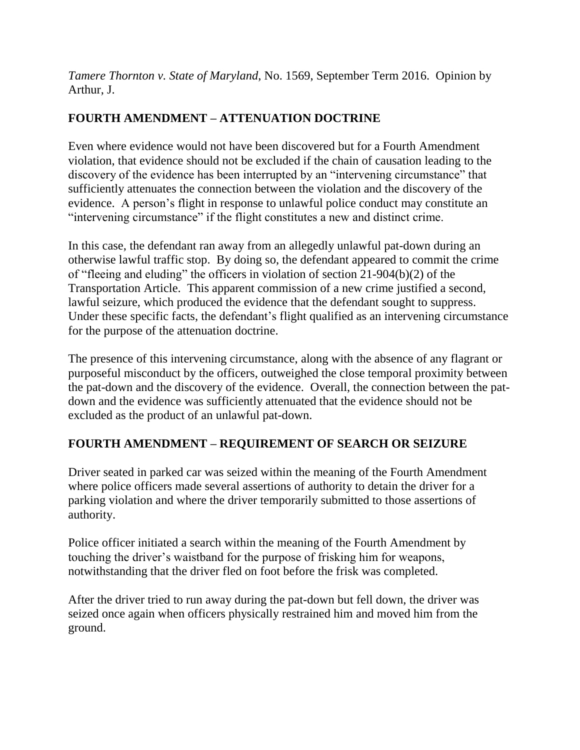*Tamere Thornton v. State of Maryland*, No. 1569, September Term 2016. Opinion by Arthur, J.

**FOURTH AMENDMENT – ATTENUATION DOCTRINE**

Even where evidence would not have been discovered but for a Fourth Amendment violation, that evidence should not be excluded if the chain of causation leading to the discovery of the evidence has been interrupted by an "intervening circumstance" that sufficiently attenuates the connection between the violation and the discovery of the evidence. A person's flight in response to unlawful police conduct may constitute an "intervening circumstance" if the flight constitutes a new and distinct crime.

In this case, the defendant ran away from an allegedly unlawful pat-down during an otherwise lawful traffic stop. By doing so, the defendant appeared to commit the crime of "fleeing and eluding" the officers in violation of section 21-904(b)(2) of the Transportation Article. This apparent commission of a new crime justified a second, lawful seizure, which produced the evidence that the defendant sought to suppress. Under these specific facts, the defendant's flight qualified as an intervening circumstance for the purpose of the attenuation doctrine.

The presence of this intervening circumstance, along with the absence of any flagrant or purposeful misconduct by the officers, outweighed the close temporal proximity between the pat-down and the discovery of the evidence. Overall, the connection between the pat-down and the evidence was sufficiently attenuated that the evidence should not be excluded as the product of an unlawful pat-down.

**FOURTH AMENDMENT – REQUIREMENT OF SEARCH OR SEIZURE**

Driver seated in parked car was seized within the meaning of the Fourth Amendment where police officers made several assertions of authority to detain the driver for a parking violation and where the driver temporarily submitted to those assertions of authority.

Police officer initiated a search within the meaning of the Fourth Amendment by touching the driver's waistband for the purpose of frisking him for weapons, notwithstanding that the driver fled on foot before the frisk was completed.

After the driver tried to run away during the pat-down but fell down, the driver was seized once again when officers physically restrained him and moved him from the ground.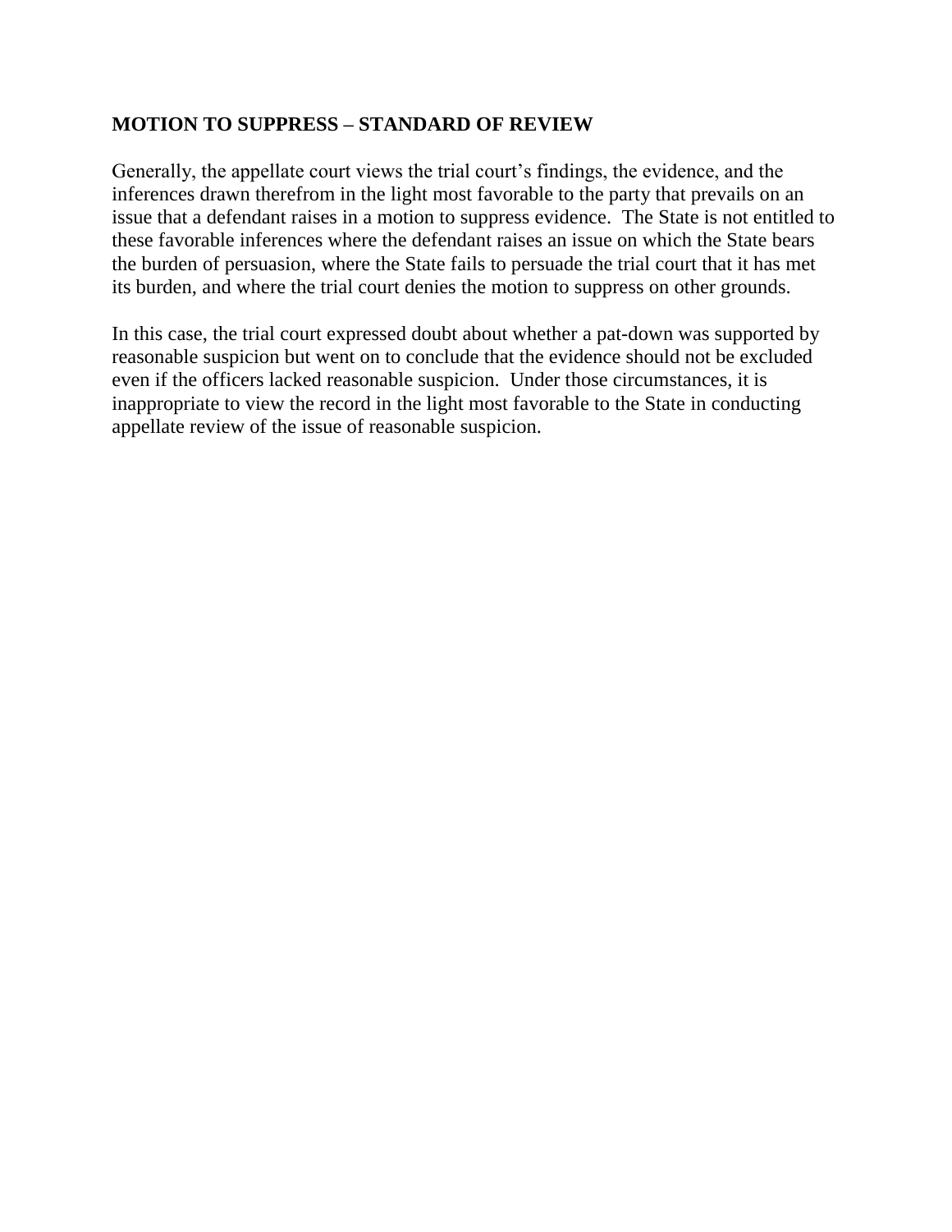**MOTION TO SUPPRESS – STANDARD OF REVIEW**

Generally, the appellate court views the trial court's findings, the evidence, and the inferences drawn therefrom in the light most favorable to the party that prevails on an issue that a defendant raises in a motion to suppress evidence. The State is not entitled to these favorable inferences where the defendant raises an issue on which the State bears the burden of persuasion, where the State fails to persuade the trial court that it has met its burden, and where the trial court denies the motion to suppress on other grounds.

In this case, the trial court expressed doubt about whether a pat-down was supported by reasonable suspicion but went on to conclude that the evidence should not be excluded even if the officers lacked reasonable suspicion. Under those circumstances, it is inappropriate to view the record in the light most favorable to the State in conducting appellate review of the issue of reasonable suspicion.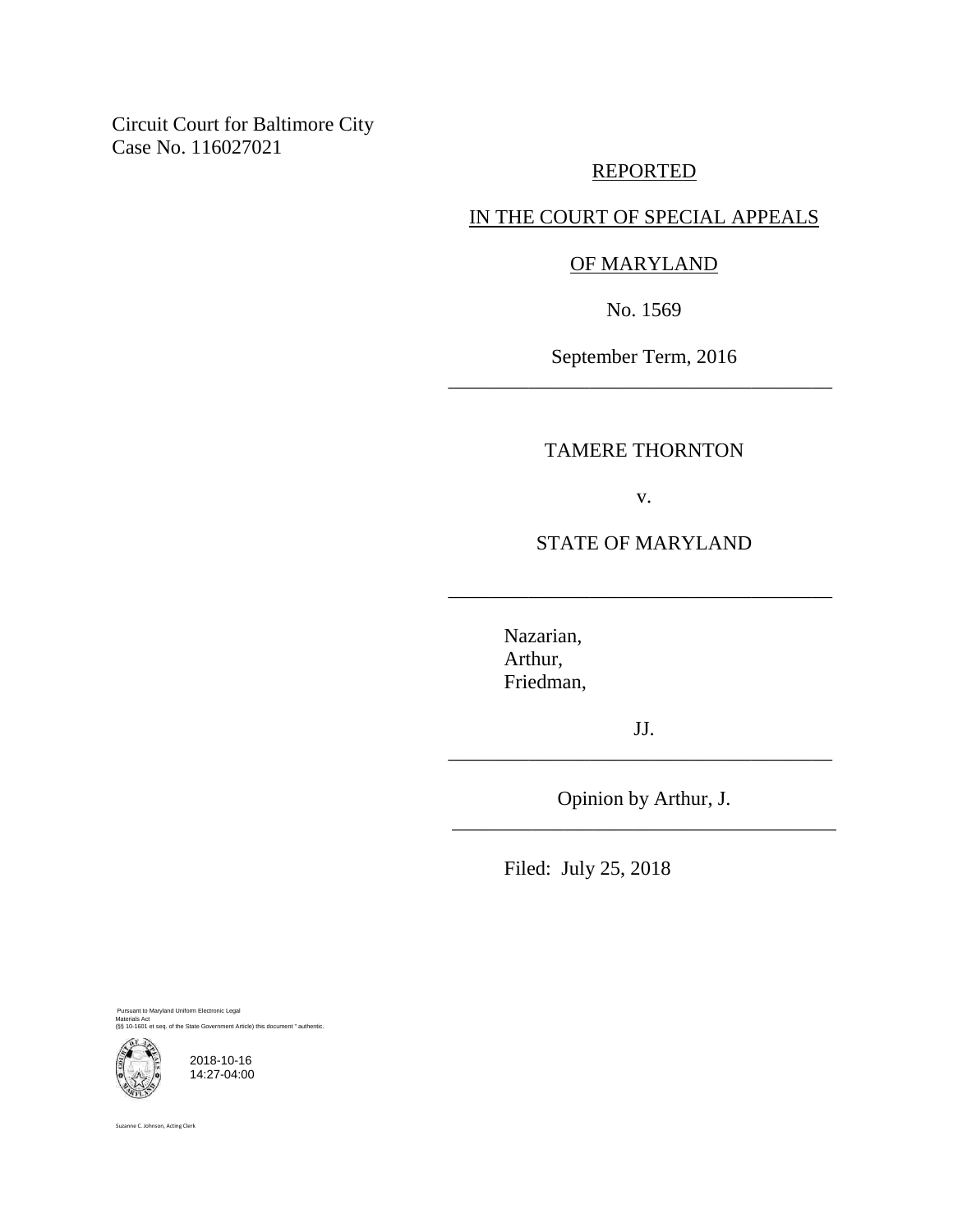Circuit Court for Baltimore City
Case No. 116027021

REPORTED

IN THE COURT OF SPECIAL APPEALS

OF MARYLAND

No. 1569

September Term, 2016

---

TAMERE THORNTON

v.

STATE OF MARYLAND

---

Nazarian,
Arthur,
Friedman,

JJ.

---

Opinion by Arthur, J.

---

Filed: July 25, 2018

Pursuant to Maryland Uniform Electronic Legal Materials Act (§§ 10-1601 et seq. of the State Government Article) this document " authentic.

2018-10-16
14:27-04:00

Suzanne C. Johnson, Acting Clerk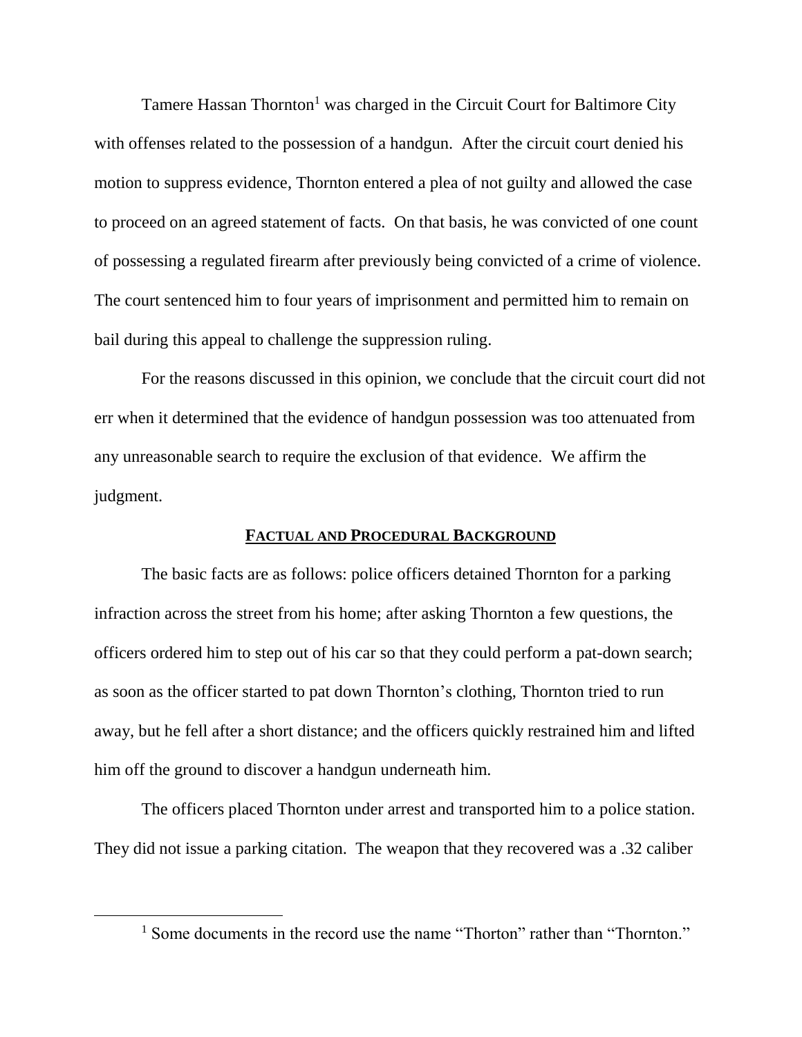Tamere Hassan Thornton[1] was charged in the Circuit Court for Baltimore City with offenses related to the possession of a handgun. After the circuit court denied his motion to suppress evidence, Thornton entered a plea of not guilty and allowed the case to proceed on an agreed statement of facts. On that basis, he was convicted of one count of possessing a regulated firearm after previously being convicted of a crime of violence. The court sentenced him to four years of imprisonment and permitted him to remain on bail during this appeal to challenge the suppression ruling.

For the reasons discussed in this opinion, we conclude that the circuit court did not err when it determined that the evidence of handgun possession was too attenuated from any unreasonable search to require the exclusion of that evidence. We affirm the judgment.

## FACTUAL AND PROCEDURAL BACKGROUND

The basic facts are as follows: police officers detained Thornton for a parking infraction across the street from his home; after asking Thornton a few questions, the officers ordered him to step out of his car so that they could perform a pat-down search; as soon as the officer started to pat down Thornton's clothing, Thornton tried to run away, but he fell after a short distance; and the officers quickly restrained him and lifted him off the ground to discover a handgun underneath him.

The officers placed Thornton under arrest and transported him to a police station. They did not issue a parking citation. The weapon that they recovered was a .32 caliber

[1] Some documents in the record use the name "Thorton" rather than "Thornton."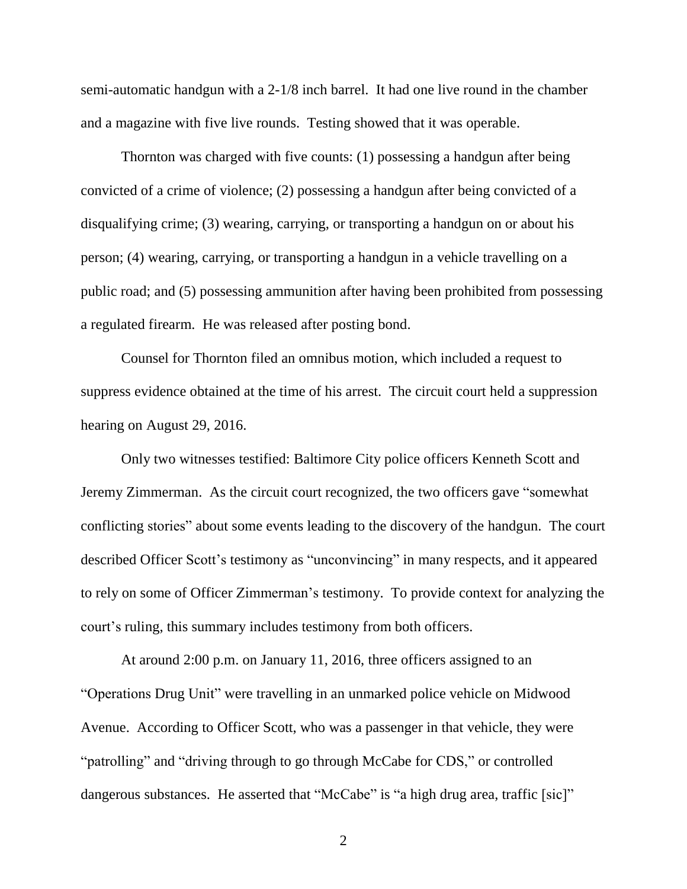semi-automatic handgun with a 2-1/8 inch barrel. It had one live round in the chamber and a magazine with five live rounds. Testing showed that it was operable.

Thornton was charged with five counts: (1) possessing a handgun after being convicted of a crime of violence; (2) possessing a handgun after being convicted of a disqualifying crime; (3) wearing, carrying, or transporting a handgun on or about his person; (4) wearing, carrying, or transporting a handgun in a vehicle travelling on a public road; and (5) possessing ammunition after having been prohibited from possessing a regulated firearm. He was released after posting bond.

Counsel for Thornton filed an omnibus motion, which included a request to suppress evidence obtained at the time of his arrest. The circuit court held a suppression hearing on August 29, 2016.

Only two witnesses testified: Baltimore City police officers Kenneth Scott and Jeremy Zimmerman. As the circuit court recognized, the two officers gave "somewhat conflicting stories" about some events leading to the discovery of the handgun. The court described Officer Scott's testimony as "unconvincing" in many respects, and it appeared to rely on some of Officer Zimmerman's testimony. To provide context for analyzing the court's ruling, this summary includes testimony from both officers.

At around 2:00 p.m. on January 11, 2016, three officers assigned to an "Operations Drug Unit" were travelling in an unmarked police vehicle on Midwood Avenue. According to Officer Scott, who was a passenger in that vehicle, they were "patrolling" and "driving through to go through McCabe for CDS," or controlled dangerous substances. He asserted that "McCabe" is "a high drug area, traffic [sic]"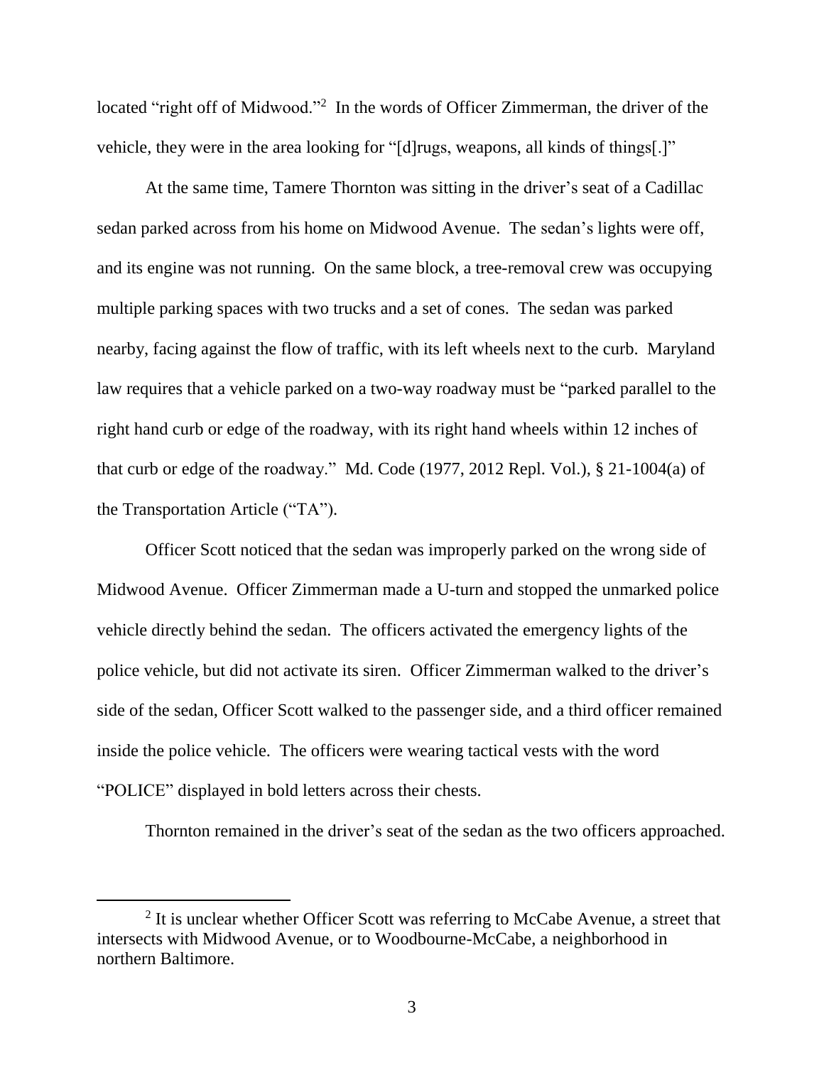located "right off of Midwood."[2] In the words of Officer Zimmerman, the driver of the vehicle, they were in the area looking for "[d]rugs, weapons, all kinds of things[.]"

At the same time, Tamere Thornton was sitting in the driver's seat of a Cadillac sedan parked across from his home on Midwood Avenue. The sedan's lights were off, and its engine was not running. On the same block, a tree-removal crew was occupying multiple parking spaces with two trucks and a set of cones. The sedan was parked nearby, facing against the flow of traffic, with its left wheels next to the curb. Maryland law requires that a vehicle parked on a two-way roadway must be "parked parallel to the right hand curb or edge of the roadway, with its right hand wheels within 12 inches of that curb or edge of the roadway." Md. Code (1977, 2012 Repl. Vol.), § 21-1004(a) of the Transportation Article ("TA").

Officer Scott noticed that the sedan was improperly parked on the wrong side of Midwood Avenue. Officer Zimmerman made a U-turn and stopped the unmarked police vehicle directly behind the sedan. The officers activated the emergency lights of the police vehicle, but did not activate its siren. Officer Zimmerman walked to the driver's side of the sedan, Officer Scott walked to the passenger side, and a third officer remained inside the police vehicle. The officers were wearing tactical vests with the word "POLICE" displayed in bold letters across their chests.

Thornton remained in the driver's seat of the sedan as the two officers approached.

---

[2] It is unclear whether Officer Scott was referring to McCabe Avenue, a street that intersects with Midwood Avenue, or to Woodbourne-McCabe, a neighborhood in northern Baltimore.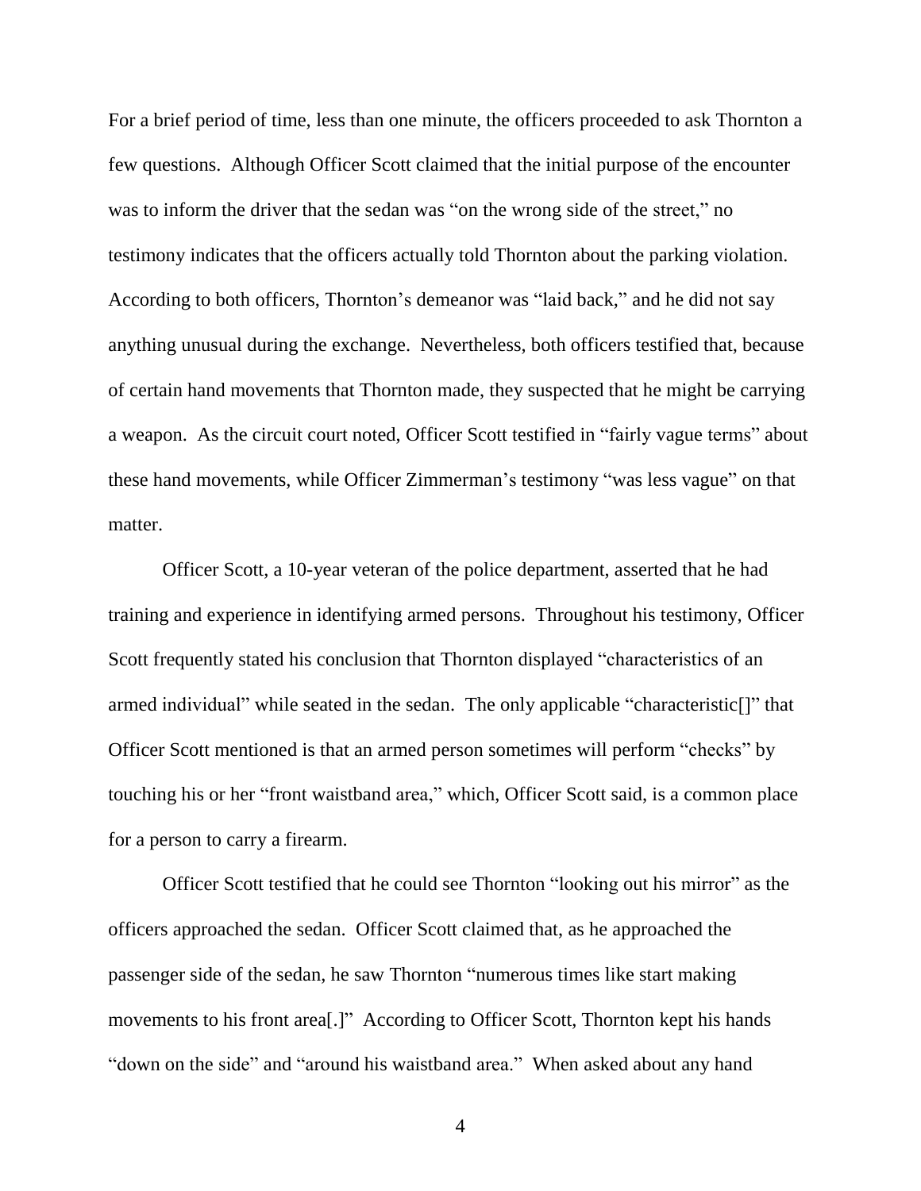For a brief period of time, less than one minute, the officers proceeded to ask Thornton a few questions. Although Officer Scott claimed that the initial purpose of the encounter was to inform the driver that the sedan was "on the wrong side of the street," no testimony indicates that the officers actually told Thornton about the parking violation. According to both officers, Thornton's demeanor was "laid back," and he did not say anything unusual during the exchange. Nevertheless, both officers testified that, because of certain hand movements that Thornton made, they suspected that he might be carrying a weapon. As the circuit court noted, Officer Scott testified in "fairly vague terms" about these hand movements, while Officer Zimmerman's testimony "was less vague" on that matter.

Officer Scott, a 10-year veteran of the police department, asserted that he had training and experience in identifying armed persons. Throughout his testimony, Officer Scott frequently stated his conclusion that Thornton displayed "characteristics of an armed individual" while seated in the sedan. The only applicable "characteristic[]" that Officer Scott mentioned is that an armed person sometimes will perform "checks" by touching his or her "front waistband area," which, Officer Scott said, is a common place for a person to carry a firearm.

Officer Scott testified that he could see Thornton "looking out his mirror" as the officers approached the sedan. Officer Scott claimed that, as he approached the passenger side of the sedan, he saw Thornton "numerous times like start making movements to his front area[.]" According to Officer Scott, Thornton kept his hands "down on the side" and "around his waistband area." When asked about any hand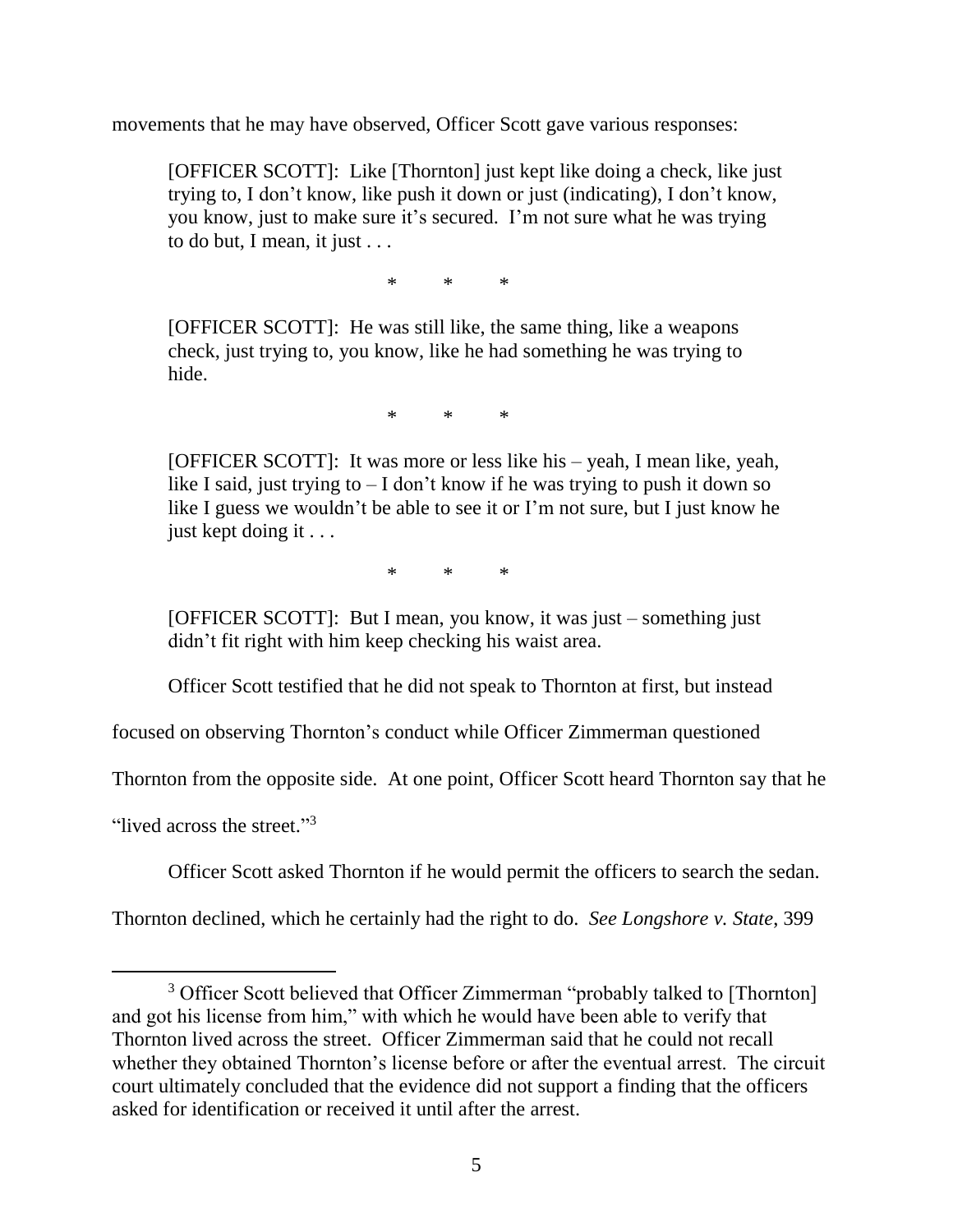movements that he may have observed, Officer Scott gave various responses:

> [OFFICER SCOTT]: Like [Thornton] just kept like doing a check, like just trying to, I don't know, like push it down or just (indicating), I don't know, you know, just to make sure it's secured. I'm not sure what he was trying to do but, I mean, it just . . .
>
> \* \* \*
>
> [OFFICER SCOTT]: He was still like, the same thing, like a weapons check, just trying to, you know, like he had something he was trying to hide.
>
> \* \* \*
>
> [OFFICER SCOTT]: It was more or less like his – yeah, I mean like, yeah, like I said, just trying to – I don't know if he was trying to push it down so like I guess we wouldn't be able to see it or I'm not sure, but I just know he just kept doing it . . .
>
> \* \* \*
>
> [OFFICER SCOTT]: But I mean, you know, it was just – something just didn't fit right with him keep checking his waist area.

Officer Scott testified that he did not speak to Thornton at first, but instead focused on observing Thornton's conduct while Officer Zimmerman questioned Thornton from the opposite side. At one point, Officer Scott heard Thornton say that he "lived across the street."[3]

Officer Scott asked Thornton if he would permit the officers to search the sedan. Thornton declined, which he certainly had the right to do. *See Longshore v. State*, 399

---

[3] Officer Scott believed that Officer Zimmerman "probably talked to [Thornton] and got his license from him," with which he would have been able to verify that Thornton lived across the street. Officer Zimmerman said that he could not recall whether they obtained Thornton's license before or after the eventual arrest. The circuit court ultimately concluded that the evidence did not support a finding that the officers asked for identification or received it until after the arrest.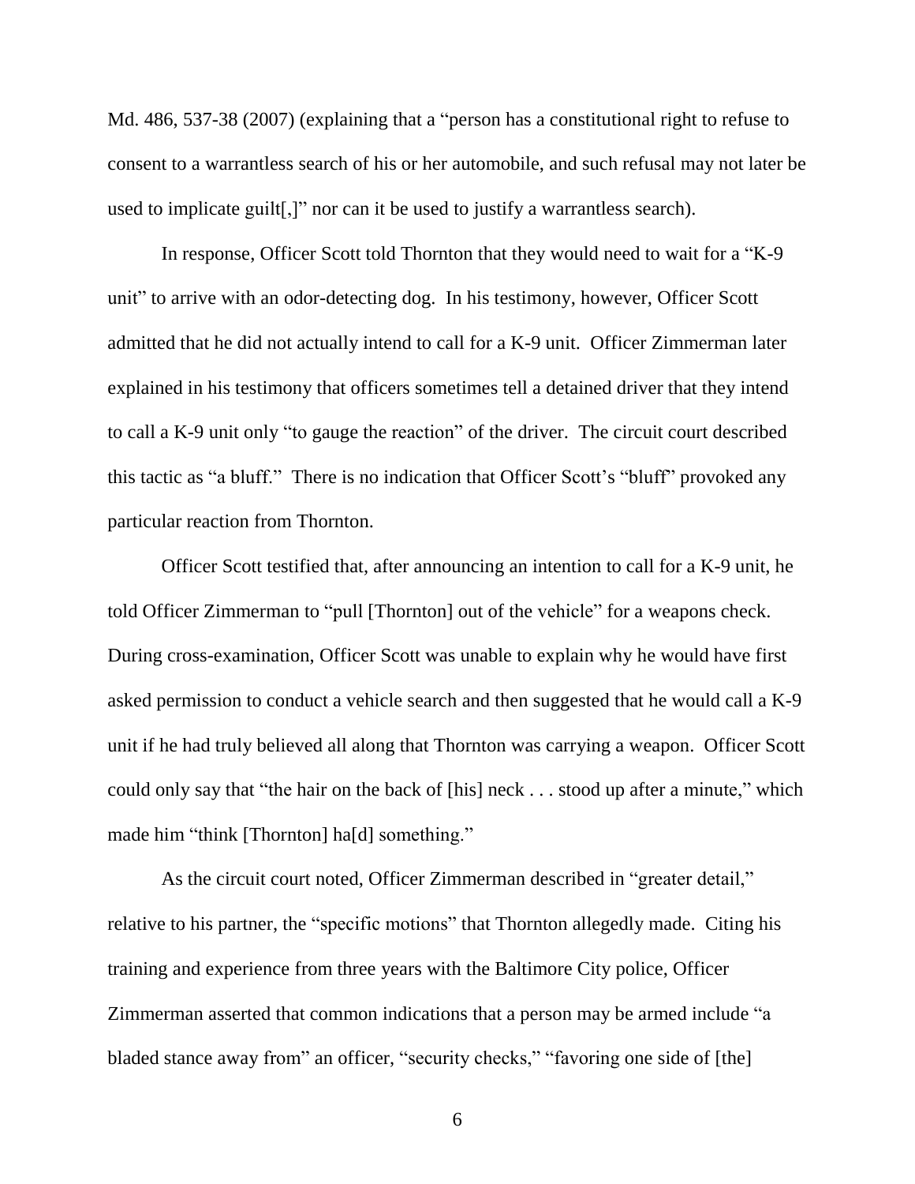Md. 486, 537-38 (2007) (explaining that a "person has a constitutional right to refuse to consent to a warrantless search of his or her automobile, and such refusal may not later be used to implicate guilt[,]" nor can it be used to justify a warrantless search).

In response, Officer Scott told Thornton that they would need to wait for a "K-9 unit" to arrive with an odor-detecting dog. In his testimony, however, Officer Scott admitted that he did not actually intend to call for a K-9 unit. Officer Zimmerman later explained in his testimony that officers sometimes tell a detained driver that they intend to call a K-9 unit only "to gauge the reaction" of the driver. The circuit court described this tactic as "a bluff." There is no indication that Officer Scott's "bluff" provoked any particular reaction from Thornton.

Officer Scott testified that, after announcing an intention to call for a K-9 unit, he told Officer Zimmerman to "pull [Thornton] out of the vehicle" for a weapons check. During cross-examination, Officer Scott was unable to explain why he would have first asked permission to conduct a vehicle search and then suggested that he would call a K-9 unit if he had truly believed all along that Thornton was carrying a weapon. Officer Scott could only say that "the hair on the back of [his] neck . . . stood up after a minute," which made him "think [Thornton] ha[d] something."

As the circuit court noted, Officer Zimmerman described in "greater detail," relative to his partner, the "specific motions" that Thornton allegedly made. Citing his training and experience from three years with the Baltimore City police, Officer Zimmerman asserted that common indications that a person may be armed include "a bladed stance away from" an officer, "security checks," "favoring one side of [the]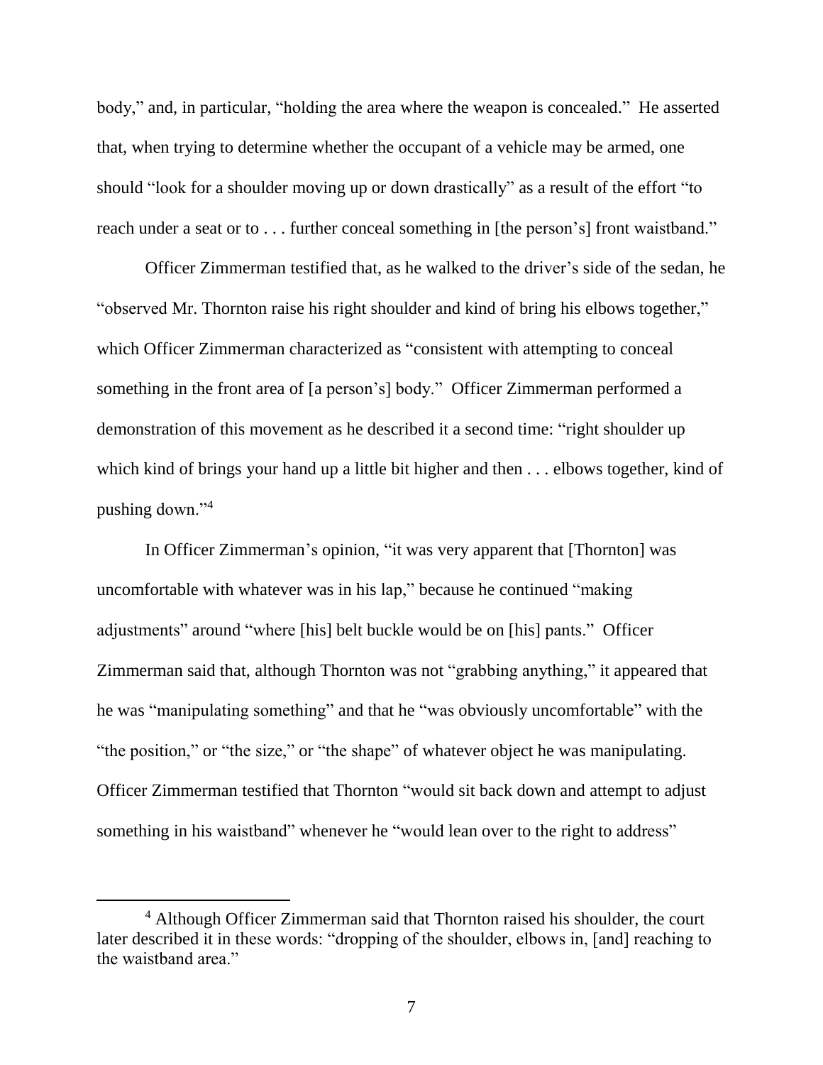body," and, in particular, "holding the area where the weapon is concealed." He asserted that, when trying to determine whether the occupant of a vehicle may be armed, one should "look for a shoulder moving up or down drastically" as a result of the effort "to reach under a seat or to . . . further conceal something in [the person's] front waistband."

Officer Zimmerman testified that, as he walked to the driver's side of the sedan, he "observed Mr. Thornton raise his right shoulder and kind of bring his elbows together," which Officer Zimmerman characterized as "consistent with attempting to conceal something in the front area of [a person's] body." Officer Zimmerman performed a demonstration of this movement as he described it a second time: "right shoulder up which kind of brings your hand up a little bit higher and then . . . elbows together, kind of pushing down."[4]

In Officer Zimmerman's opinion, "it was very apparent that [Thornton] was uncomfortable with whatever was in his lap," because he continued "making adjustments" around "where [his] belt buckle would be on [his] pants." Officer Zimmerman said that, although Thornton was not "grabbing anything," it appeared that he was "manipulating something" and that he "was obviously uncomfortable" with the "the position," or "the size," or "the shape" of whatever object he was manipulating. Officer Zimmerman testified that Thornton "would sit back down and attempt to adjust something in his waistband" whenever he "would lean over to the right to address"

[4] Although Officer Zimmerman said that Thornton raised his shoulder, the court later described it in these words: "dropping of the shoulder, elbows in, [and] reaching to the waistband area."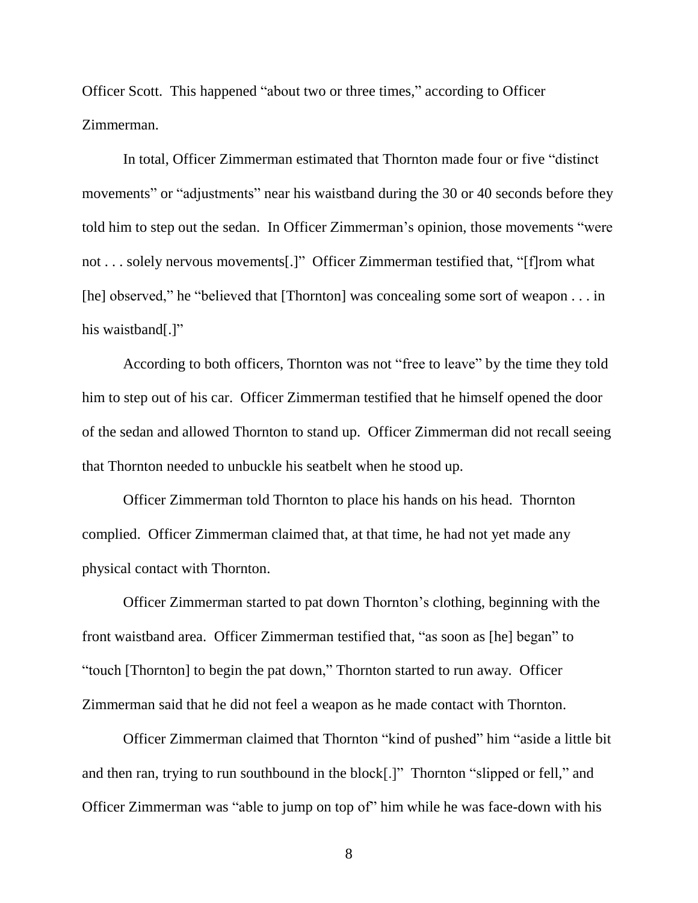Officer Scott. This happened "about two or three times," according to Officer Zimmerman.

In total, Officer Zimmerman estimated that Thornton made four or five "distinct movements" or "adjustments" near his waistband during the 30 or 40 seconds before they told him to step out the sedan. In Officer Zimmerman's opinion, those movements "were not . . . solely nervous movements[.]" Officer Zimmerman testified that, "[f]rom what [he] observed," he "believed that [Thornton] was concealing some sort of weapon . . . in his waistband[.]"

According to both officers, Thornton was not "free to leave" by the time they told him to step out of his car. Officer Zimmerman testified that he himself opened the door of the sedan and allowed Thornton to stand up. Officer Zimmerman did not recall seeing that Thornton needed to unbuckle his seatbelt when he stood up.

Officer Zimmerman told Thornton to place his hands on his head. Thornton complied. Officer Zimmerman claimed that, at that time, he had not yet made any physical contact with Thornton.

Officer Zimmerman started to pat down Thornton's clothing, beginning with the front waistband area. Officer Zimmerman testified that, "as soon as [he] began" to "touch [Thornton] to begin the pat down," Thornton started to run away. Officer Zimmerman said that he did not feel a weapon as he made contact with Thornton.

Officer Zimmerman claimed that Thornton "kind of pushed" him "aside a little bit and then ran, trying to run southbound in the block[.]" Thornton "slipped or fell," and Officer Zimmerman was "able to jump on top of" him while he was face-down with his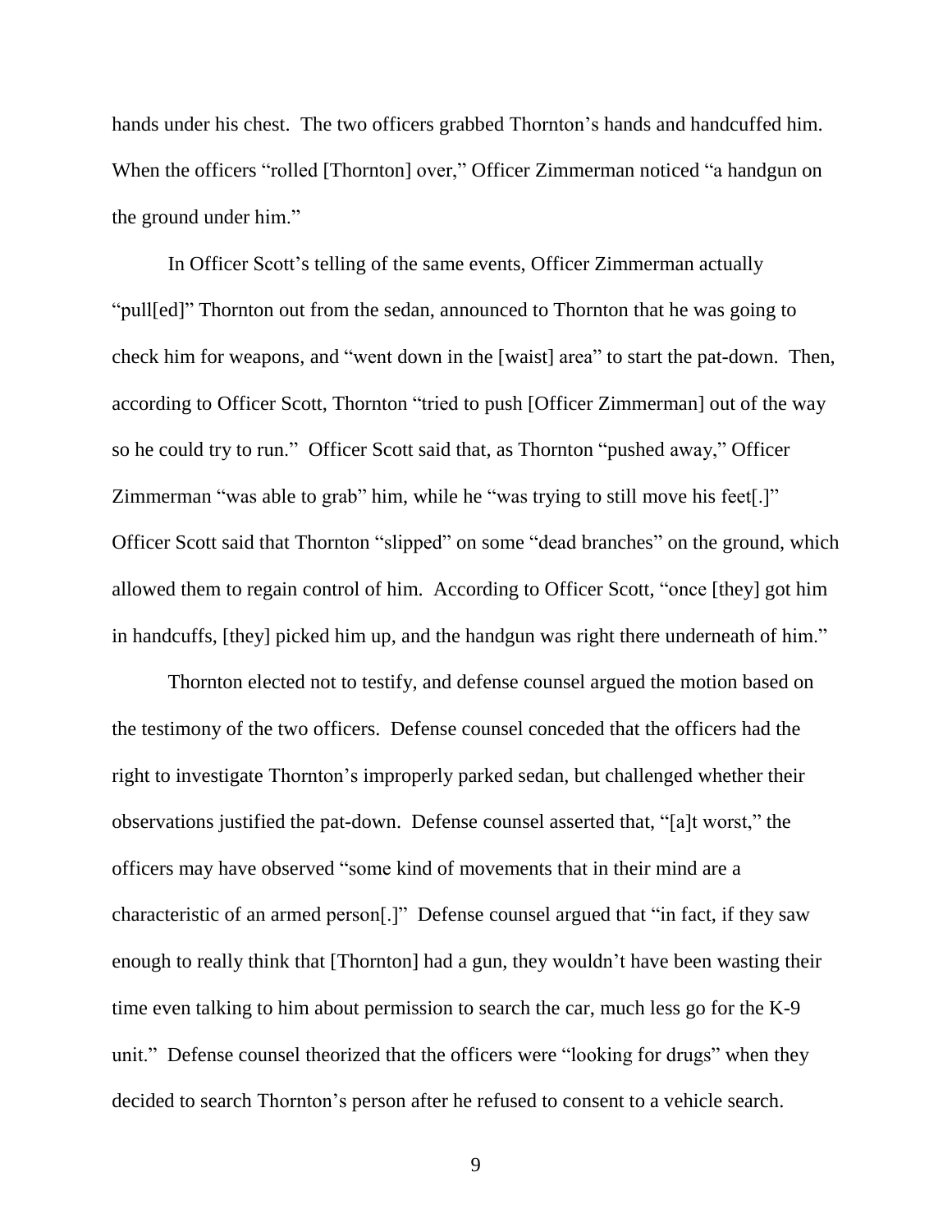hands under his chest. The two officers grabbed Thornton's hands and handcuffed him. When the officers "rolled [Thornton] over," Officer Zimmerman noticed "a handgun on the ground under him."

In Officer Scott's telling of the same events, Officer Zimmerman actually "pull[ed]" Thornton out from the sedan, announced to Thornton that he was going to check him for weapons, and "went down in the [waist] area" to start the pat-down. Then, according to Officer Scott, Thornton "tried to push [Officer Zimmerman] out of the way so he could try to run." Officer Scott said that, as Thornton "pushed away," Officer Zimmerman "was able to grab" him, while he "was trying to still move his feet[.]" Officer Scott said that Thornton "slipped" on some "dead branches" on the ground, which allowed them to regain control of him. According to Officer Scott, "once [they] got him in handcuffs, [they] picked him up, and the handgun was right there underneath of him."

Thornton elected not to testify, and defense counsel argued the motion based on the testimony of the two officers. Defense counsel conceded that the officers had the right to investigate Thornton's improperly parked sedan, but challenged whether their observations justified the pat-down. Defense counsel asserted that, "[a]t worst," the officers may have observed "some kind of movements that in their mind are a characteristic of an armed person[.]" Defense counsel argued that "in fact, if they saw enough to really think that [Thornton] had a gun, they wouldn't have been wasting their time even talking to him about permission to search the car, much less go for the K-9 unit." Defense counsel theorized that the officers were "looking for drugs" when they decided to search Thornton's person after he refused to consent to a vehicle search.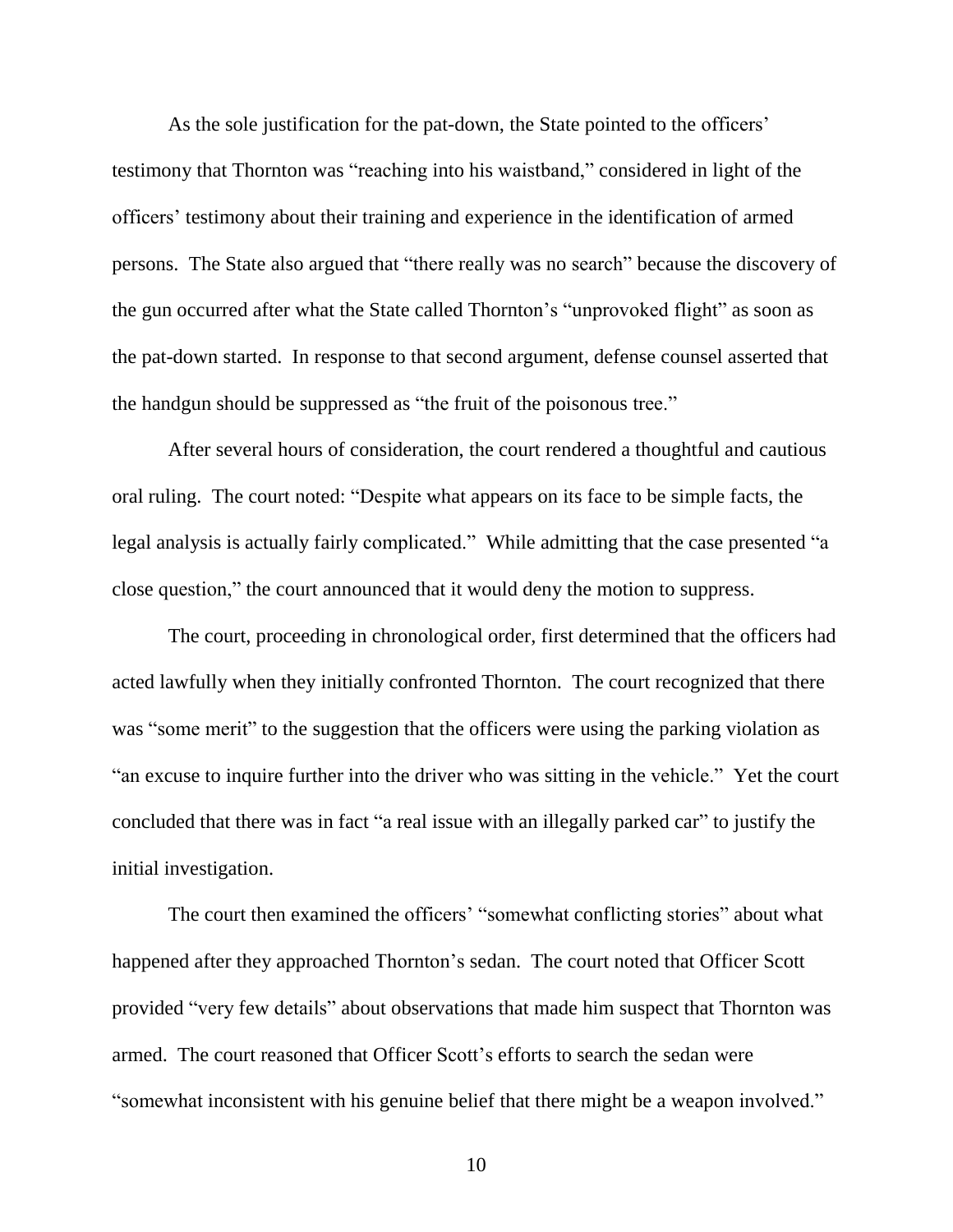As the sole justification for the pat-down, the State pointed to the officers' testimony that Thornton was "reaching into his waistband," considered in light of the officers' testimony about their training and experience in the identification of armed persons. The State also argued that "there really was no search" because the discovery of the gun occurred after what the State called Thornton's "unprovoked flight" as soon as the pat-down started. In response to that second argument, defense counsel asserted that the handgun should be suppressed as "the fruit of the poisonous tree."

After several hours of consideration, the court rendered a thoughtful and cautious oral ruling. The court noted: "Despite what appears on its face to be simple facts, the legal analysis is actually fairly complicated." While admitting that the case presented "a close question," the court announced that it would deny the motion to suppress.

The court, proceeding in chronological order, first determined that the officers had acted lawfully when they initially confronted Thornton. The court recognized that there was "some merit" to the suggestion that the officers were using the parking violation as "an excuse to inquire further into the driver who was sitting in the vehicle." Yet the court concluded that there was in fact "a real issue with an illegally parked car" to justify the initial investigation.

The court then examined the officers' "somewhat conflicting stories" about what happened after they approached Thornton's sedan. The court noted that Officer Scott provided "very few details" about observations that made him suspect that Thornton was armed. The court reasoned that Officer Scott's efforts to search the sedan were "somewhat inconsistent with his genuine belief that there might be a weapon involved."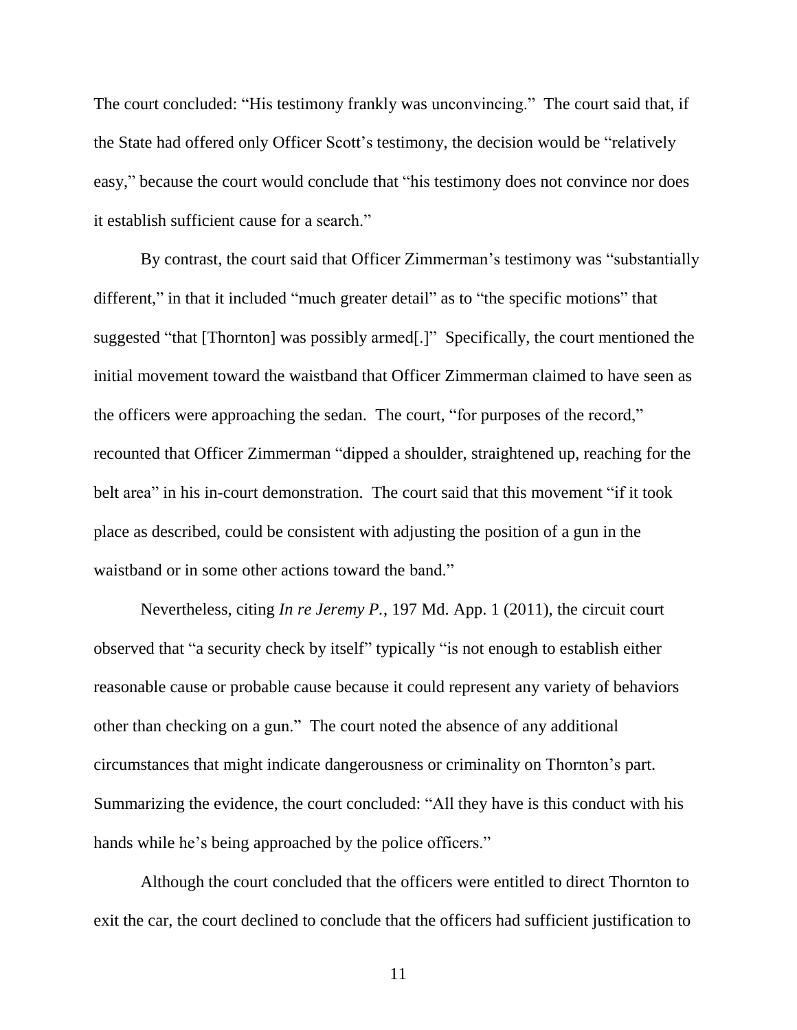The court concluded: "His testimony frankly was unconvincing." The court said that, if the State had offered only Officer Scott's testimony, the decision would be "relatively easy," because the court would conclude that "his testimony does not convince nor does it establish sufficient cause for a search."

By contrast, the court said that Officer Zimmerman's testimony was "substantially different," in that it included "much greater detail" as to "the specific motions" that suggested "that [Thornton] was possibly armed[.]" Specifically, the court mentioned the initial movement toward the waistband that Officer Zimmerman claimed to have seen as the officers were approaching the sedan. The court, "for purposes of the record," recounted that Officer Zimmerman "dipped a shoulder, straightened up, reaching for the belt area" in his in-court demonstration. The court said that this movement "if it took place as described, could be consistent with adjusting the position of a gun in the waistband or in some other actions toward the band."

Nevertheless, citing *In re Jeremy P.*, 197 Md. App. 1 (2011), the circuit court observed that "a security check by itself" typically "is not enough to establish either reasonable cause or probable cause because it could represent any variety of behaviors other than checking on a gun." The court noted the absence of any additional circumstances that might indicate dangerousness or criminality on Thornton's part. Summarizing the evidence, the court concluded: "All they have is this conduct with his hands while he's being approached by the police officers."

Although the court concluded that the officers were entitled to direct Thornton to exit the car, the court declined to conclude that the officers had sufficient justification to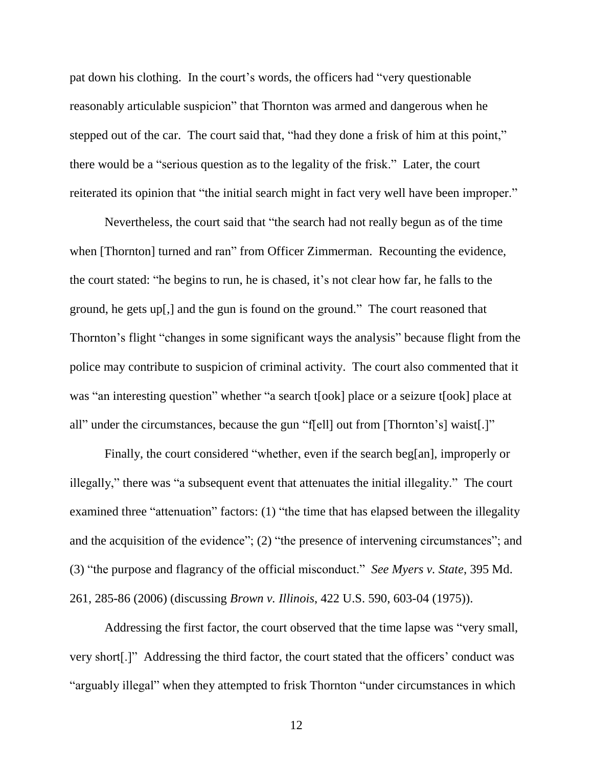pat down his clothing. In the court's words, the officers had "very questionable reasonably articulable suspicion" that Thornton was armed and dangerous when he stepped out of the car. The court said that, "had they done a frisk of him at this point," there would be a "serious question as to the legality of the frisk." Later, the court reiterated its opinion that "the initial search might in fact very well have been improper."

Nevertheless, the court said that "the search had not really begun as of the time when [Thornton] turned and ran" from Officer Zimmerman. Recounting the evidence, the court stated: "he begins to run, he is chased, it's not clear how far, he falls to the ground, he gets up[,] and the gun is found on the ground." The court reasoned that Thornton's flight "changes in some significant ways the analysis" because flight from the police may contribute to suspicion of criminal activity. The court also commented that it was "an interesting question" whether "a search t[ook] place or a seizure t[ook] place at all" under the circumstances, because the gun "f[ell] out from [Thornton's] waist[.]"

Finally, the court considered "whether, even if the search beg[an], improperly or illegally," there was "a subsequent event that attenuates the initial illegality." The court examined three "attenuation" factors: (1) "the time that has elapsed between the illegality and the acquisition of the evidence"; (2) "the presence of intervening circumstances"; and (3) "the purpose and flagrancy of the official misconduct." *See Myers v. State*, 395 Md. 261, 285-86 (2006) (discussing *Brown v. Illinois*, 422 U.S. 590, 603-04 (1975)).

Addressing the first factor, the court observed that the time lapse was "very small, very short[.]" Addressing the third factor, the court stated that the officers' conduct was "arguably illegal" when they attempted to frisk Thornton "under circumstances in which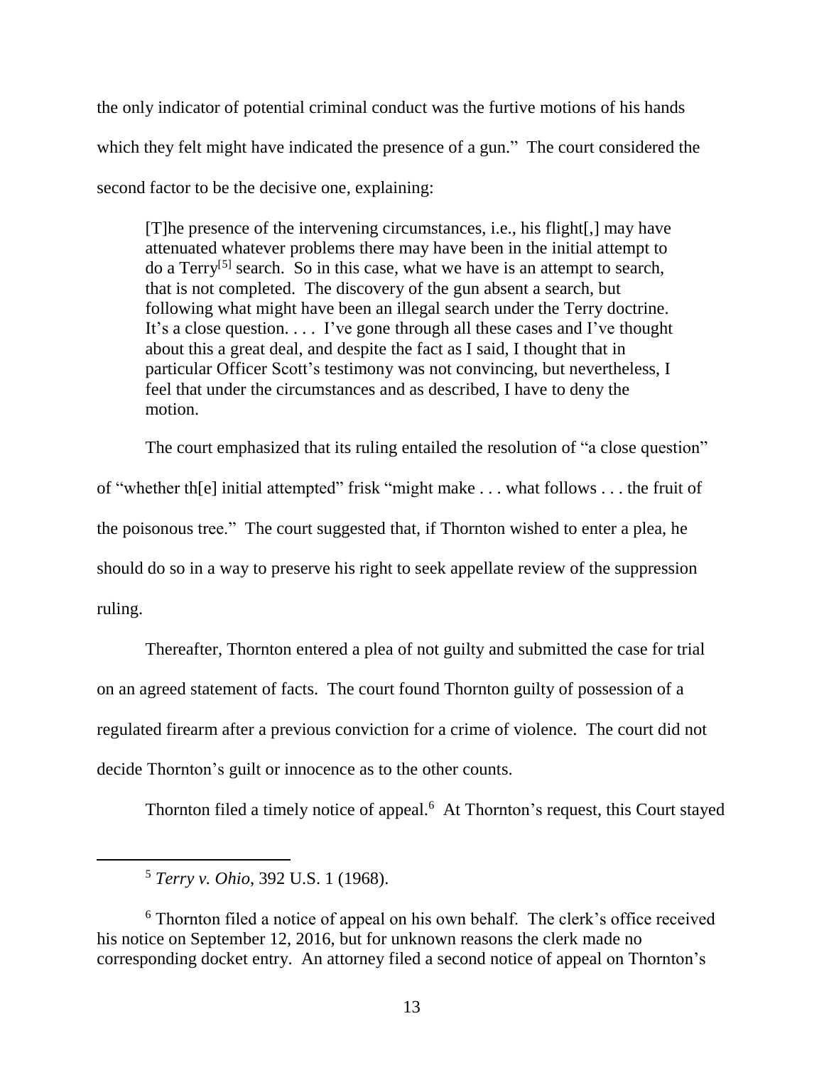the only indicator of potential criminal conduct was the furtive motions of his hands which they felt might have indicated the presence of a gun." The court considered the second factor to be the decisive one, explaining:

> [T]he presence of the intervening circumstances, i.e., his flight[,] may have attenuated whatever problems there may have been in the initial attempt to do a Terry[5] search. So in this case, what we have is an attempt to search, that is not completed. The discovery of the gun absent a search, but following what might have been an illegal search under the Terry doctrine. It's a close question. . . . I've gone through all these cases and I've thought about this a great deal, and despite the fact as I said, I thought that in particular Officer Scott's testimony was not convincing, but nevertheless, I feel that under the circumstances and as described, I have to deny the motion.

The court emphasized that its ruling entailed the resolution of "a close question" of "whether th[e] initial attempted" frisk "might make . . . what follows . . . the fruit of the poisonous tree." The court suggested that, if Thornton wished to enter a plea, he should do so in a way to preserve his right to seek appellate review of the suppression ruling.

Thereafter, Thornton entered a plea of not guilty and submitted the case for trial on an agreed statement of facts. The court found Thornton guilty of possession of a regulated firearm after a previous conviction for a crime of violence. The court did not decide Thornton's guilt or innocence as to the other counts.

Thornton filed a timely notice of appeal.[6] At Thornton's request, this Court stayed

---

[5] *Terry v. Ohio*, 392 U.S. 1 (1968).

[6] Thornton filed a notice of appeal on his own behalf. The clerk's office received his notice on September 12, 2016, but for unknown reasons the clerk made no corresponding docket entry. An attorney filed a second notice of appeal on Thornton's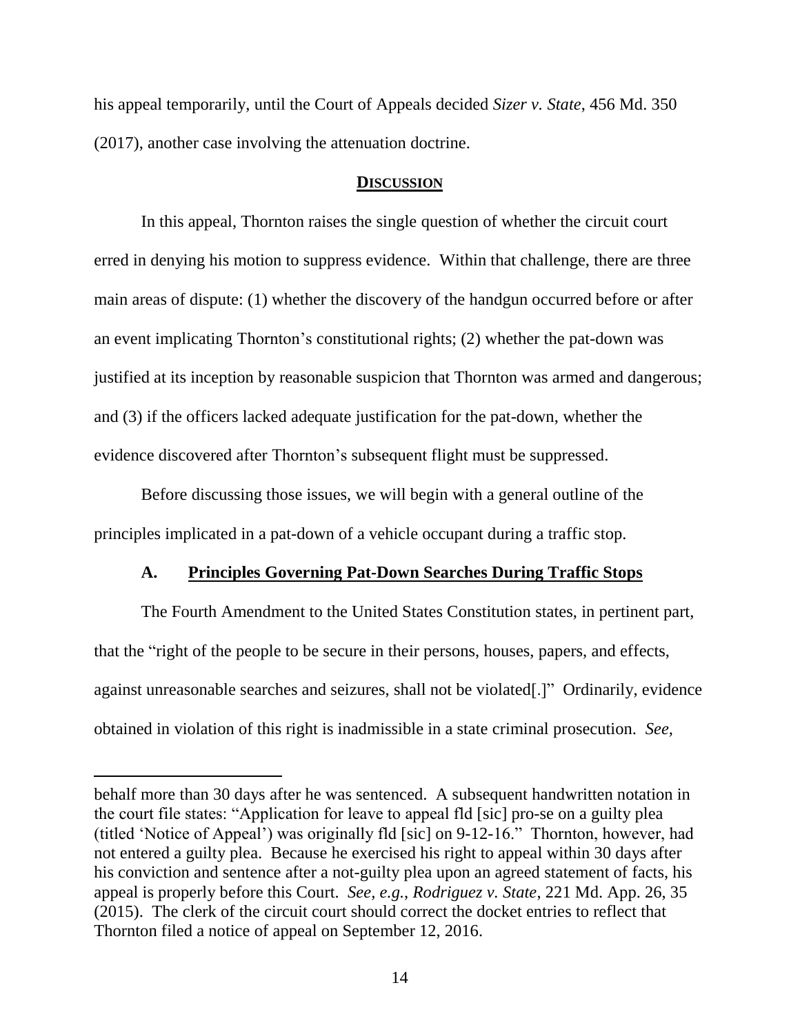his appeal temporarily, until the Court of Appeals decided *Sizer v. State*, 456 Md. 350 (2017), another case involving the attenuation doctrine.

## **DISCUSSION**

In this appeal, Thornton raises the single question of whether the circuit court erred in denying his motion to suppress evidence. Within that challenge, there are three main areas of dispute: (1) whether the discovery of the handgun occurred before or after an event implicating Thornton's constitutional rights; (2) whether the pat-down was justified at its inception by reasonable suspicion that Thornton was armed and dangerous; and (3) if the officers lacked adequate justification for the pat-down, whether the evidence discovered after Thornton's subsequent flight must be suppressed.

Before discussing those issues, we will begin with a general outline of the principles implicated in a pat-down of a vehicle occupant during a traffic stop.

### **A. Principles Governing Pat-Down Searches During Traffic Stops**

The Fourth Amendment to the United States Constitution states, in pertinent part, that the "right of the people to be secure in their persons, houses, papers, and effects, against unreasonable searches and seizures, shall not be violated[.]" Ordinarily, evidence obtained in violation of this right is inadmissible in a state criminal prosecution. *See,*

---

behalf more than 30 days after he was sentenced. A subsequent handwritten notation in the court file states: "Application for leave to appeal fld [sic] pro-se on a guilty plea (titled 'Notice of Appeal') was originally fld [sic] on 9-12-16." Thornton, however, had not entered a guilty plea. Because he exercised his right to appeal within 30 days after his conviction and sentence after a not-guilty plea upon an agreed statement of facts, his appeal is properly before this Court. *See, e.g.*, *Rodriguez v. State*, 221 Md. App. 26, 35 (2015). The clerk of the circuit court should correct the docket entries to reflect that Thornton filed a notice of appeal on September 12, 2016.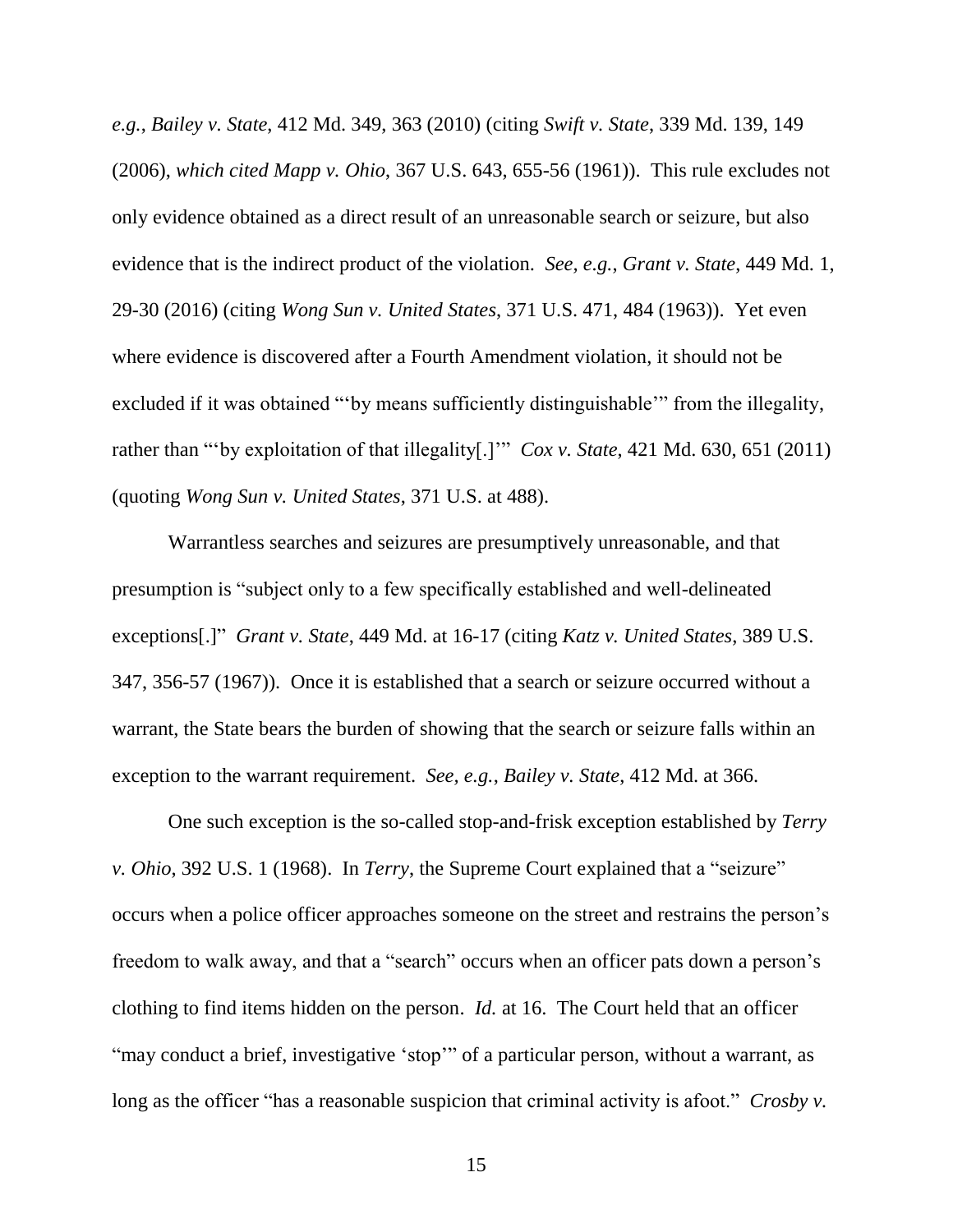*e.g.*, *Bailey v. State*, 412 Md. 349, 363 (2010) (citing *Swift v. State*, 339 Md. 139, 149 (2006), *which cited Mapp v. Ohio*, 367 U.S. 643, 655-56 (1961)). This rule excludes not only evidence obtained as a direct result of an unreasonable search or seizure, but also evidence that is the indirect product of the violation. *See, e.g.*, *Grant v. State*, 449 Md. 1, 29-30 (2016) (citing *Wong Sun v. United States*, 371 U.S. 471, 484 (1963)). Yet even where evidence is discovered after a Fourth Amendment violation, it should not be excluded if it was obtained "'by means sufficiently distinguishable'" from the illegality, rather than "'by exploitation of that illegality[.]'" *Cox v. State*, 421 Md. 630, 651 (2011) (quoting *Wong Sun v. United States*, 371 U.S. at 488).

Warrantless searches and seizures are presumptively unreasonable, and that presumption is "subject only to a few specifically established and well-delineated exceptions[.]" *Grant v. State*, 449 Md. at 16-17 (citing *Katz v. United States*, 389 U.S. 347, 356-57 (1967)). Once it is established that a search or seizure occurred without a warrant, the State bears the burden of showing that the search or seizure falls within an exception to the warrant requirement. *See, e.g.*, *Bailey v. State*, 412 Md. at 366.

One such exception is the so-called stop-and-frisk exception established by *Terry v. Ohio*, 392 U.S. 1 (1968). In *Terry*, the Supreme Court explained that a "seizure" occurs when a police officer approaches someone on the street and restrains the person's freedom to walk away, and that a "search" occurs when an officer pats down a person's clothing to find items hidden on the person. *Id.* at 16. The Court held that an officer "may conduct a brief, investigative 'stop'" of a particular person, without a warrant, as long as the officer "has a reasonable suspicion that criminal activity is afoot." *Crosby v.*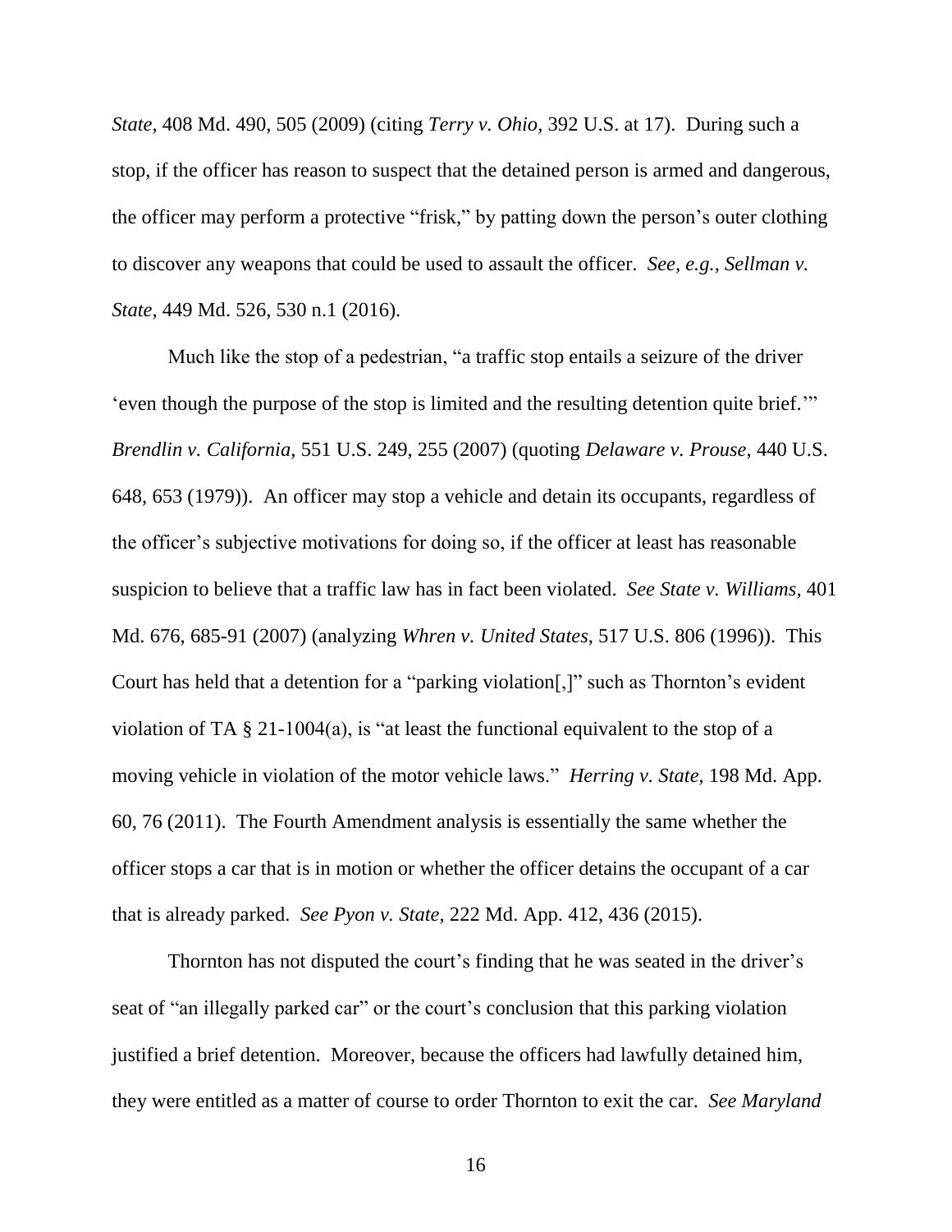*State*, 408 Md. 490, 505 (2009) (citing *Terry v. Ohio*, 392 U.S. at 17). During such a stop, if the officer has reason to suspect that the detained person is armed and dangerous, the officer may perform a protective "frisk," by patting down the person's outer clothing to discover any weapons that could be used to assault the officer. *See, e.g.*, *Sellman v. State*, 449 Md. 526, 530 n.1 (2016).

Much like the stop of a pedestrian, "a traffic stop entails a seizure of the driver 'even though the purpose of the stop is limited and the resulting detention quite brief.'" *Brendlin v. California*, 551 U.S. 249, 255 (2007) (quoting *Delaware v. Prouse*, 440 U.S. 648, 653 (1979)). An officer may stop a vehicle and detain its occupants, regardless of the officer's subjective motivations for doing so, if the officer at least has reasonable suspicion to believe that a traffic law has in fact been violated. *See State v. Williams*, 401 Md. 676, 685-91 (2007) (analyzing *Whren v. United States*, 517 U.S. 806 (1996)). This Court has held that a detention for a "parking violation[,]" such as Thornton's evident violation of TA § 21-1004(a), is "at least the functional equivalent to the stop of a moving vehicle in violation of the motor vehicle laws." *Herring v. State*, 198 Md. App. 60, 76 (2011). The Fourth Amendment analysis is essentially the same whether the officer stops a car that is in motion or whether the officer detains the occupant of a car that is already parked. *See Pyon v. State*, 222 Md. App. 412, 436 (2015).

Thornton has not disputed the court's finding that he was seated in the driver's seat of "an illegally parked car" or the court's conclusion that this parking violation justified a brief detention. Moreover, because the officers had lawfully detained him, they were entitled as a matter of course to order Thornton to exit the car. *See Maryland*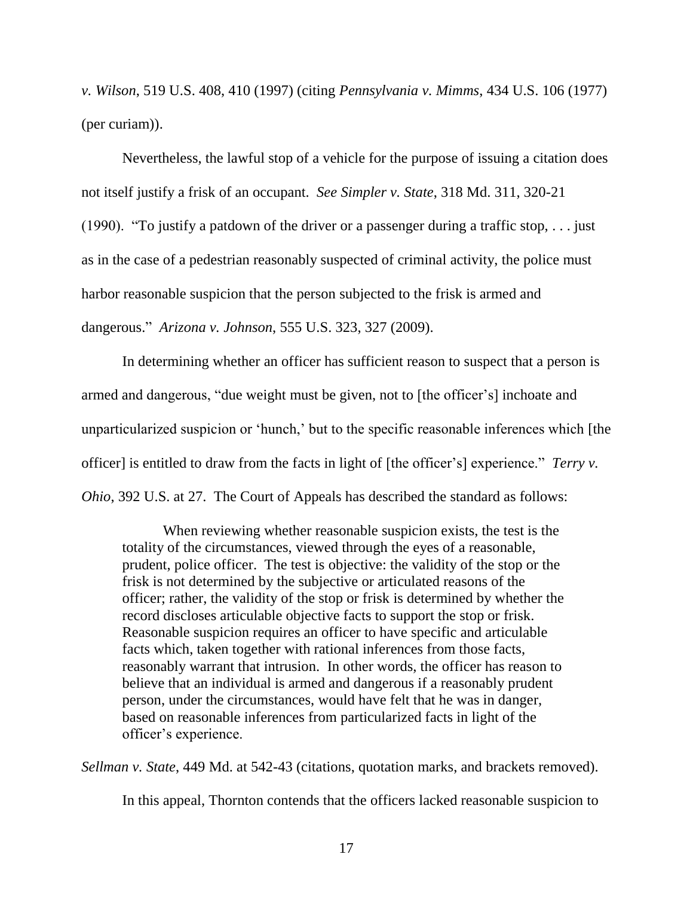*v. Wilson*, 519 U.S. 408, 410 (1997) (citing *Pennsylvania v. Mimms*, 434 U.S. 106 (1977) (per curiam)).

Nevertheless, the lawful stop of a vehicle for the purpose of issuing a citation does not itself justify a frisk of an occupant. *See Simpler v. State*, 318 Md. 311, 320-21 (1990). "To justify a patdown of the driver or a passenger during a traffic stop, . . . just as in the case of a pedestrian reasonably suspected of criminal activity, the police must harbor reasonable suspicion that the person subjected to the frisk is armed and dangerous." *Arizona v. Johnson*, 555 U.S. 323, 327 (2009).

In determining whether an officer has sufficient reason to suspect that a person is armed and dangerous, "due weight must be given, not to [the officer's] inchoate and unparticularized suspicion or 'hunch,' but to the specific reasonable inferences which [the officer] is entitled to draw from the facts in light of [the officer's] experience." *Terry v. Ohio*, 392 U.S. at 27. The Court of Appeals has described the standard as follows:

> When reviewing whether reasonable suspicion exists, the test is the totality of the circumstances, viewed through the eyes of a reasonable, prudent, police officer. The test is objective: the validity of the stop or the frisk is not determined by the subjective or articulated reasons of the officer; rather, the validity of the stop or frisk is determined by whether the record discloses articulable objective facts to support the stop or frisk. Reasonable suspicion requires an officer to have specific and articulable facts which, taken together with rational inferences from those facts, reasonably warrant that intrusion. In other words, the officer has reason to believe that an individual is armed and dangerous if a reasonably prudent person, under the circumstances, would have felt that he was in danger, based on reasonable inferences from particularized facts in light of the officer's experience.

*Sellman v. State*, 449 Md. at 542-43 (citations, quotation marks, and brackets removed).

In this appeal, Thornton contends that the officers lacked reasonable suspicion to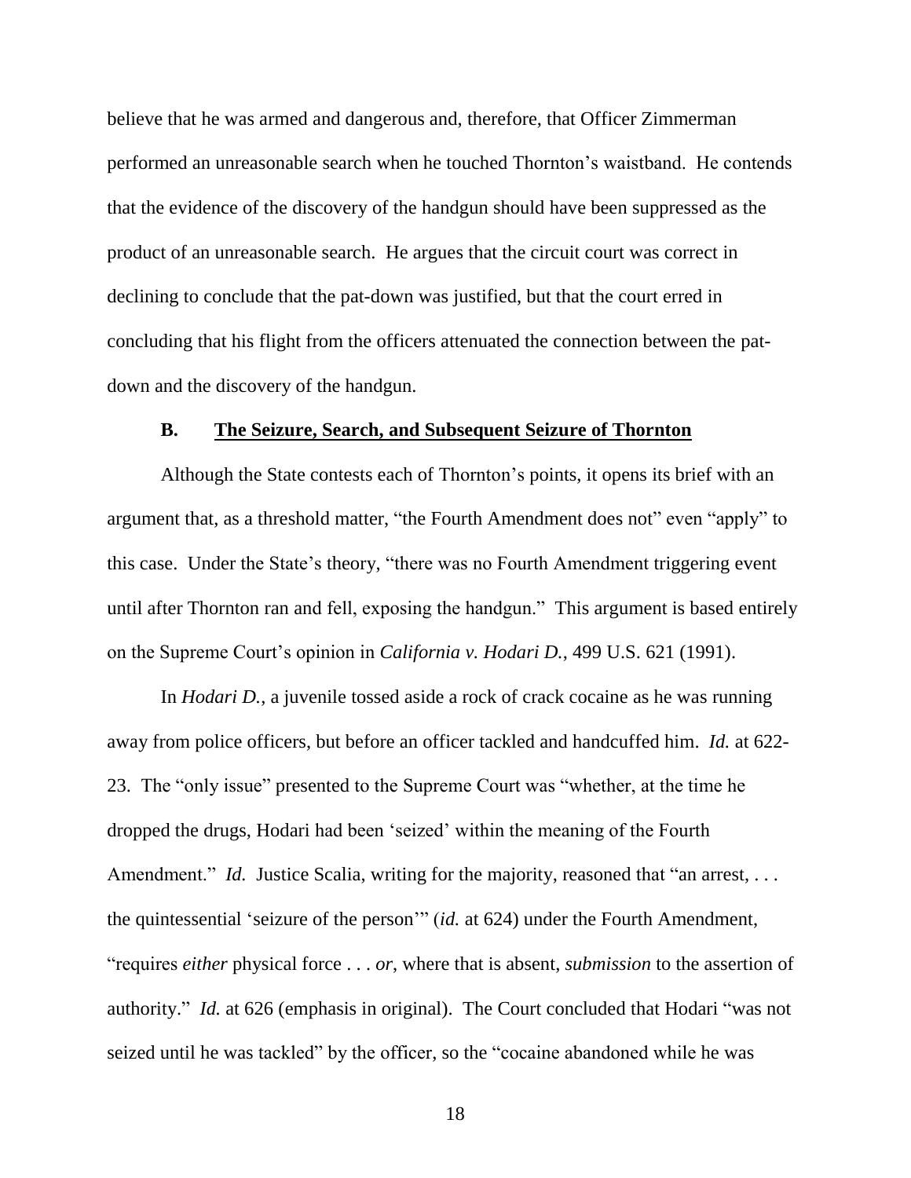believe that he was armed and dangerous and, therefore, that Officer Zimmerman performed an unreasonable search when he touched Thornton's waistband. He contends that the evidence of the discovery of the handgun should have been suppressed as the product of an unreasonable search. He argues that the circuit court was correct in declining to conclude that the pat-down was justified, but that the court erred in concluding that his flight from the officers attenuated the connection between the pat-down and the discovery of the handgun.

### B. <u>The Seizure, Search, and Subsequent Seizure of Thornton</u>

Although the State contests each of Thornton's points, it opens its brief with an argument that, as a threshold matter, "the Fourth Amendment does not" even "apply" to this case. Under the State's theory, "there was no Fourth Amendment triggering event until after Thornton ran and fell, exposing the handgun." This argument is based entirely on the Supreme Court's opinion in *California v. Hodari D.*, 499 U.S. 621 (1991).

In *Hodari D.*, a juvenile tossed aside a rock of crack cocaine as he was running away from police officers, but before an officer tackled and handcuffed him. *Id.* at 622-23. The "only issue" presented to the Supreme Court was "whether, at the time he dropped the drugs, Hodari had been 'seized' within the meaning of the Fourth Amendment." *Id.* Justice Scalia, writing for the majority, reasoned that "an arrest, . . . the quintessential 'seizure of the person'" (*id.* at 624) under the Fourth Amendment, "requires *either* physical force . . . *or*, where that is absent, *submission* to the assertion of authority." *Id.* at 626 (emphasis in original). The Court concluded that Hodari "was not seized until he was tackled" by the officer, so the "cocaine abandoned while he was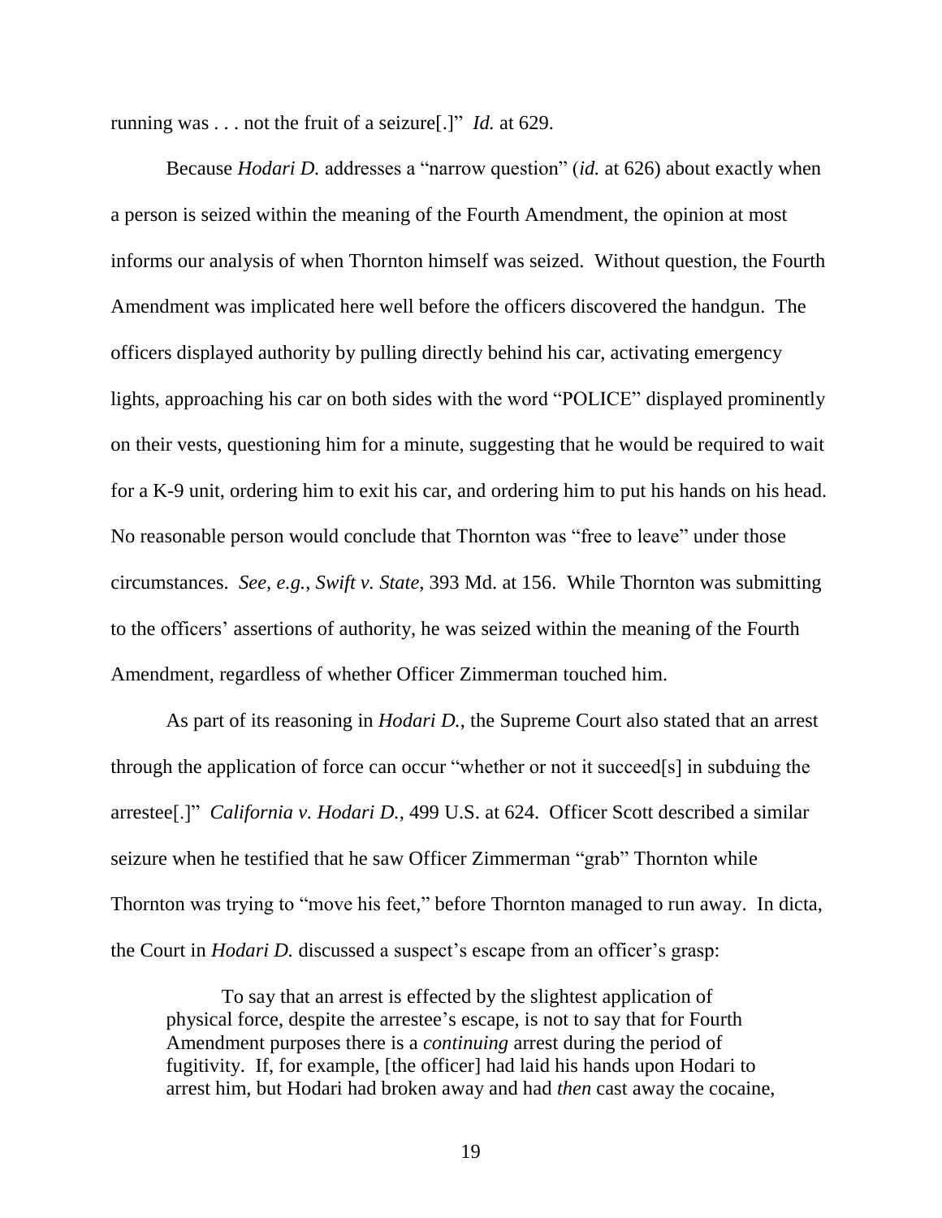running was . . . not the fruit of a seizure[.]" *Id.* at 629.

Because *Hodari D.* addresses a "narrow question" (*id.* at 626) about exactly when a person is seized within the meaning of the Fourth Amendment, the opinion at most informs our analysis of when Thornton himself was seized. Without question, the Fourth Amendment was implicated here well before the officers discovered the handgun. The officers displayed authority by pulling directly behind his car, activating emergency lights, approaching his car on both sides with the word "POLICE" displayed prominently on their vests, questioning him for a minute, suggesting that he would be required to wait for a K-9 unit, ordering him to exit his car, and ordering him to put his hands on his head. No reasonable person would conclude that Thornton was "free to leave" under those circumstances. *See, e.g.*, *Swift v. State*, 393 Md. at 156. While Thornton was submitting to the officers' assertions of authority, he was seized within the meaning of the Fourth Amendment, regardless of whether Officer Zimmerman touched him.

As part of its reasoning in *Hodari D.*, the Supreme Court also stated that an arrest through the application of force can occur "whether or not it succeed[s] in subduing the arrestee[.]" *California v. Hodari D.*, 499 U.S. at 624. Officer Scott described a similar seizure when he testified that he saw Officer Zimmerman "grab" Thornton while Thornton was trying to "move his feet," before Thornton managed to run away. In dicta, the Court in *Hodari D.* discussed a suspect's escape from an officer's grasp:

> To say that an arrest is effected by the slightest application of physical force, despite the arrestee's escape, is not to say that for Fourth Amendment purposes there is a *continuing* arrest during the period of fugitivity. If, for example, [the officer] had laid his hands upon Hodari to arrest him, but Hodari had broken away and had *then* cast away the cocaine,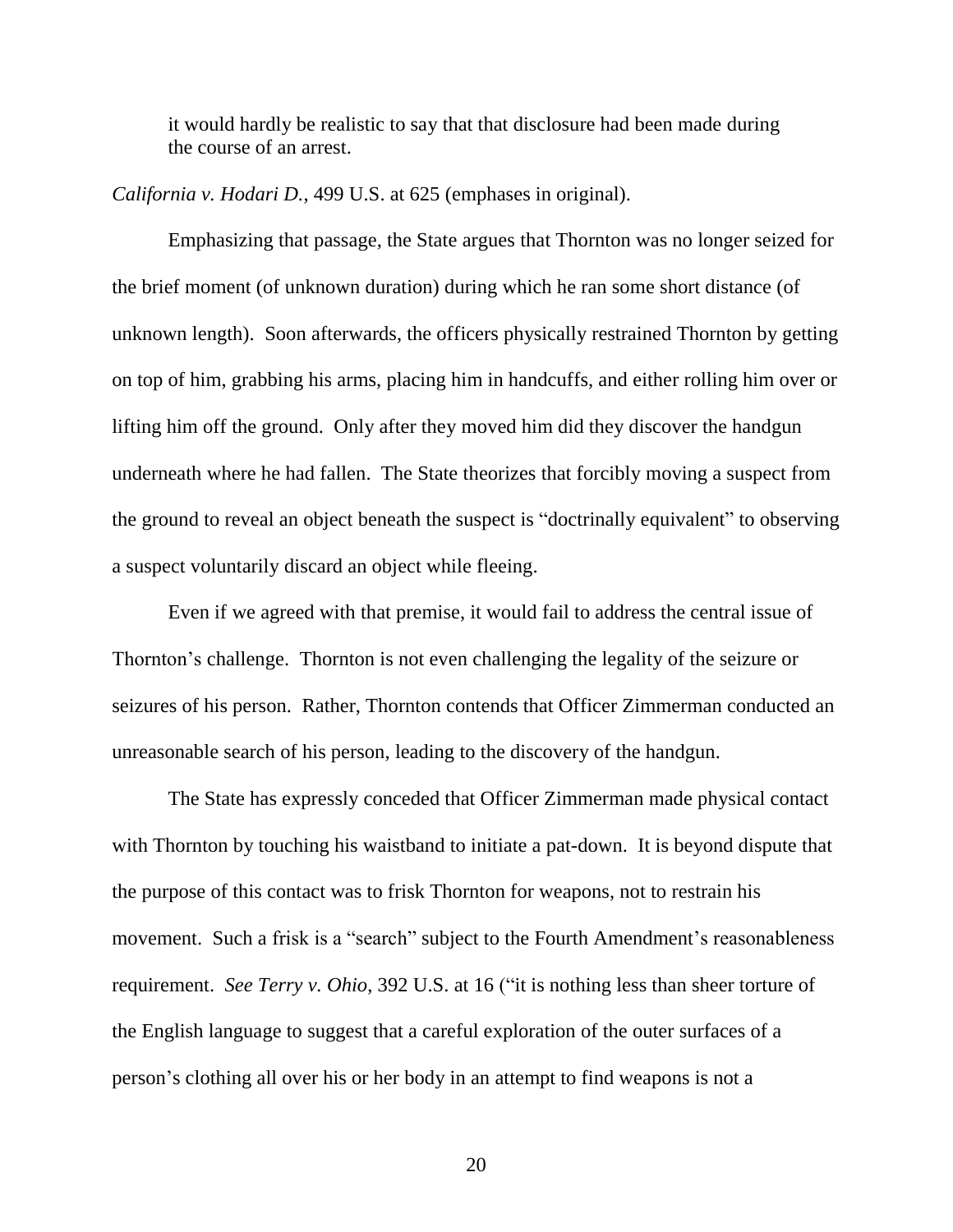it would hardly be realistic to say that that disclosure had been made during the course of an arrest.

*California v. Hodari D.*, 499 U.S. at 625 (emphases in original).

Emphasizing that passage, the State argues that Thornton was no longer seized for the brief moment (of unknown duration) during which he ran some short distance (of unknown length). Soon afterwards, the officers physically restrained Thornton by getting on top of him, grabbing his arms, placing him in handcuffs, and either rolling him over or lifting him off the ground. Only after they moved him did they discover the handgun underneath where he had fallen. The State theorizes that forcibly moving a suspect from the ground to reveal an object beneath the suspect is "doctrinally equivalent" to observing a suspect voluntarily discard an object while fleeing.

Even if we agreed with that premise, it would fail to address the central issue of Thornton's challenge. Thornton is not even challenging the legality of the seizure or seizures of his person. Rather, Thornton contends that Officer Zimmerman conducted an unreasonable search of his person, leading to the discovery of the handgun.

The State has expressly conceded that Officer Zimmerman made physical contact with Thornton by touching his waistband to initiate a pat-down. It is beyond dispute that the purpose of this contact was to frisk Thornton for weapons, not to restrain his movement. Such a frisk is a "search" subject to the Fourth Amendment's reasonableness requirement. *See Terry v. Ohio*, 392 U.S. at 16 ("it is nothing less than sheer torture of the English language to suggest that a careful exploration of the outer surfaces of a person's clothing all over his or her body in an attempt to find weapons is not a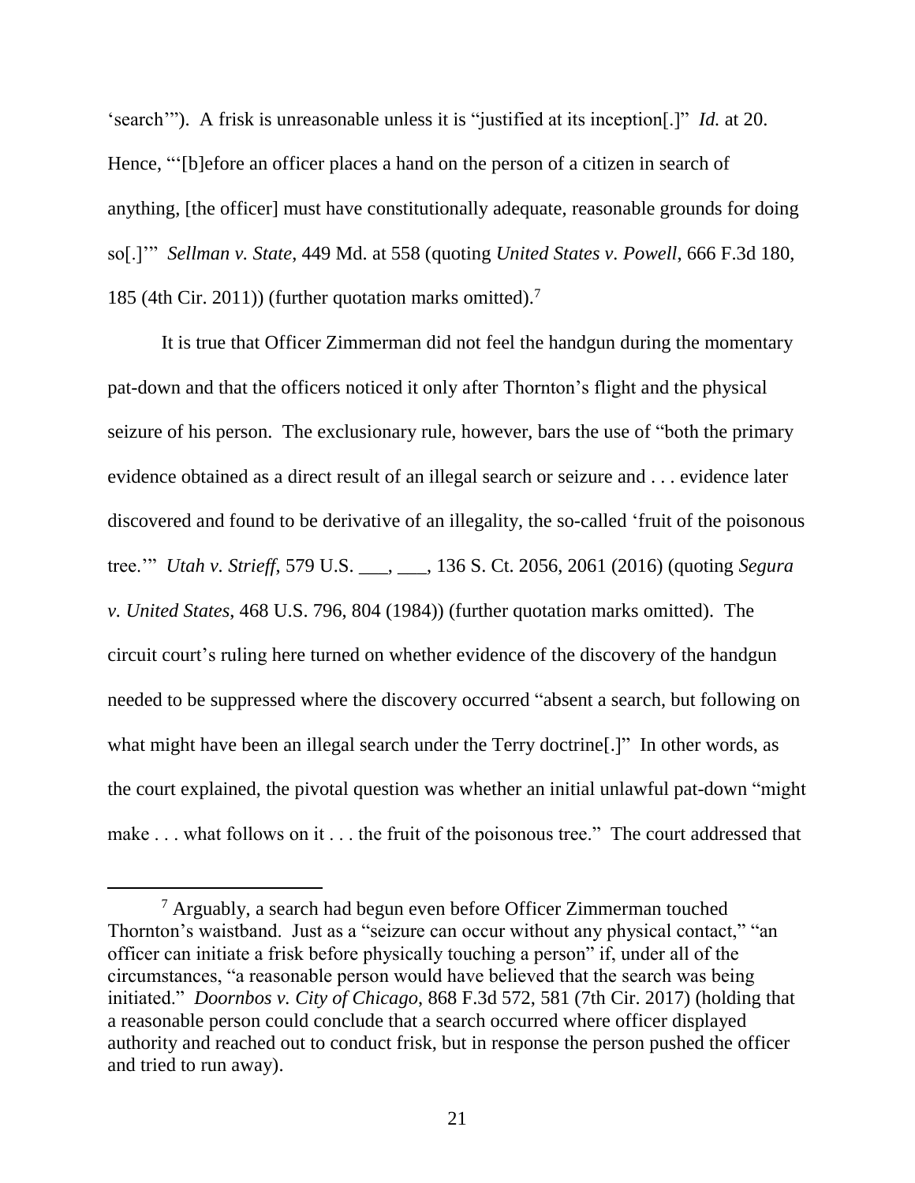'search'"). A frisk is unreasonable unless it is "justified at its inception[.]" *Id.* at 20. Hence, "'[b]efore an officer places a hand on the person of a citizen in search of anything, [the officer] must have constitutionally adequate, reasonable grounds for doing so[.]'" *Sellman v. State*, 449 Md. at 558 (quoting *United States v. Powell*, 666 F.3d 180, 185 (4th Cir. 2011)) (further quotation marks omitted).[7]

It is true that Officer Zimmerman did not feel the handgun during the momentary pat-down and that the officers noticed it only after Thornton's flight and the physical seizure of his person. The exclusionary rule, however, bars the use of "both the primary evidence obtained as a direct result of an illegal search or seizure and . . . evidence later discovered and found to be derivative of an illegality, the so-called 'fruit of the poisonous tree.'" *Utah v. Strieff*, 579 U.S. ___, ___, 136 S. Ct. 2056, 2061 (2016) (quoting *Segura v. United States*, 468 U.S. 796, 804 (1984)) (further quotation marks omitted). The circuit court's ruling here turned on whether evidence of the discovery of the handgun needed to be suppressed where the discovery occurred "absent a search, but following on what might have been an illegal search under the Terry doctrine[.]" In other words, as the court explained, the pivotal question was whether an initial unlawful pat-down "might make . . . what follows on it . . . the fruit of the poisonous tree." The court addressed that

---

[7] Arguably, a search had begun even before Officer Zimmerman touched Thornton's waistband. Just as a "seizure can occur without any physical contact," "an officer can initiate a frisk before physically touching a person" if, under all of the circumstances, "a reasonable person would have believed that the search was being initiated." *Doornbos v. City of Chicago*, 868 F.3d 572, 581 (7th Cir. 2017) (holding that a reasonable person could conclude that a search occurred where officer displayed authority and reached out to conduct frisk, but in response the person pushed the officer and tried to run away).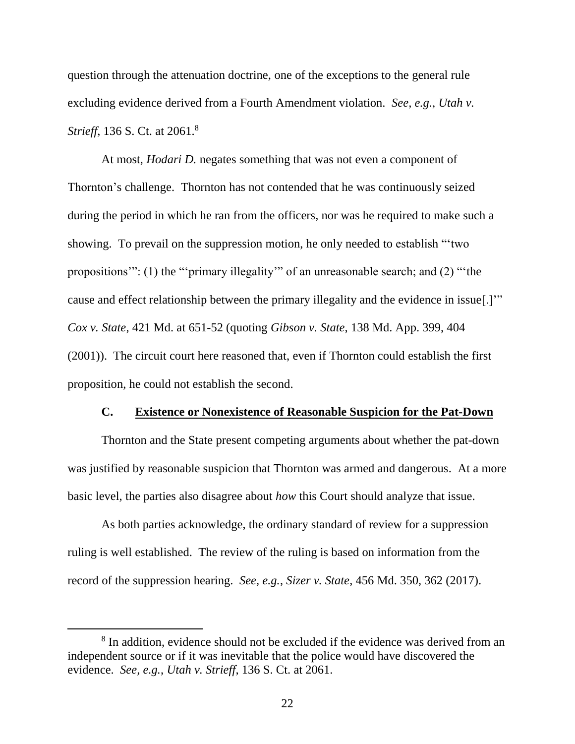question through the attenuation doctrine, one of the exceptions to the general rule excluding evidence derived from a Fourth Amendment violation. *See, e.g.*, *Utah v. Strieff*, 136 S. Ct. at 2061.[8]

At most, *Hodari D.* negates something that was not even a component of Thornton's challenge. Thornton has not contended that he was continuously seized during the period in which he ran from the officers, nor was he required to make such a showing. To prevail on the suppression motion, he only needed to establish "'two propositions'": (1) the "'primary illegality'" of an unreasonable search; and (2) "'the cause and effect relationship between the primary illegality and the evidence in issue[.]'" *Cox v. State*, 421 Md. at 651-52 (quoting *Gibson v. State*, 138 Md. App. 399, 404 (2001)). The circuit court here reasoned that, even if Thornton could establish the first proposition, he could not establish the second.

### C. Existence or Nonexistence of Reasonable Suspicion for the Pat-Down

Thornton and the State present competing arguments about whether the pat-down was justified by reasonable suspicion that Thornton was armed and dangerous. At a more basic level, the parties also disagree about *how* this Court should analyze that issue.

As both parties acknowledge, the ordinary standard of review for a suppression ruling is well established. The review of the ruling is based on information from the record of the suppression hearing. *See, e.g.*, *Sizer v. State*, 456 Md. 350, 362 (2017).

[8] In addition, evidence should not be excluded if the evidence was derived from an independent source or if it was inevitable that the police would have discovered the evidence. *See, e.g.*, *Utah v. Strieff*, 136 S. Ct. at 2061.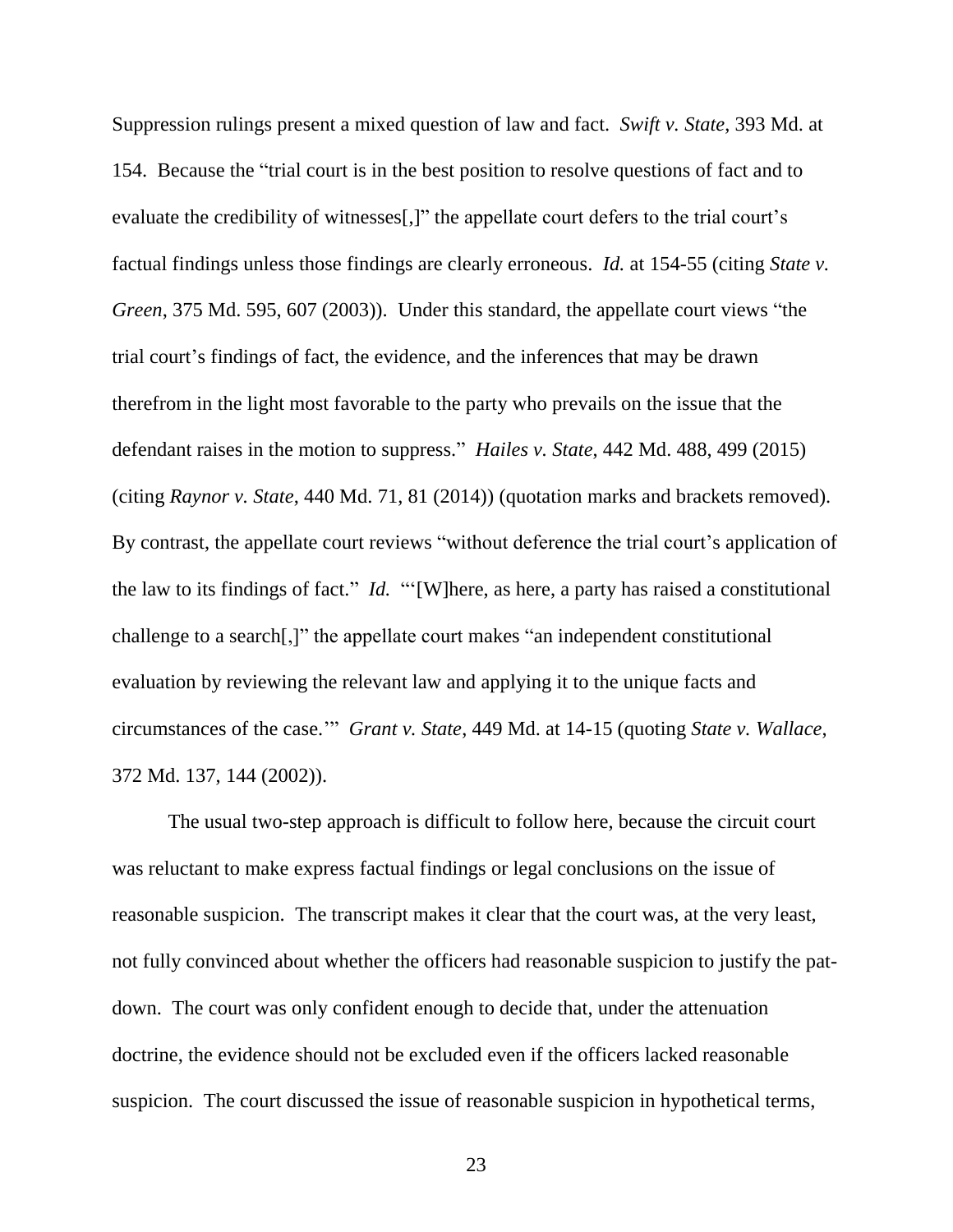Suppression rulings present a mixed question of law and fact. *Swift v. State*, 393 Md. at 154. Because the "trial court is in the best position to resolve questions of fact and to evaluate the credibility of witnesses[,]" the appellate court defers to the trial court's factual findings unless those findings are clearly erroneous. *Id.* at 154-55 (citing *State v. Green*, 375 Md. 595, 607 (2003)). Under this standard, the appellate court views "the trial court's findings of fact, the evidence, and the inferences that may be drawn therefrom in the light most favorable to the party who prevails on the issue that the defendant raises in the motion to suppress." *Hailes v. State*, 442 Md. 488, 499 (2015) (citing *Raynor v. State*, 440 Md. 71, 81 (2014)) (quotation marks and brackets removed). By contrast, the appellate court reviews "without deference the trial court's application of the law to its findings of fact." *Id.* "'[W]here, as here, a party has raised a constitutional challenge to a search[,]" the appellate court makes "an independent constitutional evaluation by reviewing the relevant law and applying it to the unique facts and circumstances of the case.'" *Grant v. State*, 449 Md. at 14-15 (quoting *State v. Wallace*, 372 Md. 137, 144 (2002)).

The usual two-step approach is difficult to follow here, because the circuit court was reluctant to make express factual findings or legal conclusions on the issue of reasonable suspicion. The transcript makes it clear that the court was, at the very least, not fully convinced about whether the officers had reasonable suspicion to justify the pat-down. The court was only confident enough to decide that, under the attenuation doctrine, the evidence should not be excluded even if the officers lacked reasonable suspicion. The court discussed the issue of reasonable suspicion in hypothetical terms,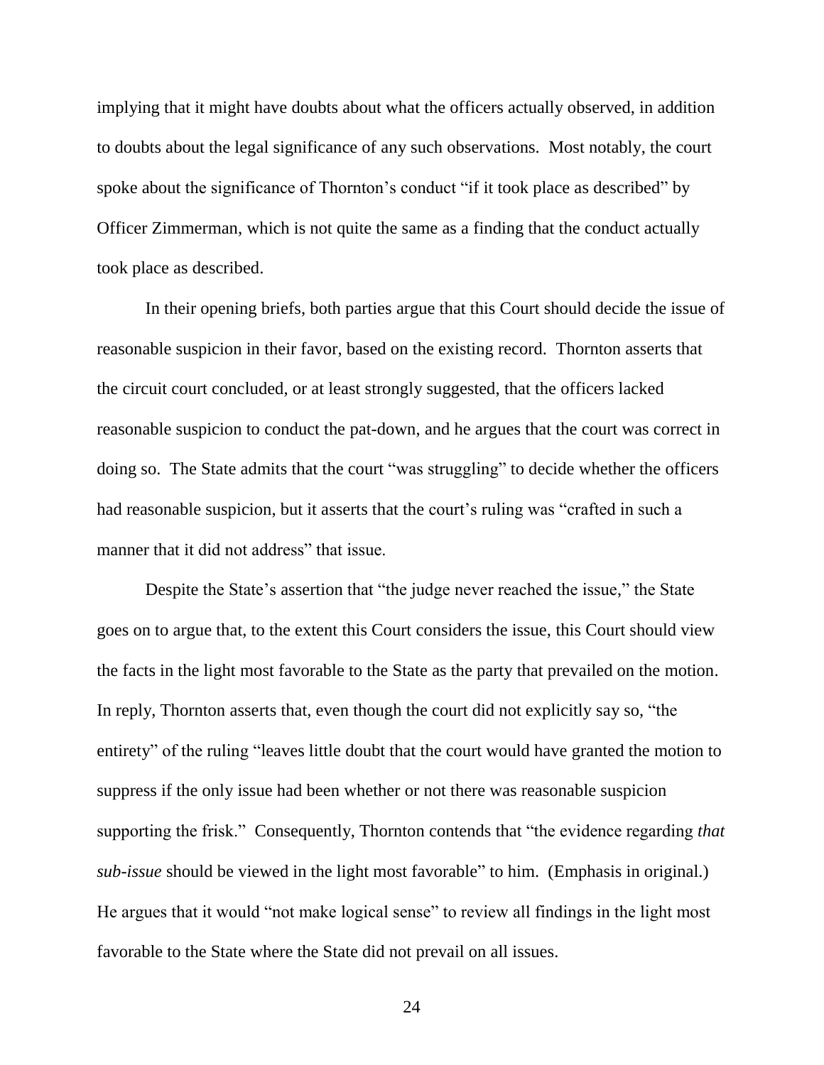implying that it might have doubts about what the officers actually observed, in addition to doubts about the legal significance of any such observations. Most notably, the court spoke about the significance of Thornton's conduct "if it took place as described" by Officer Zimmerman, which is not quite the same as a finding that the conduct actually took place as described.

In their opening briefs, both parties argue that this Court should decide the issue of reasonable suspicion in their favor, based on the existing record. Thornton asserts that the circuit court concluded, or at least strongly suggested, that the officers lacked reasonable suspicion to conduct the pat-down, and he argues that the court was correct in doing so. The State admits that the court "was struggling" to decide whether the officers had reasonable suspicion, but it asserts that the court's ruling was "crafted in such a manner that it did not address" that issue.

Despite the State's assertion that "the judge never reached the issue," the State goes on to argue that, to the extent this Court considers the issue, this Court should view the facts in the light most favorable to the State as the party that prevailed on the motion. In reply, Thornton asserts that, even though the court did not explicitly say so, "the entirety" of the ruling "leaves little doubt that the court would have granted the motion to suppress if the only issue had been whether or not there was reasonable suspicion supporting the frisk." Consequently, Thornton contends that "the evidence regarding *that sub-issue* should be viewed in the light most favorable" to him. (Emphasis in original.) He argues that it would "not make logical sense" to review all findings in the light most favorable to the State where the State did not prevail on all issues.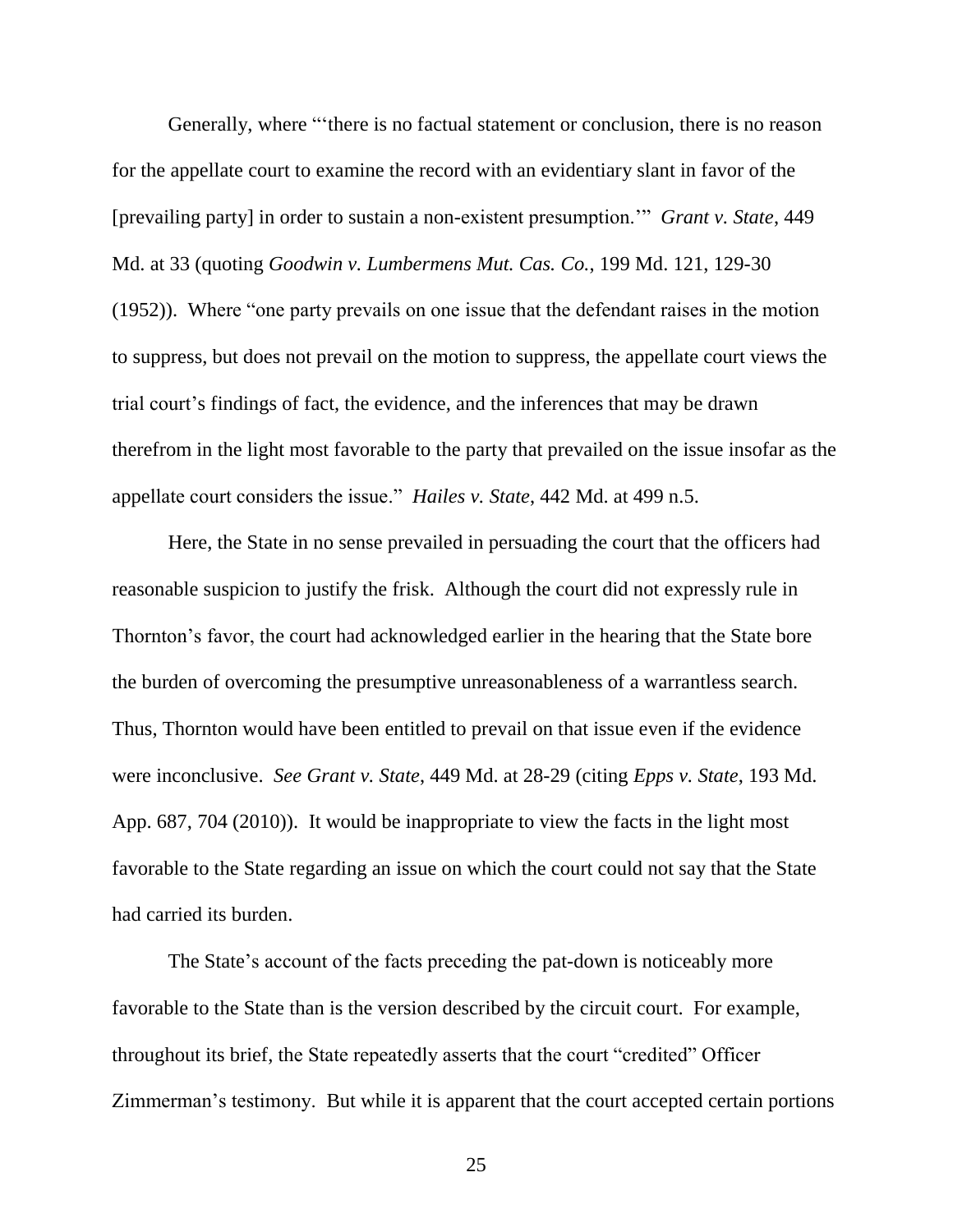Generally, where "'there is no factual statement or conclusion, there is no reason for the appellate court to examine the record with an evidentiary slant in favor of the [prevailing party] in order to sustain a non-existent presumption.'" *Grant v. State*, 449 Md. at 33 (quoting *Goodwin v. Lumbermens Mut. Cas. Co.*, 199 Md. 121, 129-30 (1952)). Where "one party prevails on one issue that the defendant raises in the motion to suppress, but does not prevail on the motion to suppress, the appellate court views the trial court's findings of fact, the evidence, and the inferences that may be drawn therefrom in the light most favorable to the party that prevailed on the issue insofar as the appellate court considers the issue." *Hailes v. State*, 442 Md. at 499 n.5.

Here, the State in no sense prevailed in persuading the court that the officers had reasonable suspicion to justify the frisk. Although the court did not expressly rule in Thornton's favor, the court had acknowledged earlier in the hearing that the State bore the burden of overcoming the presumptive unreasonableness of a warrantless search. Thus, Thornton would have been entitled to prevail on that issue even if the evidence were inconclusive. *See Grant v. State*, 449 Md. at 28-29 (citing *Epps v. State*, 193 Md. App. 687, 704 (2010)). It would be inappropriate to view the facts in the light most favorable to the State regarding an issue on which the court could not say that the State had carried its burden.

The State's account of the facts preceding the pat-down is noticeably more favorable to the State than is the version described by the circuit court. For example, throughout its brief, the State repeatedly asserts that the court "credited" Officer Zimmerman's testimony. But while it is apparent that the court accepted certain portions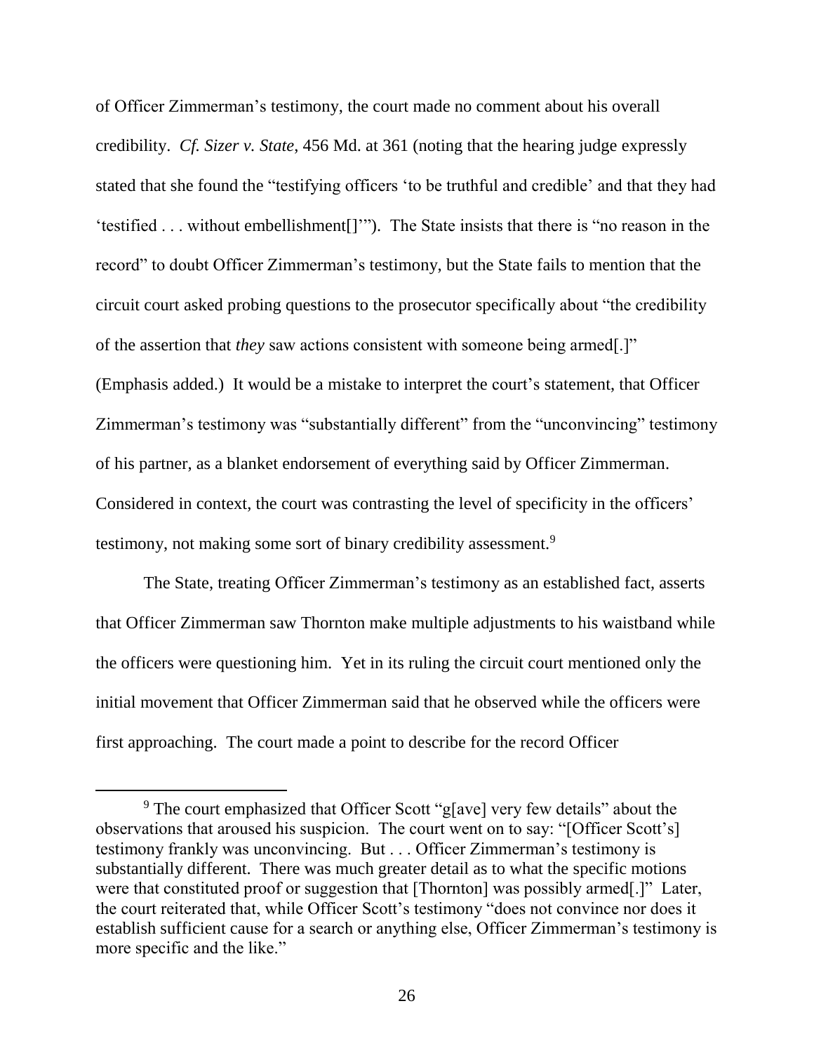of Officer Zimmerman's testimony, the court made no comment about his overall credibility. *Cf. Sizer v. State*, 456 Md. at 361 (noting that the hearing judge expressly stated that she found the "testifying officers 'to be truthful and credible' and that they had 'testified . . . without embellishment[]'"). The State insists that there is "no reason in the record" to doubt Officer Zimmerman's testimony, but the State fails to mention that the circuit court asked probing questions to the prosecutor specifically about "the credibility of the assertion that *they* saw actions consistent with someone being armed[.]" (Emphasis added.) It would be a mistake to interpret the court's statement, that Officer Zimmerman's testimony was "substantially different" from the "unconvincing" testimony of his partner, as a blanket endorsement of everything said by Officer Zimmerman. Considered in context, the court was contrasting the level of specificity in the officers' testimony, not making some sort of binary credibility assessment.[9]

The State, treating Officer Zimmerman's testimony as an established fact, asserts that Officer Zimmerman saw Thornton make multiple adjustments to his waistband while the officers were questioning him. Yet in its ruling the circuit court mentioned only the initial movement that Officer Zimmerman said that he observed while the officers were first approaching. The court made a point to describe for the record Officer

---

[9] The court emphasized that Officer Scott "g[ave] very few details" about the observations that aroused his suspicion. The court went on to say: "[Officer Scott's] testimony frankly was unconvincing. But . . . Officer Zimmerman's testimony is substantially different. There was much greater detail as to what the specific motions were that constituted proof or suggestion that [Thornton] was possibly armed[.]" Later, the court reiterated that, while Officer Scott's testimony "does not convince nor does it establish sufficient cause for a search or anything else, Officer Zimmerman's testimony is more specific and the like."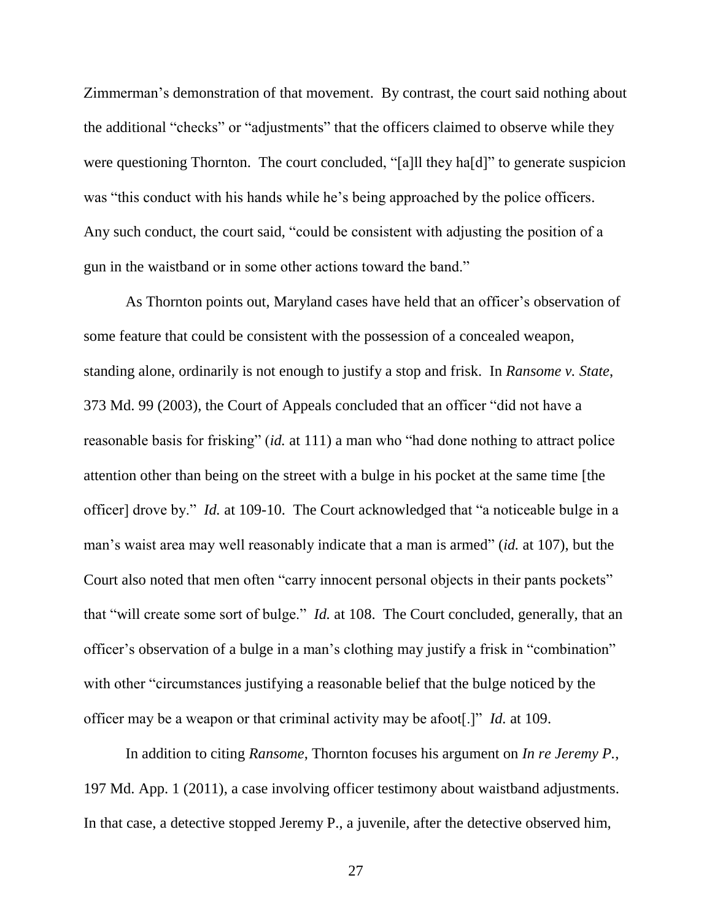Zimmerman's demonstration of that movement. By contrast, the court said nothing about the additional "checks" or "adjustments" that the officers claimed to observe while they were questioning Thornton. The court concluded, "[a]ll they ha[d]" to generate suspicion was "this conduct with his hands while he's being approached by the police officers. Any such conduct, the court said, "could be consistent with adjusting the position of a gun in the waistband or in some other actions toward the band."

As Thornton points out, Maryland cases have held that an officer's observation of some feature that could be consistent with the possession of a concealed weapon, standing alone, ordinarily is not enough to justify a stop and frisk. In *Ransome v. State*, 373 Md. 99 (2003), the Court of Appeals concluded that an officer "did not have a reasonable basis for frisking" (*id.* at 111) a man who "had done nothing to attract police attention other than being on the street with a bulge in his pocket at the same time [the officer] drove by." *Id.* at 109-10. The Court acknowledged that "a noticeable bulge in a man's waist area may well reasonably indicate that a man is armed" (*id.* at 107), but the Court also noted that men often "carry innocent personal objects in their pants pockets" that "will create some sort of bulge." *Id.* at 108. The Court concluded, generally, that an officer's observation of a bulge in a man's clothing may justify a frisk in "combination" with other "circumstances justifying a reasonable belief that the bulge noticed by the officer may be a weapon or that criminal activity may be afoot[.]" *Id.* at 109.

In addition to citing *Ransome*, Thornton focuses his argument on *In re Jeremy P.*, 197 Md. App. 1 (2011), a case involving officer testimony about waistband adjustments. In that case, a detective stopped Jeremy P., a juvenile, after the detective observed him,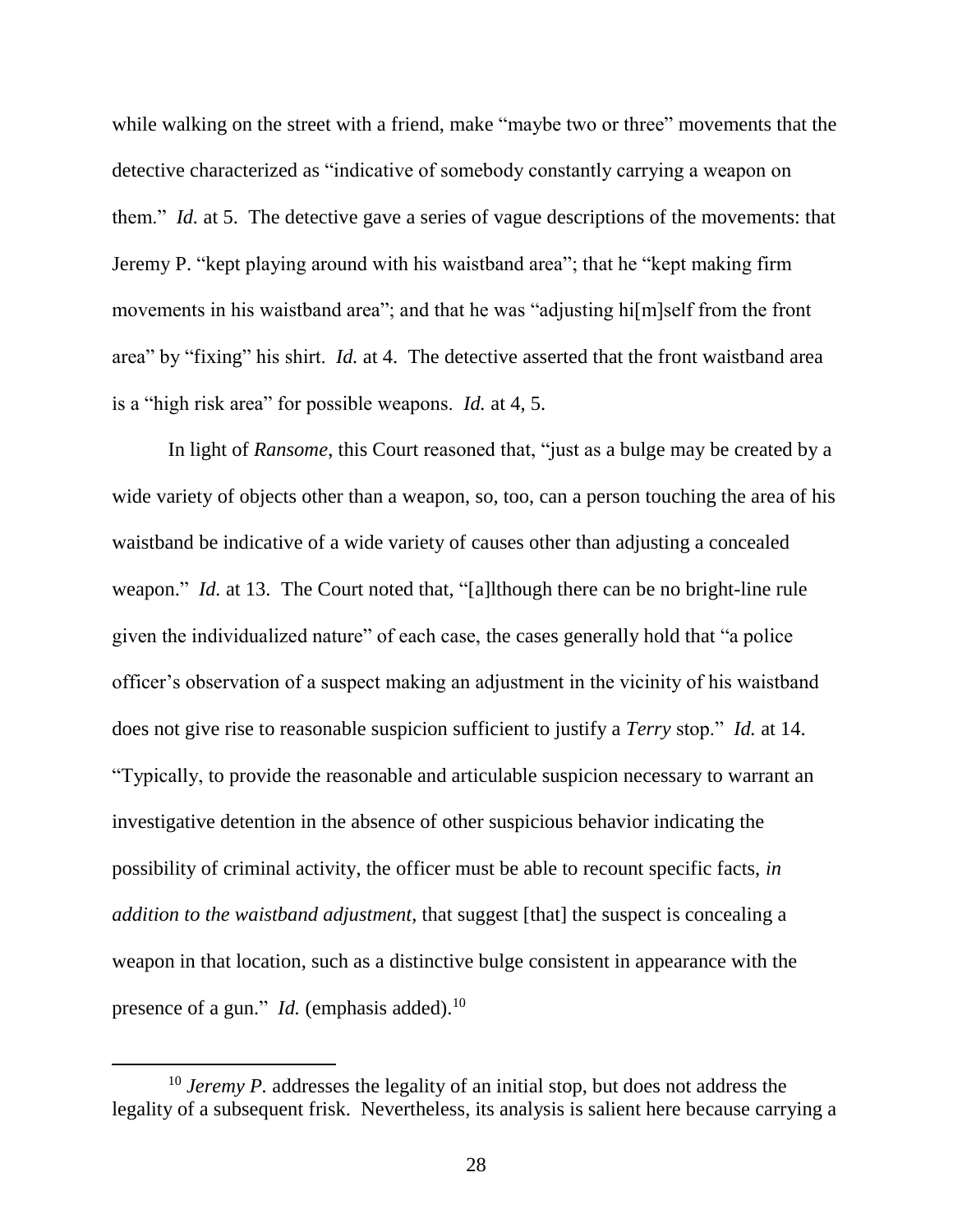while walking on the street with a friend, make "maybe two or three" movements that the detective characterized as "indicative of somebody constantly carrying a weapon on them." *Id.* at 5. The detective gave a series of vague descriptions of the movements: that Jeremy P. "kept playing around with his waistband area"; that he "kept making firm movements in his waistband area"; and that he was "adjusting hi[m]self from the front area" by "fixing" his shirt. *Id.* at 4. The detective asserted that the front waistband area is a "high risk area" for possible weapons. *Id.* at 4, 5.

In light of *Ransome*, this Court reasoned that, "just as a bulge may be created by a wide variety of objects other than a weapon, so, too, can a person touching the area of his waistband be indicative of a wide variety of causes other than adjusting a concealed weapon." *Id.* at 13. The Court noted that, "[a]lthough there can be no bright-line rule given the individualized nature" of each case, the cases generally hold that "a police officer's observation of a suspect making an adjustment in the vicinity of his waistband does not give rise to reasonable suspicion sufficient to justify a *Terry* stop." *Id.* at 14. "Typically, to provide the reasonable and articulable suspicion necessary to warrant an investigative detention in the absence of other suspicious behavior indicating the possibility of criminal activity, the officer must be able to recount specific facts, *in addition to the waistband adjustment*, that suggest [that] the suspect is concealing a weapon in that location, such as a distinctive bulge consistent in appearance with the presence of a gun." *Id.* (emphasis added).[10]

---

[10] *Jeremy P.* addresses the legality of an initial stop, but does not address the legality of a subsequent frisk. Nevertheless, its analysis is salient here because carrying a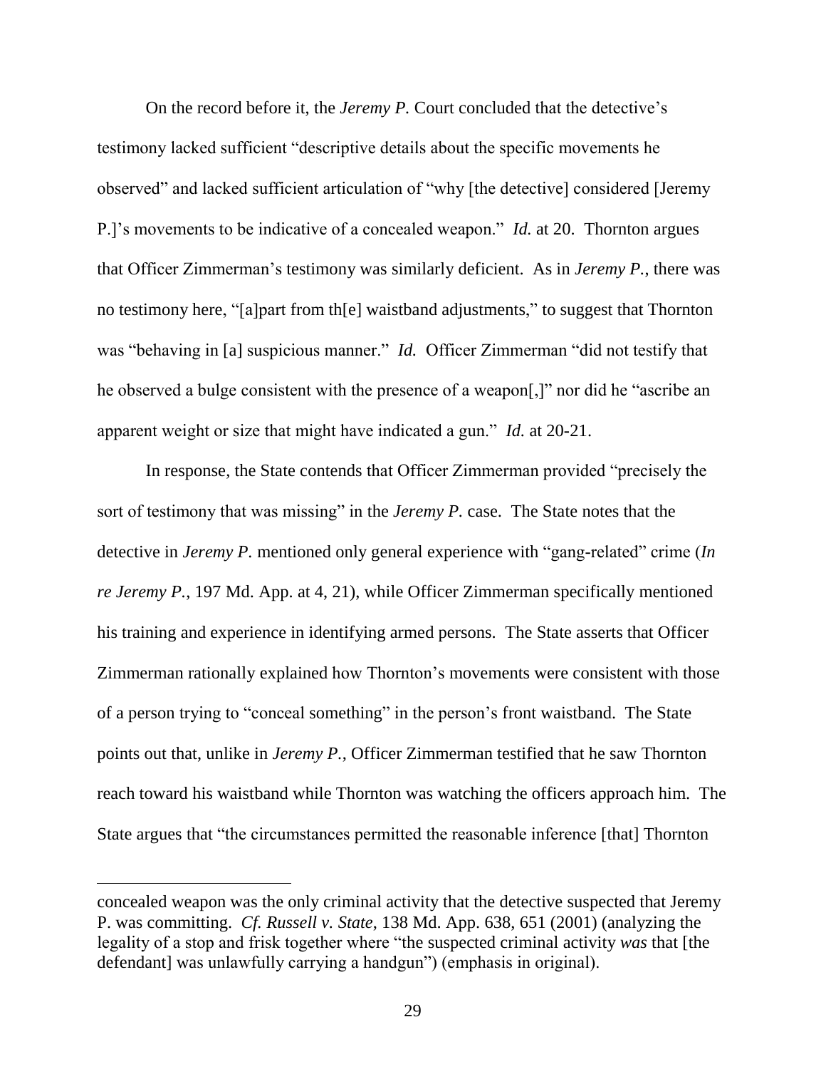On the record before it, the *Jeremy P.* Court concluded that the detective's testimony lacked sufficient "descriptive details about the specific movements he observed" and lacked sufficient articulation of "why [the detective] considered [Jeremy P.]'s movements to be indicative of a concealed weapon." *Id.* at 20. Thornton argues that Officer Zimmerman's testimony was similarly deficient. As in *Jeremy P.*, there was no testimony here, "[a]part from th[e] waistband adjustments," to suggest that Thornton was "behaving in [a] suspicious manner." *Id.* Officer Zimmerman "did not testify that he observed a bulge consistent with the presence of a weapon[,]" nor did he "ascribe an apparent weight or size that might have indicated a gun." *Id.* at 20-21.

In response, the State contends that Officer Zimmerman provided "precisely the sort of testimony that was missing" in the *Jeremy P.* case. The State notes that the detective in *Jeremy P.* mentioned only general experience with "gang-related" crime (*In re Jeremy P.*, 197 Md. App. at 4, 21), while Officer Zimmerman specifically mentioned his training and experience in identifying armed persons. The State asserts that Officer Zimmerman rationally explained how Thornton's movements were consistent with those of a person trying to "conceal something" in the person's front waistband. The State points out that, unlike in *Jeremy P.*, Officer Zimmerman testified that he saw Thornton reach toward his waistband while Thornton was watching the officers approach him. The State argues that "the circumstances permitted the reasonable inference [that] Thornton

---

concealed weapon was the only criminal activity that the detective suspected that Jeremy P. was committing. *Cf. Russell v. State*, 138 Md. App. 638, 651 (2001) (analyzing the legality of a stop and frisk together where "the suspected criminal activity *was* that [the defendant] was unlawfully carrying a handgun") (emphasis in original).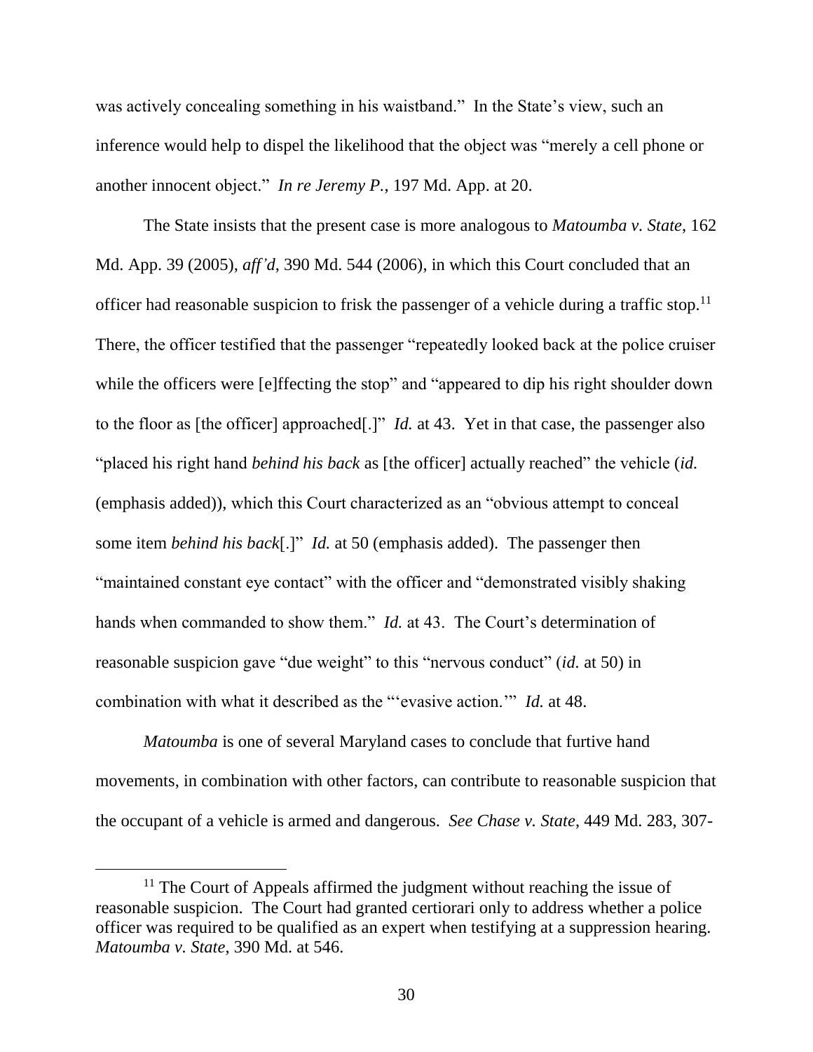was actively concealing something in his waistband." In the State's view, such an inference would help to dispel the likelihood that the object was "merely a cell phone or another innocent object." *In re Jeremy P.*, 197 Md. App. at 20.

The State insists that the present case is more analogous to *Matoumba v. State*, 162 Md. App. 39 (2005), *aff'd*, 390 Md. 544 (2006), in which this Court concluded that an officer had reasonable suspicion to frisk the passenger of a vehicle during a traffic stop.[11] There, the officer testified that the passenger "repeatedly looked back at the police cruiser while the officers were [e]ffecting the stop" and "appeared to dip his right shoulder down to the floor as [the officer] approached[.]" *Id.* at 43. Yet in that case, the passenger also "placed his right hand *behind his back* as [the officer] actually reached" the vehicle (*id.* (emphasis added)), which this Court characterized as an "obvious attempt to conceal some item *behind his back*[.]" *Id.* at 50 (emphasis added). The passenger then "maintained constant eye contact" with the officer and "demonstrated visibly shaking hands when commanded to show them." *Id.* at 43. The Court's determination of reasonable suspicion gave "due weight" to this "nervous conduct" (*id.* at 50) in combination with what it described as the "'evasive action.'" *Id.* at 48.

*Matoumba* is one of several Maryland cases to conclude that furtive hand movements, in combination with other factors, can contribute to reasonable suspicion that the occupant of a vehicle is armed and dangerous. *See Chase v. State*, 449 Md. 283, 307-

---

[11] The Court of Appeals affirmed the judgment without reaching the issue of reasonable suspicion. The Court had granted certiorari only to address whether a police officer was required to be qualified as an expert when testifying at a suppression hearing. *Matoumba v. State*, 390 Md. at 546.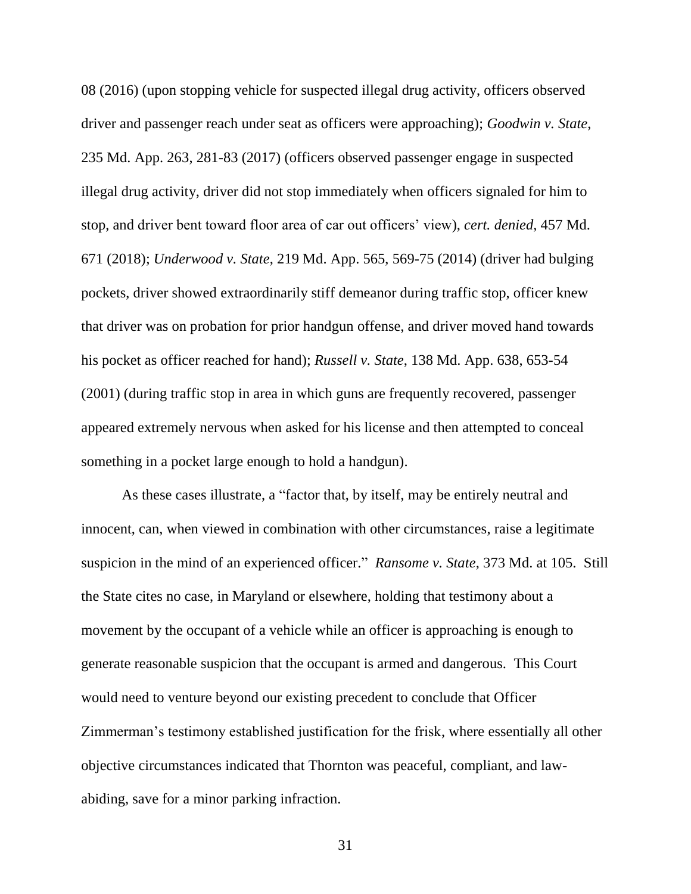08 (2016) (upon stopping vehicle for suspected illegal drug activity, officers observed driver and passenger reach under seat as officers were approaching); *Goodwin v. State*, 235 Md. App. 263, 281-83 (2017) (officers observed passenger engage in suspected illegal drug activity, driver did not stop immediately when officers signaled for him to stop, and driver bent toward floor area of car out officers' view), *cert. denied*, 457 Md. 671 (2018); *Underwood v. State*, 219 Md. App. 565, 569-75 (2014) (driver had bulging pockets, driver showed extraordinarily stiff demeanor during traffic stop, officer knew that driver was on probation for prior handgun offense, and driver moved hand towards his pocket as officer reached for hand); *Russell v. State*, 138 Md. App. 638, 653-54 (2001) (during traffic stop in area in which guns are frequently recovered, passenger appeared extremely nervous when asked for his license and then attempted to conceal something in a pocket large enough to hold a handgun).

As these cases illustrate, a "factor that, by itself, may be entirely neutral and innocent, can, when viewed in combination with other circumstances, raise a legitimate suspicion in the mind of an experienced officer." *Ransome v. State*, 373 Md. at 105. Still the State cites no case, in Maryland or elsewhere, holding that testimony about a movement by the occupant of a vehicle while an officer is approaching is enough to generate reasonable suspicion that the occupant is armed and dangerous. This Court would need to venture beyond our existing precedent to conclude that Officer Zimmerman's testimony established justification for the frisk, where essentially all other objective circumstances indicated that Thornton was peaceful, compliant, and law-abiding, save for a minor parking infraction.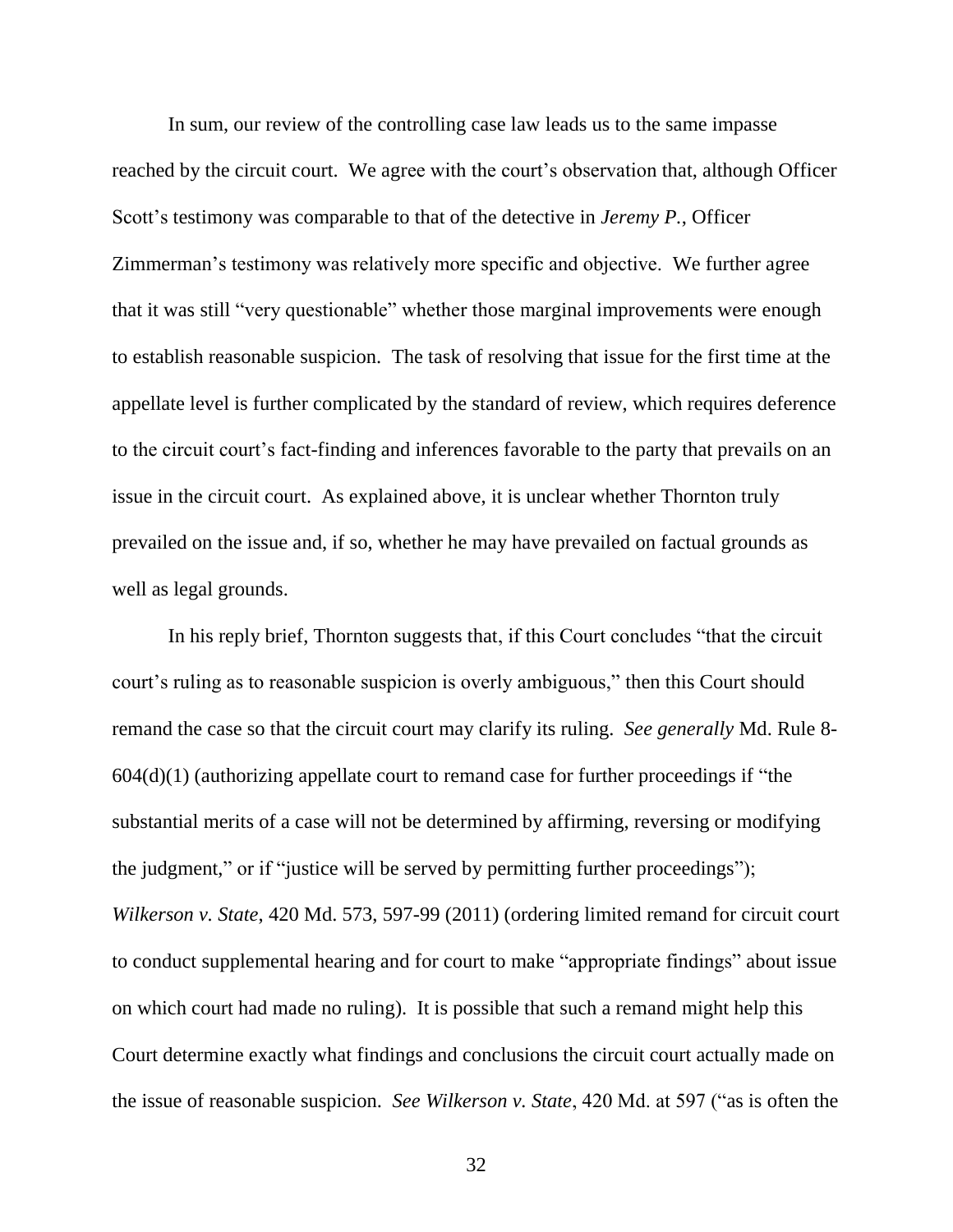In sum, our review of the controlling case law leads us to the same impasse reached by the circuit court. We agree with the court's observation that, although Officer Scott's testimony was comparable to that of the detective in *Jeremy P.*, Officer Zimmerman's testimony was relatively more specific and objective. We further agree that it was still "very questionable" whether those marginal improvements were enough to establish reasonable suspicion. The task of resolving that issue for the first time at the appellate level is further complicated by the standard of review, which requires deference to the circuit court's fact-finding and inferences favorable to the party that prevails on an issue in the circuit court. As explained above, it is unclear whether Thornton truly prevailed on the issue and, if so, whether he may have prevailed on factual grounds as well as legal grounds.

In his reply brief, Thornton suggests that, if this Court concludes "that the circuit court's ruling as to reasonable suspicion is overly ambiguous," then this Court should remand the case so that the circuit court may clarify its ruling. *See generally* Md. Rule 8-604(d)(1) (authorizing appellate court to remand case for further proceedings if "the substantial merits of a case will not be determined by affirming, reversing or modifying the judgment," or if "justice will be served by permitting further proceedings"); *Wilkerson v. State*, 420 Md. 573, 597-99 (2011) (ordering limited remand for circuit court to conduct supplemental hearing and for court to make "appropriate findings" about issue on which court had made no ruling). It is possible that such a remand might help this Court determine exactly what findings and conclusions the circuit court actually made on the issue of reasonable suspicion. *See Wilkerson v. State*, 420 Md. at 597 ("as is often the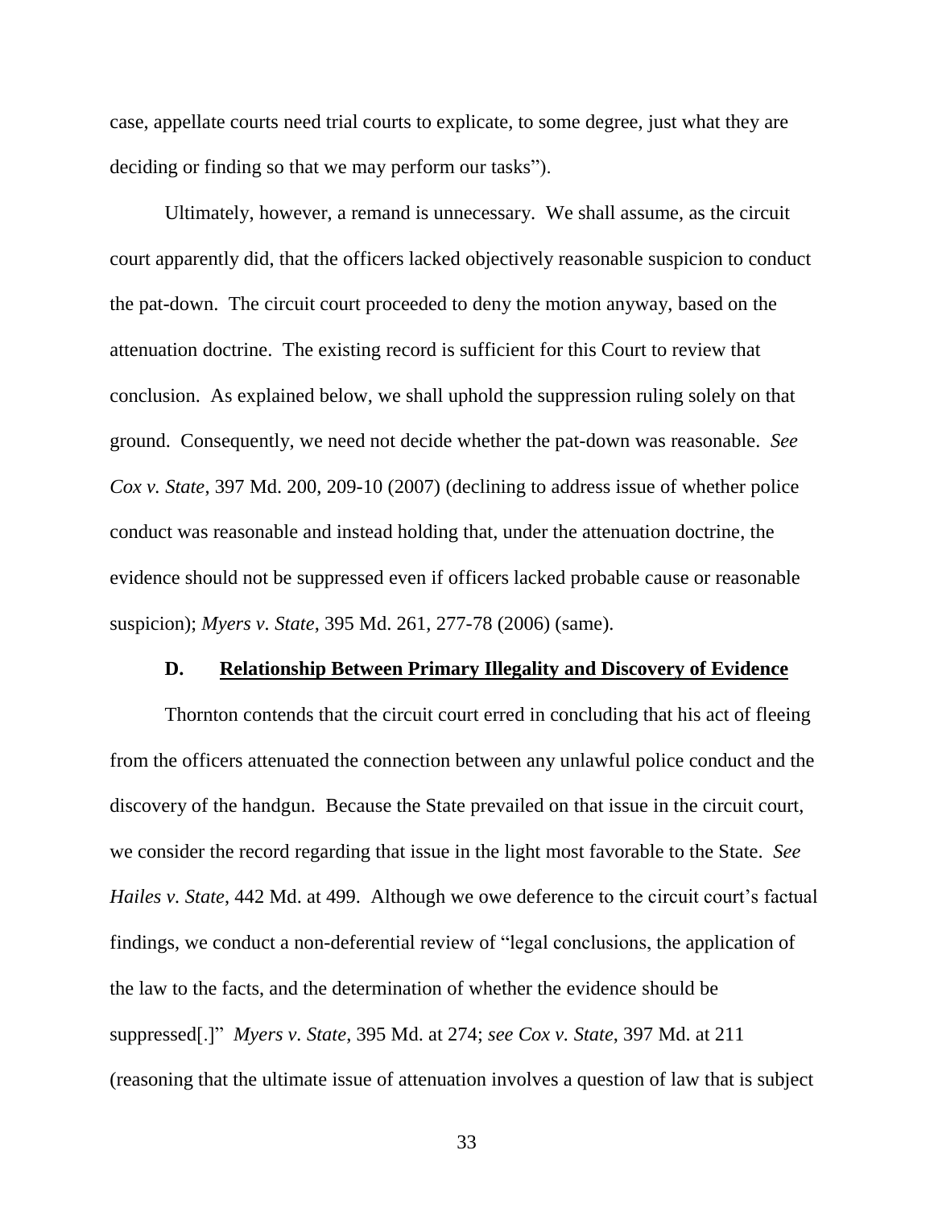case, appellate courts need trial courts to explicate, to some degree, just what they are deciding or finding so that we may perform our tasks").

Ultimately, however, a remand is unnecessary. We shall assume, as the circuit court apparently did, that the officers lacked objectively reasonable suspicion to conduct the pat-down. The circuit court proceeded to deny the motion anyway, based on the attenuation doctrine. The existing record is sufficient for this Court to review that conclusion. As explained below, we shall uphold the suppression ruling solely on that ground. Consequently, we need not decide whether the pat-down was reasonable. *See Cox v. State*, 397 Md. 200, 209-10 (2007) (declining to address issue of whether police conduct was reasonable and instead holding that, under the attenuation doctrine, the evidence should not be suppressed even if officers lacked probable cause or reasonable suspicion); *Myers v. State*, 395 Md. 261, 277-78 (2006) (same).

### D. Relationship Between Primary Illegality and Discovery of Evidence

Thornton contends that the circuit court erred in concluding that his act of fleeing from the officers attenuated the connection between any unlawful police conduct and the discovery of the handgun. Because the State prevailed on that issue in the circuit court, we consider the record regarding that issue in the light most favorable to the State. *See Hailes v. State*, 442 Md. at 499. Although we owe deference to the circuit court's factual findings, we conduct a non-deferential review of "legal conclusions, the application of the law to the facts, and the determination of whether the evidence should be suppressed[.]" *Myers v. State*, 395 Md. at 274; *see Cox v. State*, 397 Md. at 211 (reasoning that the ultimate issue of attenuation involves a question of law that is subject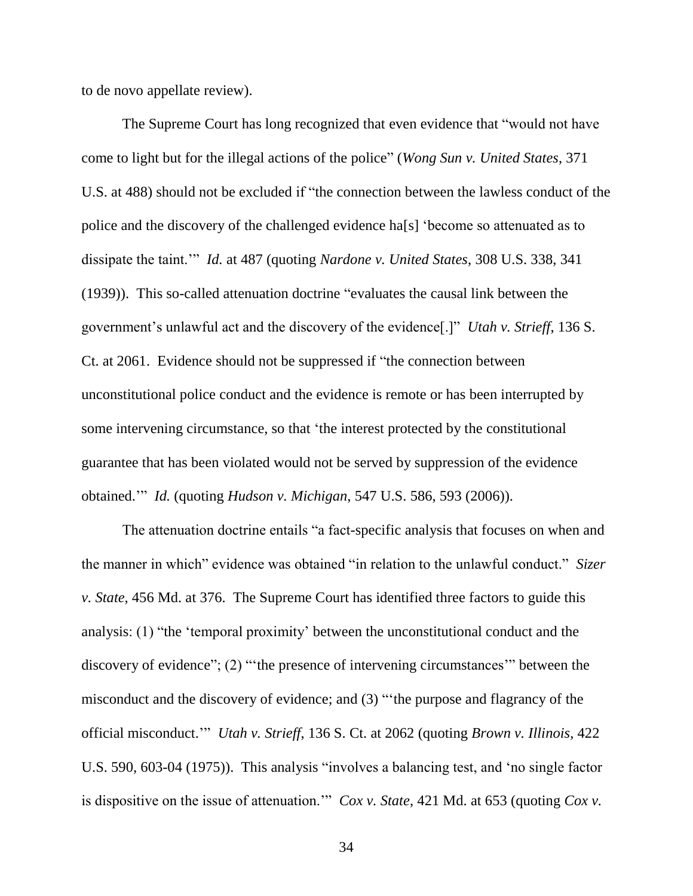to de novo appellate review).

The Supreme Court has long recognized that even evidence that "would not have come to light but for the illegal actions of the police" (*Wong Sun v. United States*, 371 U.S. at 488) should not be excluded if "the connection between the lawless conduct of the police and the discovery of the challenged evidence ha[s] 'become so attenuated as to dissipate the taint.'" *Id.* at 487 (quoting *Nardone v. United States*, 308 U.S. 338, 341 (1939)). This so-called attenuation doctrine "evaluates the causal link between the government's unlawful act and the discovery of the evidence[.]" *Utah v. Strieff*, 136 S. Ct. at 2061. Evidence should not be suppressed if "the connection between unconstitutional police conduct and the evidence is remote or has been interrupted by some intervening circumstance, so that 'the interest protected by the constitutional guarantee that has been violated would not be served by suppression of the evidence obtained.'" *Id.* (quoting *Hudson v. Michigan*, 547 U.S. 586, 593 (2006)).

The attenuation doctrine entails "a fact-specific analysis that focuses on when and the manner in which" evidence was obtained "in relation to the unlawful conduct." *Sizer v. State*, 456 Md. at 376. The Supreme Court has identified three factors to guide this analysis: (1) "the 'temporal proximity' between the unconstitutional conduct and the discovery of evidence"; (2) "'the presence of intervening circumstances'" between the misconduct and the discovery of evidence; and (3) "'the purpose and flagrancy of the official misconduct.'" *Utah v. Strieff*, 136 S. Ct. at 2062 (quoting *Brown v. Illinois*, 422 U.S. 590, 603-04 (1975)). This analysis "involves a balancing test, and 'no single factor is dispositive on the issue of attenuation.'" *Cox v. State*, 421 Md. at 653 (quoting *Cox v.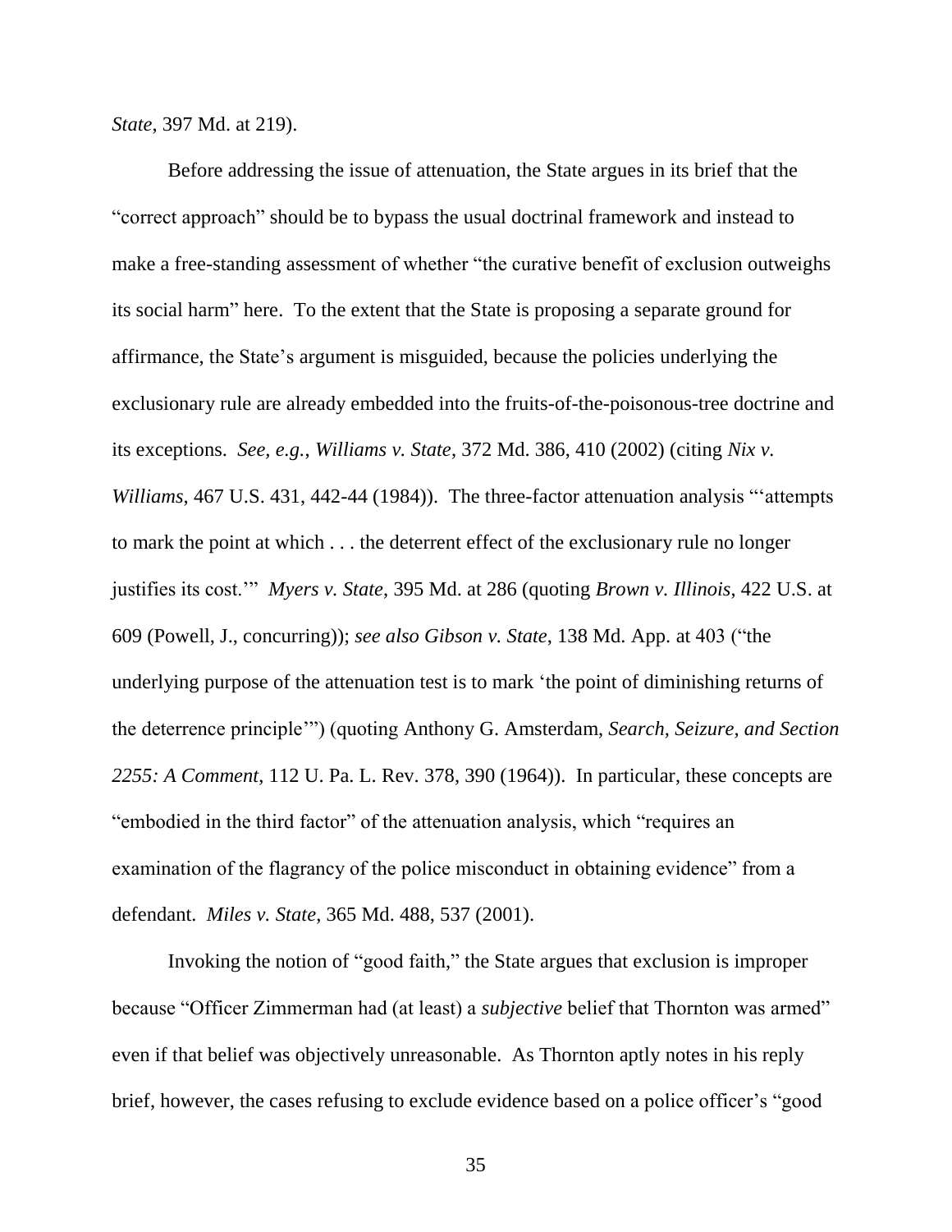*State*, 397 Md. at 219).

Before addressing the issue of attenuation, the State argues in its brief that the "correct approach" should be to bypass the usual doctrinal framework and instead to make a free-standing assessment of whether "the curative benefit of exclusion outweighs its social harm" here. To the extent that the State is proposing a separate ground for affirmance, the State's argument is misguided, because the policies underlying the exclusionary rule are already embedded into the fruits-of-the-poisonous-tree doctrine and its exceptions. *See, e.g.*, *Williams v. State*, 372 Md. 386, 410 (2002) (citing *Nix v. Williams*, 467 U.S. 431, 442-44 (1984)). The three-factor attenuation analysis "'attempts to mark the point at which . . . the deterrent effect of the exclusionary rule no longer justifies its cost.'" *Myers v. State*, 395 Md. at 286 (quoting *Brown v. Illinois*, 422 U.S. at 609 (Powell, J., concurring)); *see also Gibson v. State*, 138 Md. App. at 403 ("the underlying purpose of the attenuation test is to mark 'the point of diminishing returns of the deterrence principle'") (quoting Anthony G. Amsterdam, *Search, Seizure, and Section 2255: A Comment*, 112 U. Pa. L. Rev. 378, 390 (1964)). In particular, these concepts are "embodied in the third factor" of the attenuation analysis, which "requires an examination of the flagrancy of the police misconduct in obtaining evidence" from a defendant. *Miles v. State*, 365 Md. 488, 537 (2001).

Invoking the notion of "good faith," the State argues that exclusion is improper because "Officer Zimmerman had (at least) a *subjective* belief that Thornton was armed" even if that belief was objectively unreasonable. As Thornton aptly notes in his reply brief, however, the cases refusing to exclude evidence based on a police officer's "good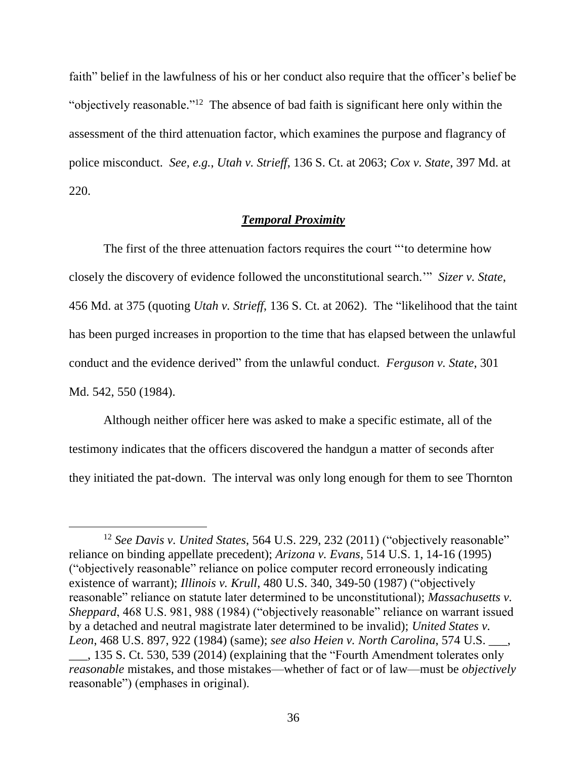faith" belief in the lawfulness of his or her conduct also require that the officer's belief be "objectively reasonable."[12] The absence of bad faith is significant here only within the assessment of the third attenuation factor, which examines the purpose and flagrancy of police misconduct. *See, e.g.*, *Utah v. Strieff*, 136 S. Ct. at 2063; *Cox v. State*, 397 Md. at 220.

***Temporal Proximity***

The first of the three attenuation factors requires the court "'to determine how closely the discovery of evidence followed the unconstitutional search.'" *Sizer v. State*, 456 Md. at 375 (quoting *Utah v. Strieff*, 136 S. Ct. at 2062). The "likelihood that the taint has been purged increases in proportion to the time that has elapsed between the unlawful conduct and the evidence derived" from the unlawful conduct. *Ferguson v. State*, 301 Md. 542, 550 (1984).

Although neither officer here was asked to make a specific estimate, all of the testimony indicates that the officers discovered the handgun a matter of seconds after they initiated the pat-down. The interval was only long enough for them to see Thornton

---

[12] *See Davis v. United States*, 564 U.S. 229, 232 (2011) ("objectively reasonable" reliance on binding appellate precedent); *Arizona v. Evans*, 514 U.S. 1, 14-16 (1995) ("objectively reasonable" reliance on police computer record erroneously indicating existence of warrant); *Illinois v. Krull*, 480 U.S. 340, 349-50 (1987) ("objectively reasonable" reliance on statute later determined to be unconstitutional); *Massachusetts v. Sheppard*, 468 U.S. 981, 988 (1984) ("objectively reasonable" reliance on warrant issued by a detached and neutral magistrate later determined to be invalid); *United States v. Leon*, 468 U.S. 897, 922 (1984) (same); *see also Heien v. North Carolina*, 574 U.S. ___, ___, 135 S. Ct. 530, 539 (2014) (explaining that the "Fourth Amendment tolerates only *reasonable* mistakes, and those mistakes—whether of fact or of law—must be *objectively* reasonable") (emphases in original).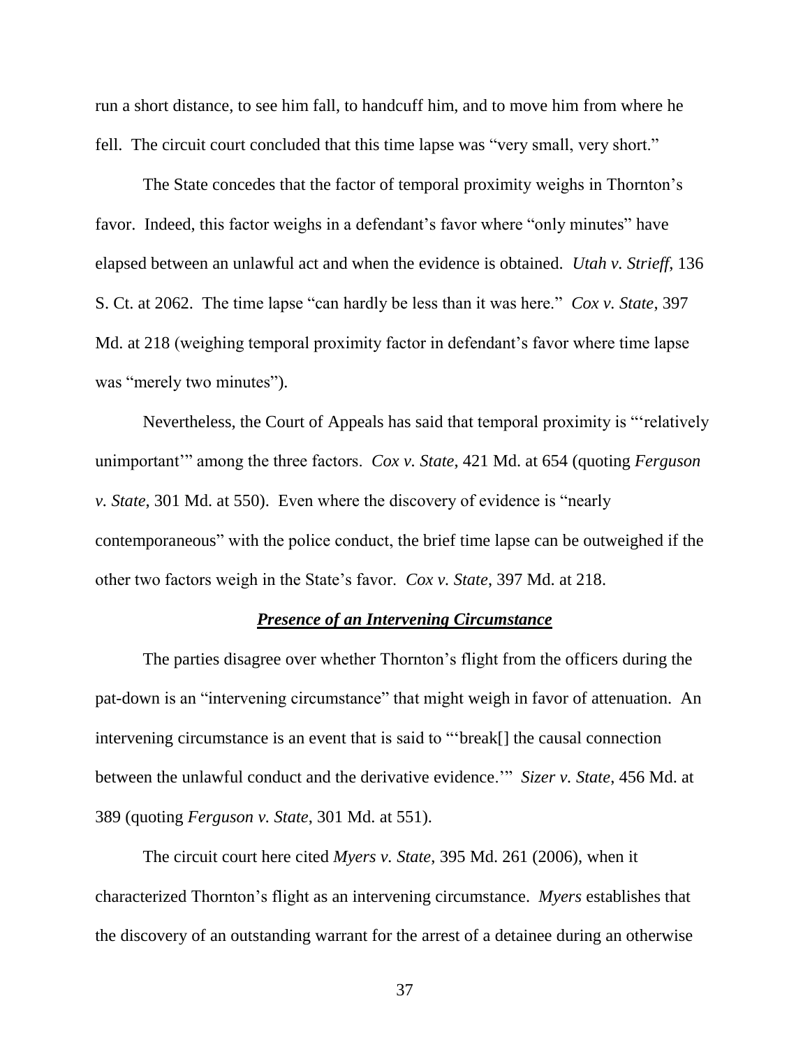run a short distance, to see him fall, to handcuff him, and to move him from where he fell. The circuit court concluded that this time lapse was "very small, very short."

The State concedes that the factor of temporal proximity weighs in Thornton's favor. Indeed, this factor weighs in a defendant's favor where "only minutes" have elapsed between an unlawful act and when the evidence is obtained. *Utah v. Strieff*, 136 S. Ct. at 2062. The time lapse "can hardly be less than it was here." *Cox v. State*, 397 Md. at 218 (weighing temporal proximity factor in defendant's favor where time lapse was "merely two minutes").

Nevertheless, the Court of Appeals has said that temporal proximity is "'relatively unimportant'" among the three factors. *Cox v. State*, 421 Md. at 654 (quoting *Ferguson v. State*, 301 Md. at 550). Even where the discovery of evidence is "nearly contemporaneous" with the police conduct, the brief time lapse can be outweighed if the other two factors weigh in the State's favor. *Cox v. State*, 397 Md. at 218.

***Presence of an Intervening Circumstance***

The parties disagree over whether Thornton's flight from the officers during the pat-down is an "intervening circumstance" that might weigh in favor of attenuation. An intervening circumstance is an event that is said to "'break[] the causal connection between the unlawful conduct and the derivative evidence.'" *Sizer v. State*, 456 Md. at 389 (quoting *Ferguson v. State*, 301 Md. at 551).

The circuit court here cited *Myers v. State*, 395 Md. 261 (2006), when it characterized Thornton's flight as an intervening circumstance. *Myers* establishes that the discovery of an outstanding warrant for the arrest of a detainee during an otherwise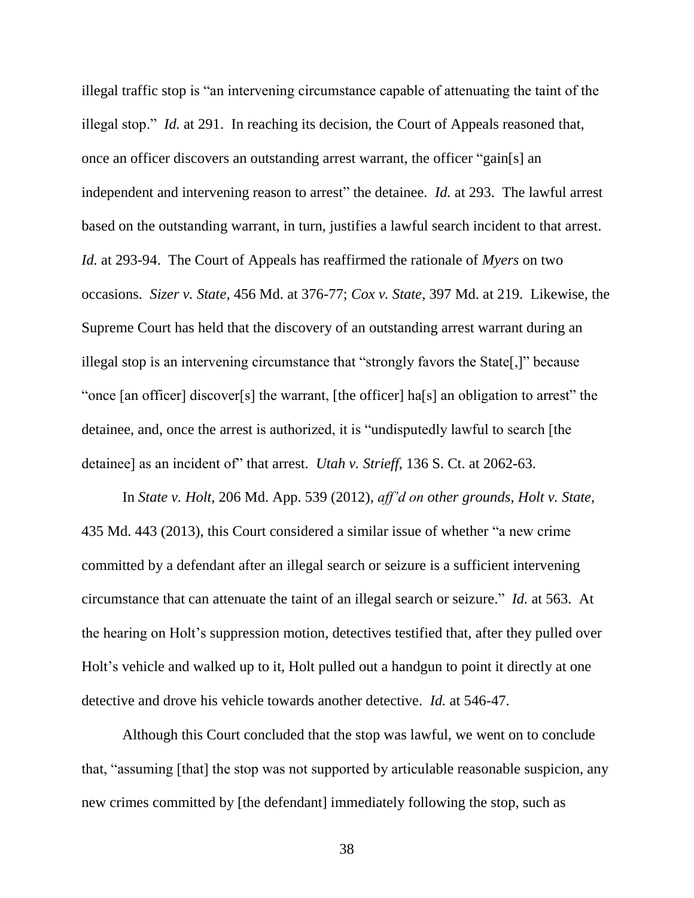illegal traffic stop is "an intervening circumstance capable of attenuating the taint of the illegal stop." *Id.* at 291. In reaching its decision, the Court of Appeals reasoned that, once an officer discovers an outstanding arrest warrant, the officer "gain[s] an independent and intervening reason to arrest" the detainee. *Id.* at 293. The lawful arrest based on the outstanding warrant, in turn, justifies a lawful search incident to that arrest. *Id.* at 293-94. The Court of Appeals has reaffirmed the rationale of *Myers* on two occasions. *Sizer v. State*, 456 Md. at 376-77; *Cox v. State*, 397 Md. at 219. Likewise, the Supreme Court has held that the discovery of an outstanding arrest warrant during an illegal stop is an intervening circumstance that "strongly favors the State[,]" because "once [an officer] discover[s] the warrant, [the officer] ha[s] an obligation to arrest" the detainee, and, once the arrest is authorized, it is "undisputedly lawful to search [the detainee] as an incident of" that arrest. *Utah v. Strieff*, 136 S. Ct. at 2062-63.

In *State v. Holt*, 206 Md. App. 539 (2012), *aff'd on other grounds*, *Holt v. State*, 435 Md. 443 (2013), this Court considered a similar issue of whether "a new crime committed by a defendant after an illegal search or seizure is a sufficient intervening circumstance that can attenuate the taint of an illegal search or seizure." *Id.* at 563. At the hearing on Holt's suppression motion, detectives testified that, after they pulled over Holt's vehicle and walked up to it, Holt pulled out a handgun to point it directly at one detective and drove his vehicle towards another detective. *Id.* at 546-47.

Although this Court concluded that the stop was lawful, we went on to conclude that, "assuming [that] the stop was not supported by articulable reasonable suspicion, any new crimes committed by [the defendant] immediately following the stop, such as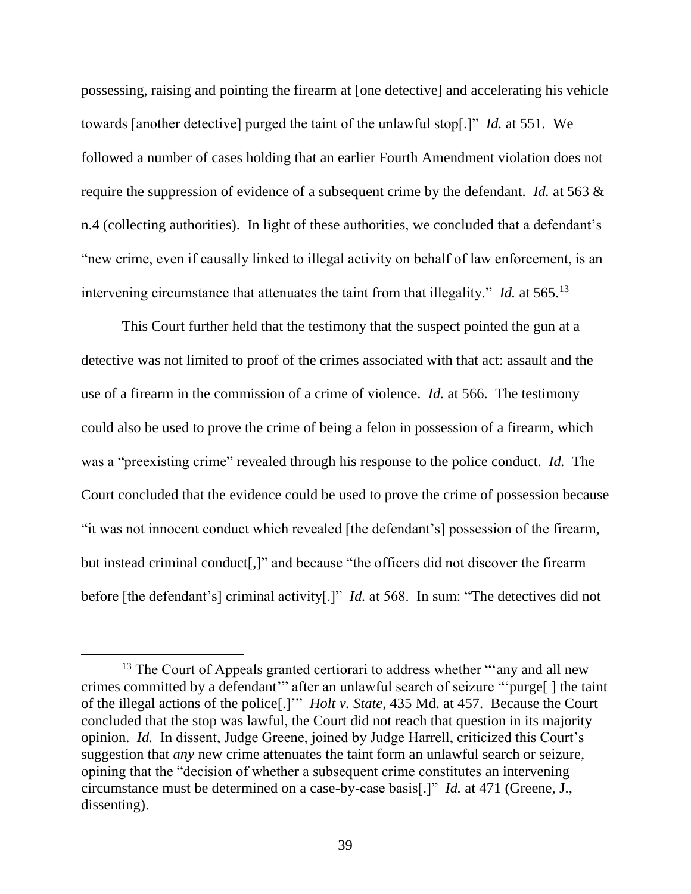possessing, raising and pointing the firearm at [one detective] and accelerating his vehicle towards [another detective] purged the taint of the unlawful stop[.]" *Id.* at 551. We followed a number of cases holding that an earlier Fourth Amendment violation does not require the suppression of evidence of a subsequent crime by the defendant. *Id.* at 563 & n.4 (collecting authorities). In light of these authorities, we concluded that a defendant's "new crime, even if causally linked to illegal activity on behalf of law enforcement, is an intervening circumstance that attenuates the taint from that illegality." *Id.* at 565.[13]

This Court further held that the testimony that the suspect pointed the gun at a detective was not limited to proof of the crimes associated with that act: assault and the use of a firearm in the commission of a crime of violence. *Id.* at 566. The testimony could also be used to prove the crime of being a felon in possession of a firearm, which was a "preexisting crime" revealed through his response to the police conduct. *Id.* The Court concluded that the evidence could be used to prove the crime of possession because "it was not innocent conduct which revealed [the defendant's] possession of the firearm, but instead criminal conduct[,]" and because "the officers did not discover the firearm before [the defendant's] criminal activity[.]" *Id.* at 568. In sum: "The detectives did not

[13] The Court of Appeals granted certiorari to address whether "'any and all new crimes committed by a defendant'" after an unlawful search of seizure "'purge[ ] the taint of the illegal actions of the police[.]'" *Holt v. State*, 435 Md. at 457. Because the Court concluded that the stop was lawful, the Court did not reach that question in its majority opinion. *Id.* In dissent, Judge Greene, joined by Judge Harrell, criticized this Court's suggestion that *any* new crime attenuates the taint form an unlawful search or seizure, opining that the "decision of whether a subsequent crime constitutes an intervening circumstance must be determined on a case-by-case basis[.]" *Id.* at 471 (Greene, J., dissenting).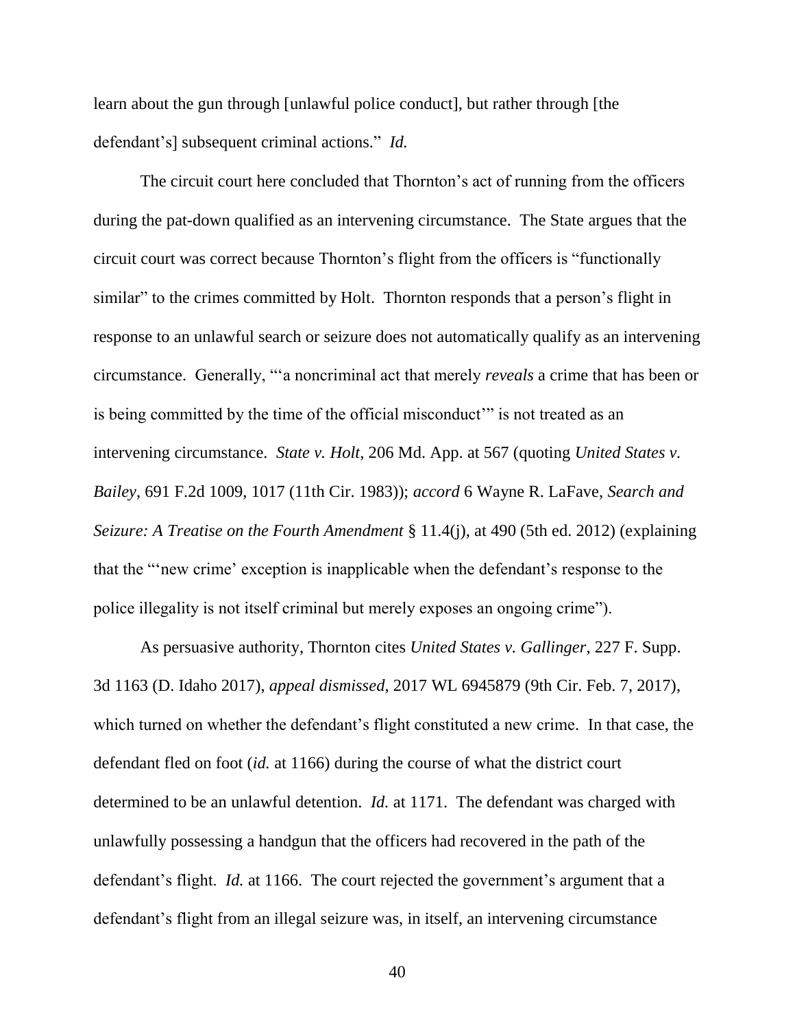learn about the gun through [unlawful police conduct], but rather through [the defendant's] subsequent criminal actions." *Id.*

The circuit court here concluded that Thornton's act of running from the officers during the pat-down qualified as an intervening circumstance. The State argues that the circuit court was correct because Thornton's flight from the officers is "functionally similar" to the crimes committed by Holt. Thornton responds that a person's flight in response to an unlawful search or seizure does not automatically qualify as an intervening circumstance. Generally, "'a noncriminal act that merely *reveals* a crime that has been or is being committed by the time of the official misconduct'" is not treated as an intervening circumstance. *State v. Holt*, 206 Md. App. at 567 (quoting *United States v. Bailey*, 691 F.2d 1009, 1017 (11th Cir. 1983)); *accord* 6 Wayne R. LaFave, *Search and Seizure: A Treatise on the Fourth Amendment* § 11.4(j), at 490 (5th ed. 2012) (explaining that the "'new crime' exception is inapplicable when the defendant's response to the police illegality is not itself criminal but merely exposes an ongoing crime").

As persuasive authority, Thornton cites *United States v. Gallinger*, 227 F. Supp. 3d 1163 (D. Idaho 2017), *appeal dismissed*, 2017 WL 6945879 (9th Cir. Feb. 7, 2017), which turned on whether the defendant's flight constituted a new crime. In that case, the defendant fled on foot (*id.* at 1166) during the course of what the district court determined to be an unlawful detention. *Id.* at 1171. The defendant was charged with unlawfully possessing a handgun that the officers had recovered in the path of the defendant's flight. *Id.* at 1166. The court rejected the government's argument that a defendant's flight from an illegal seizure was, in itself, an intervening circumstance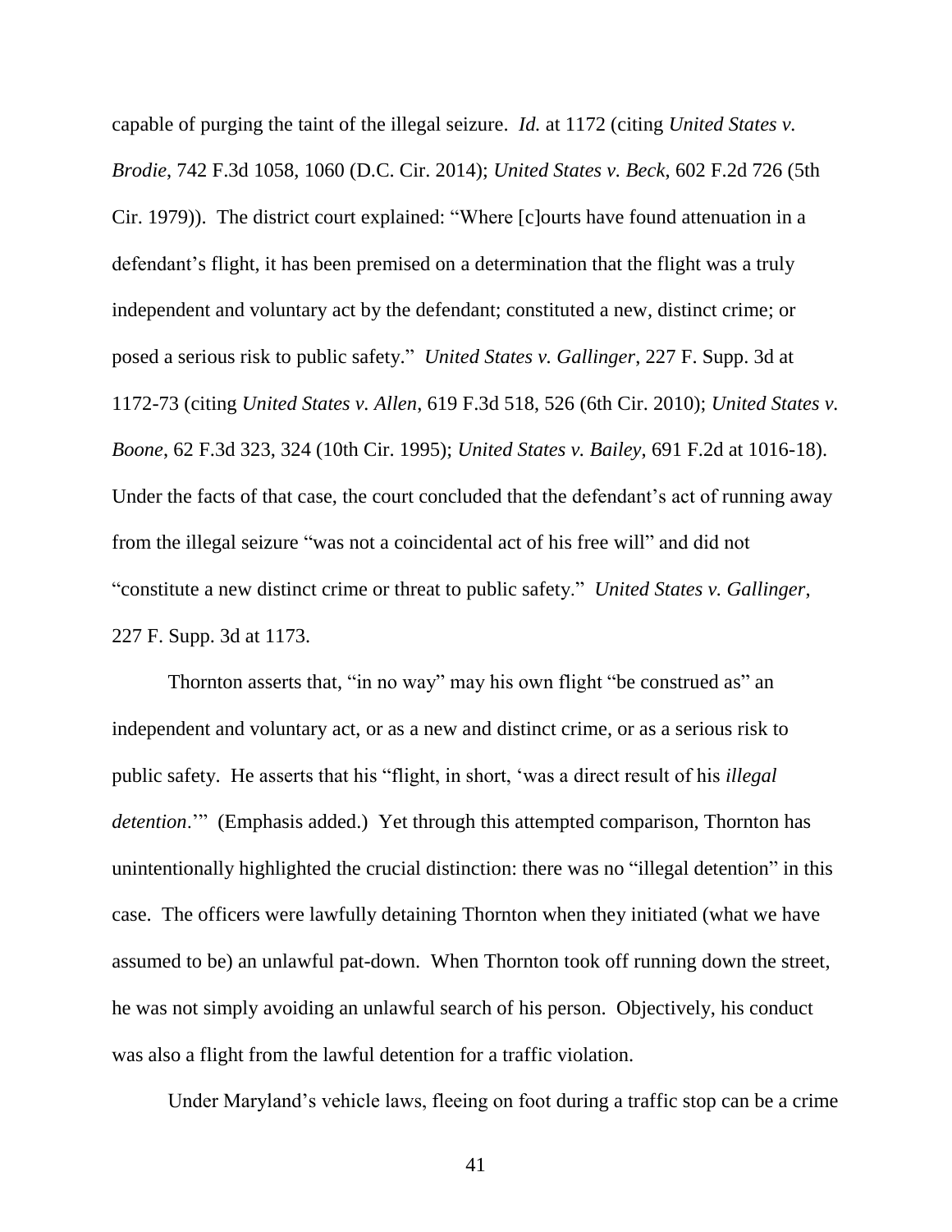capable of purging the taint of the illegal seizure. *Id.* at 1172 (citing *United States v. Brodie*, 742 F.3d 1058, 1060 (D.C. Cir. 2014); *United States v. Beck*, 602 F.2d 726 (5th Cir. 1979)). The district court explained: "Where [c]ourts have found attenuation in a defendant's flight, it has been premised on a determination that the flight was a truly independent and voluntary act by the defendant; constituted a new, distinct crime; or posed a serious risk to public safety." *United States v. Gallinger*, 227 F. Supp. 3d at 1172-73 (citing *United States v. Allen*, 619 F.3d 518, 526 (6th Cir. 2010); *United States v. Boone*, 62 F.3d 323, 324 (10th Cir. 1995); *United States v. Bailey*, 691 F.2d at 1016-18). Under the facts of that case, the court concluded that the defendant's act of running away from the illegal seizure "was not a coincidental act of his free will" and did not "constitute a new distinct crime or threat to public safety." *United States v. Gallinger*, 227 F. Supp. 3d at 1173.

Thornton asserts that, "in no way" may his own flight "be construed as" an independent and voluntary act, or as a new and distinct crime, or as a serious risk to public safety. He asserts that his "flight, in short, 'was a direct result of his *illegal detention*.'" (Emphasis added.) Yet through this attempted comparison, Thornton has unintentionally highlighted the crucial distinction: there was no "illegal detention" in this case. The officers were lawfully detaining Thornton when they initiated (what we have assumed to be) an unlawful pat-down. When Thornton took off running down the street, he was not simply avoiding an unlawful search of his person. Objectively, his conduct was also a flight from the lawful detention for a traffic violation.

Under Maryland's vehicle laws, fleeing on foot during a traffic stop can be a crime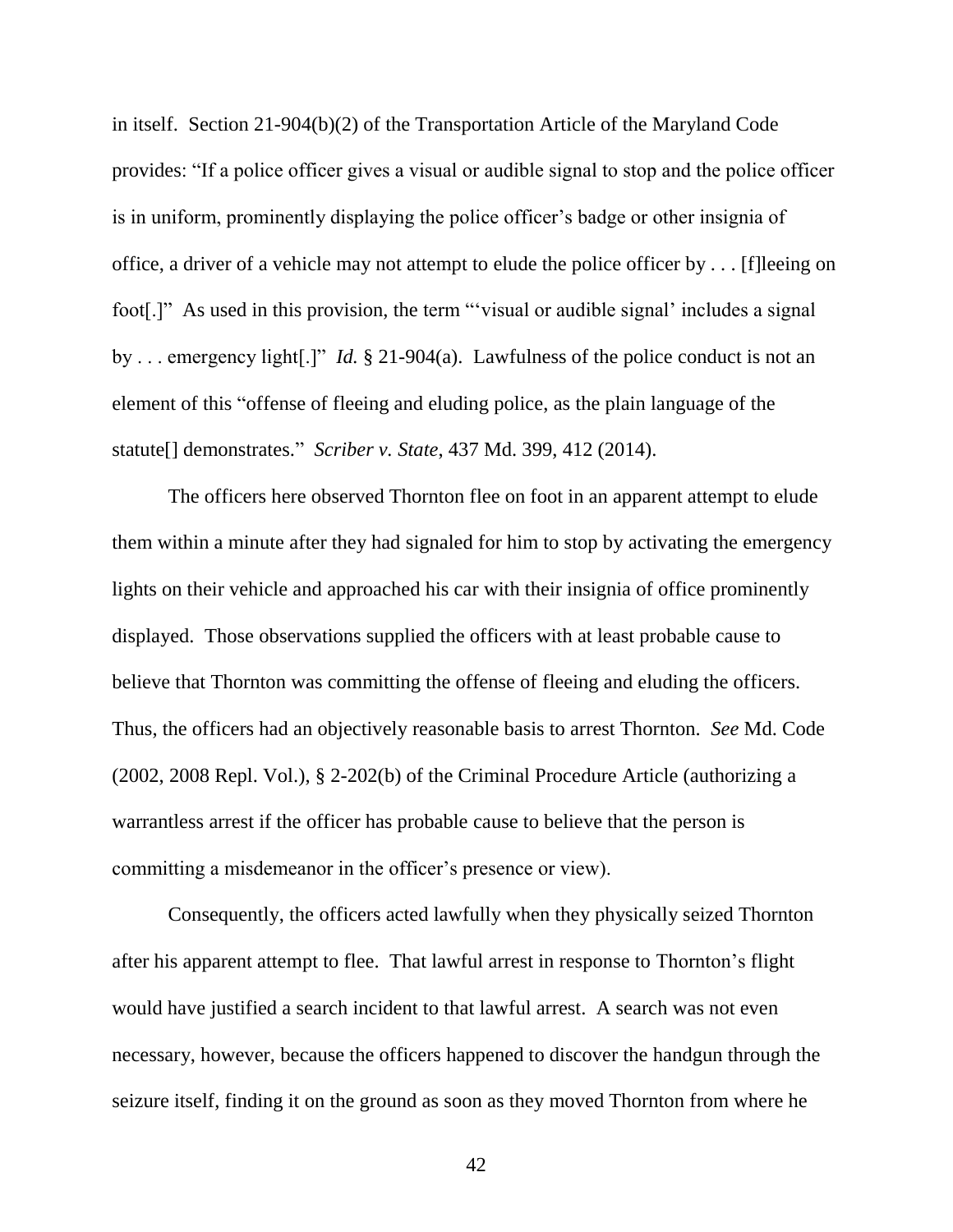in itself. Section 21-904(b)(2) of the Transportation Article of the Maryland Code provides: "If a police officer gives a visual or audible signal to stop and the police officer is in uniform, prominently displaying the police officer's badge or other insignia of office, a driver of a vehicle may not attempt to elude the police officer by . . . [f]leeing on foot[.]" As used in this provision, the term "'visual or audible signal' includes a signal by . . . emergency light[.]" *Id.* § 21-904(a). Lawfulness of the police conduct is not an element of this "offense of fleeing and eluding police, as the plain language of the statute[] demonstrates." *Scriber v. State*, 437 Md. 399, 412 (2014).

The officers here observed Thornton flee on foot in an apparent attempt to elude them within a minute after they had signaled for him to stop by activating the emergency lights on their vehicle and approached his car with their insignia of office prominently displayed. Those observations supplied the officers with at least probable cause to believe that Thornton was committing the offense of fleeing and eluding the officers. Thus, the officers had an objectively reasonable basis to arrest Thornton. *See* Md. Code (2002, 2008 Repl. Vol.), § 2-202(b) of the Criminal Procedure Article (authorizing a warrantless arrest if the officer has probable cause to believe that the person is committing a misdemeanor in the officer's presence or view).

Consequently, the officers acted lawfully when they physically seized Thornton after his apparent attempt to flee. That lawful arrest in response to Thornton's flight would have justified a search incident to that lawful arrest. A search was not even necessary, however, because the officers happened to discover the handgun through the seizure itself, finding it on the ground as soon as they moved Thornton from where he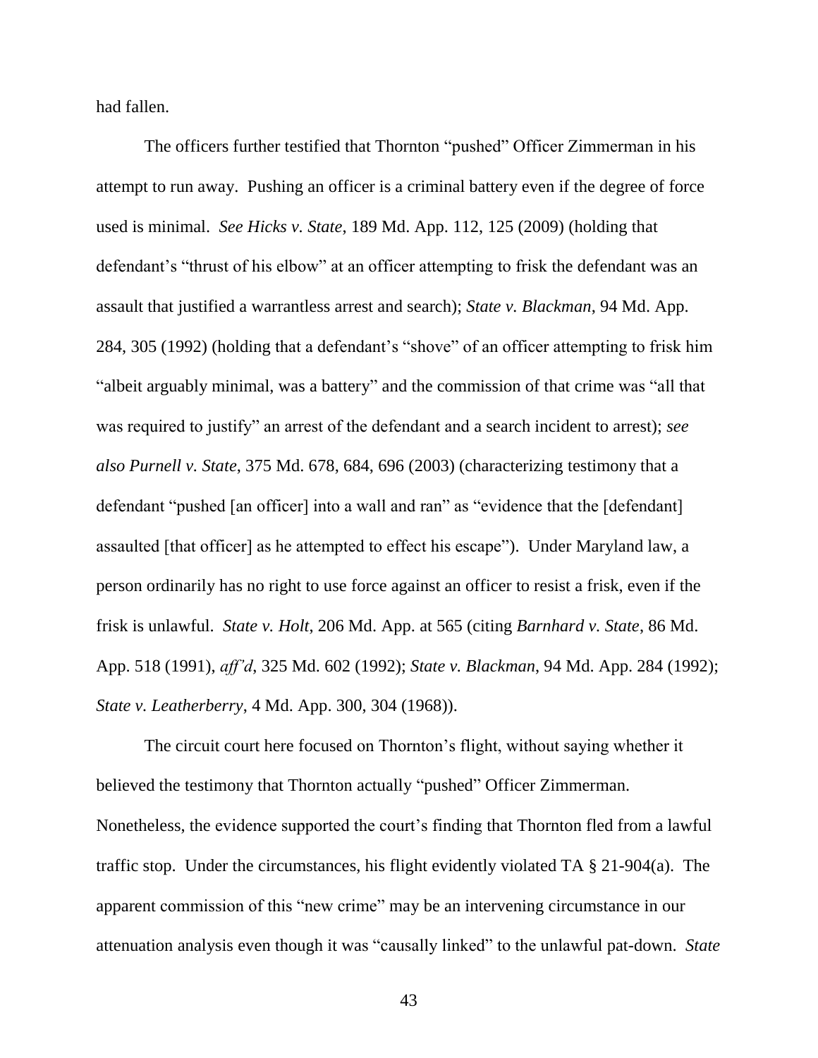had fallen.

The officers further testified that Thornton "pushed" Officer Zimmerman in his attempt to run away. Pushing an officer is a criminal battery even if the degree of force used is minimal. *See Hicks v. State*, 189 Md. App. 112, 125 (2009) (holding that defendant's "thrust of his elbow" at an officer attempting to frisk the defendant was an assault that justified a warrantless arrest and search); *State v. Blackman*, 94 Md. App. 284, 305 (1992) (holding that a defendant's "shove" of an officer attempting to frisk him "albeit arguably minimal, was a battery" and the commission of that crime was "all that was required to justify" an arrest of the defendant and a search incident to arrest); *see also Purnell v. State*, 375 Md. 678, 684, 696 (2003) (characterizing testimony that a defendant "pushed [an officer] into a wall and ran" as "evidence that the [defendant] assaulted [that officer] as he attempted to effect his escape"). Under Maryland law, a person ordinarily has no right to use force against an officer to resist a frisk, even if the frisk is unlawful. *State v. Holt*, 206 Md. App. at 565 (citing *Barnhard v. State*, 86 Md. App. 518 (1991), *aff'd*, 325 Md. 602 (1992); *State v. Blackman*, 94 Md. App. 284 (1992); *State v. Leatherberry*, 4 Md. App. 300, 304 (1968)).

The circuit court here focused on Thornton's flight, without saying whether it believed the testimony that Thornton actually "pushed" Officer Zimmerman. Nonetheless, the evidence supported the court's finding that Thornton fled from a lawful traffic stop. Under the circumstances, his flight evidently violated TA § 21-904(a). The apparent commission of this "new crime" may be an intervening circumstance in our attenuation analysis even though it was "causally linked" to the unlawful pat-down. *State*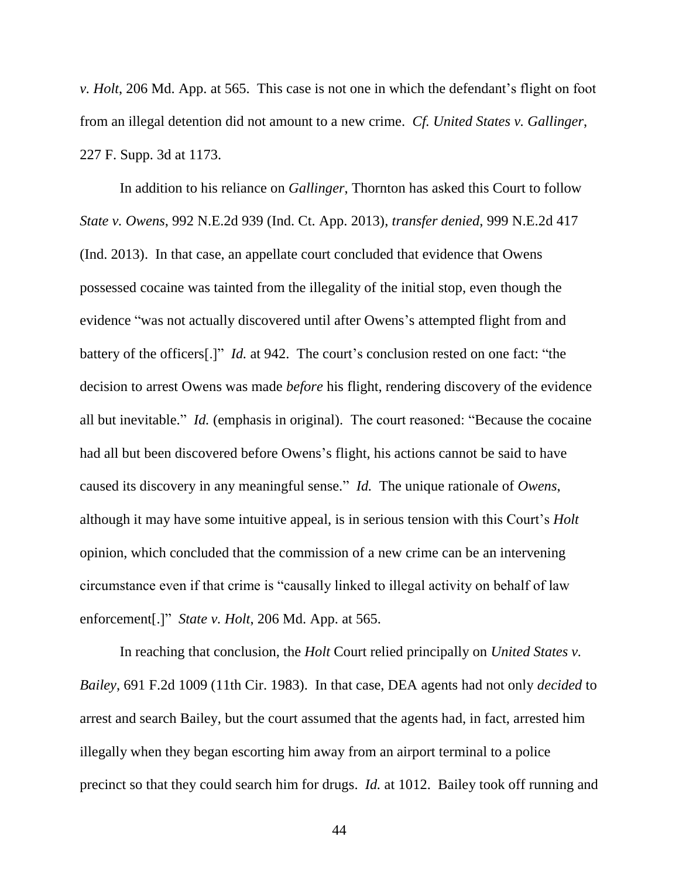*v. Holt*, 206 Md. App. at 565. This case is not one in which the defendant's flight on foot from an illegal detention did not amount to a new crime. *Cf. United States v. Gallinger*, 227 F. Supp. 3d at 1173.

In addition to his reliance on *Gallinger*, Thornton has asked this Court to follow *State v. Owens*, 992 N.E.2d 939 (Ind. Ct. App. 2013), *transfer denied*, 999 N.E.2d 417 (Ind. 2013). In that case, an appellate court concluded that evidence that Owens possessed cocaine was tainted from the illegality of the initial stop, even though the evidence "was not actually discovered until after Owens's attempted flight from and battery of the officers[.]" *Id.* at 942. The court's conclusion rested on one fact: "the decision to arrest Owens was made *before* his flight, rendering discovery of the evidence all but inevitable." *Id.* (emphasis in original). The court reasoned: "Because the cocaine had all but been discovered before Owens's flight, his actions cannot be said to have caused its discovery in any meaningful sense." *Id.* The unique rationale of *Owens*, although it may have some intuitive appeal, is in serious tension with this Court's *Holt* opinion, which concluded that the commission of a new crime can be an intervening circumstance even if that crime is "causally linked to illegal activity on behalf of law enforcement[.]" *State v. Holt*, 206 Md. App. at 565.

In reaching that conclusion, the *Holt* Court relied principally on *United States v. Bailey*, 691 F.2d 1009 (11th Cir. 1983). In that case, DEA agents had not only *decided* to arrest and search Bailey, but the court assumed that the agents had, in fact, arrested him illegally when they began escorting him away from an airport terminal to a police precinct so that they could search him for drugs. *Id.* at 1012. Bailey took off running and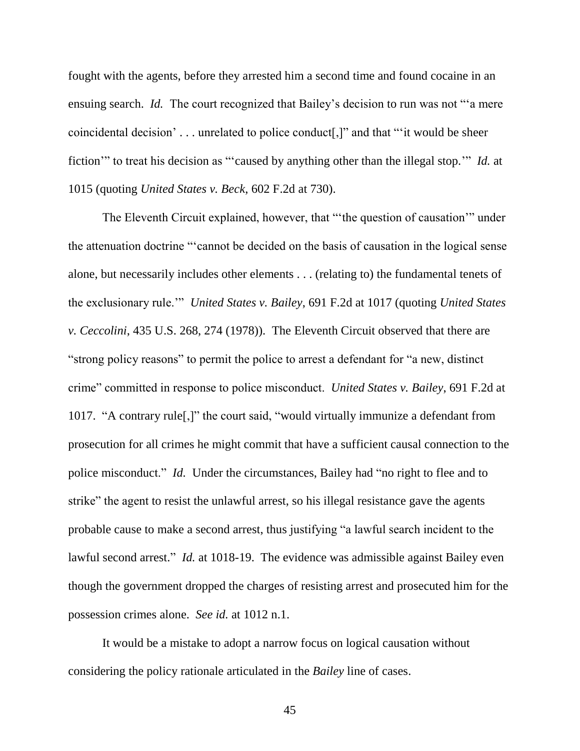fought with the agents, before they arrested him a second time and found cocaine in an ensuing search. *Id.* The court recognized that Bailey's decision to run was not "'a mere coincidental decision' . . . unrelated to police conduct[,]" and that "'it would be sheer fiction'" to treat his decision as "'caused by anything other than the illegal stop.'" *Id.* at 1015 (quoting *United States v. Beck*, 602 F.2d at 730).

The Eleventh Circuit explained, however, that "'the question of causation'" under the attenuation doctrine "'cannot be decided on the basis of causation in the logical sense alone, but necessarily includes other elements . . . (relating to) the fundamental tenets of the exclusionary rule.'" *United States v. Bailey*, 691 F.2d at 1017 (quoting *United States v. Ceccolini*, 435 U.S. 268, 274 (1978)). The Eleventh Circuit observed that there are "strong policy reasons" to permit the police to arrest a defendant for "a new, distinct crime" committed in response to police misconduct. *United States v. Bailey*, 691 F.2d at 1017. "A contrary rule[,]" the court said, "would virtually immunize a defendant from prosecution for all crimes he might commit that have a sufficient causal connection to the police misconduct." *Id.* Under the circumstances, Bailey had "no right to flee and to strike" the agent to resist the unlawful arrest, so his illegal resistance gave the agents probable cause to make a second arrest, thus justifying "a lawful search incident to the lawful second arrest." *Id.* at 1018-19. The evidence was admissible against Bailey even though the government dropped the charges of resisting arrest and prosecuted him for the possession crimes alone. *See id.* at 1012 n.1.

It would be a mistake to adopt a narrow focus on logical causation without considering the policy rationale articulated in the *Bailey* line of cases.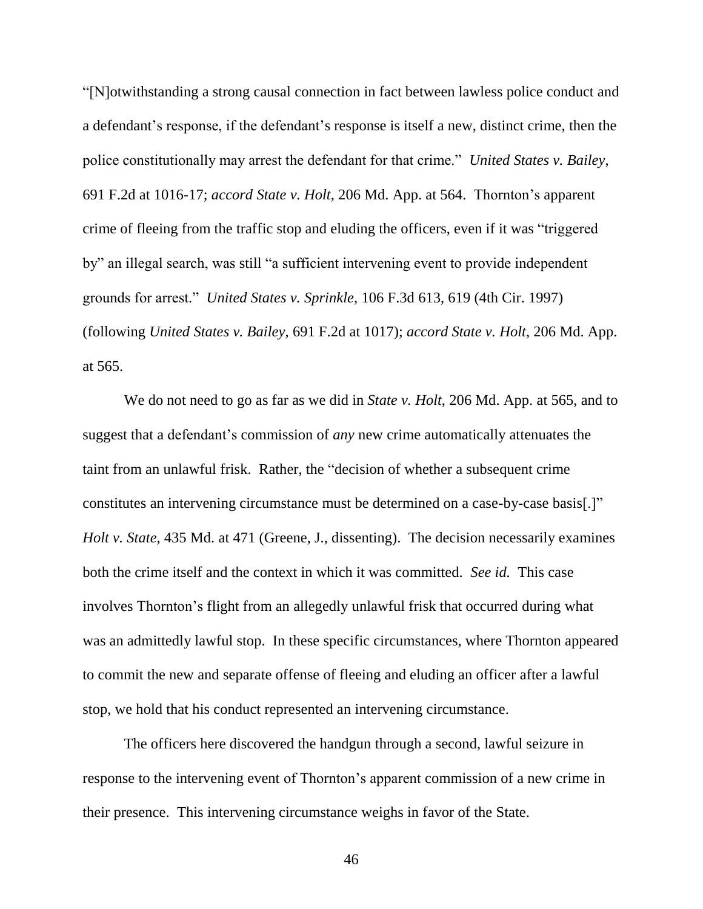"[N]otwithstanding a strong causal connection in fact between lawless police conduct and a defendant's response, if the defendant's response is itself a new, distinct crime, then the police constitutionally may arrest the defendant for that crime." *United States v. Bailey*, 691 F.2d at 1016-17; *accord State v. Holt*, 206 Md. App. at 564. Thornton's apparent crime of fleeing from the traffic stop and eluding the officers, even if it was "triggered by" an illegal search, was still "a sufficient intervening event to provide independent grounds for arrest." *United States v. Sprinkle*, 106 F.3d 613, 619 (4th Cir. 1997) (following *United States v. Bailey*, 691 F.2d at 1017); *accord State v. Holt*, 206 Md. App. at 565.

We do not need to go as far as we did in *State v. Holt*, 206 Md. App. at 565, and to suggest that a defendant's commission of *any* new crime automatically attenuates the taint from an unlawful frisk. Rather, the "decision of whether a subsequent crime constitutes an intervening circumstance must be determined on a case-by-case basis[.]" *Holt v. State*, 435 Md. at 471 (Greene, J., dissenting). The decision necessarily examines both the crime itself and the context in which it was committed. *See id.* This case involves Thornton's flight from an allegedly unlawful frisk that occurred during what was an admittedly lawful stop. In these specific circumstances, where Thornton appeared to commit the new and separate offense of fleeing and eluding an officer after a lawful stop, we hold that his conduct represented an intervening circumstance.

The officers here discovered the handgun through a second, lawful seizure in response to the intervening event of Thornton's apparent commission of a new crime in their presence. This intervening circumstance weighs in favor of the State.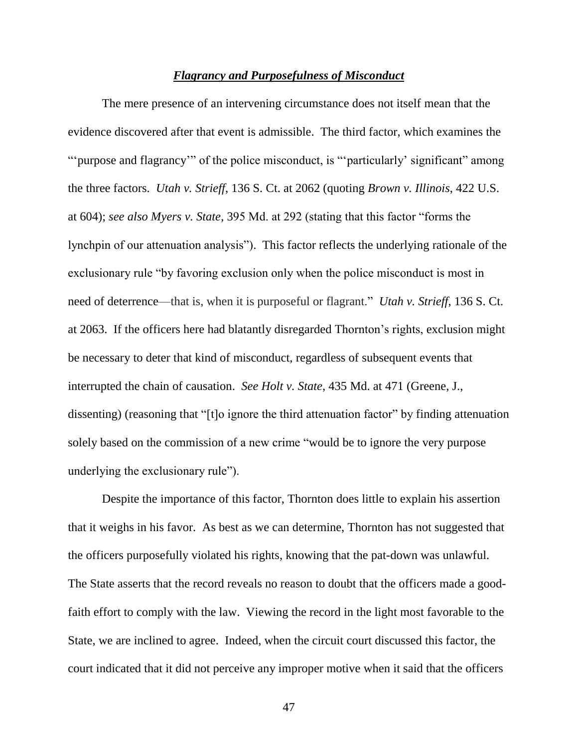***Flagrancy and Purposefulness of Misconduct***

The mere presence of an intervening circumstance does not itself mean that the evidence discovered after that event is admissible. The third factor, which examines the "'purpose and flagrancy'" of the police misconduct, is "'particularly' significant" among the three factors. *Utah v. Strieff*, 136 S. Ct. at 2062 (quoting *Brown v. Illinois*, 422 U.S. at 604); *see also Myers v. State*, 395 Md. at 292 (stating that this factor "forms the lynchpin of our attenuation analysis"). This factor reflects the underlying rationale of the exclusionary rule "by favoring exclusion only when the police misconduct is most in need of deterrence—that is, when it is purposeful or flagrant." *Utah v. Strieff*, 136 S. Ct. at 2063. If the officers here had blatantly disregarded Thornton's rights, exclusion might be necessary to deter that kind of misconduct, regardless of subsequent events that interrupted the chain of causation. *See Holt v. State*, 435 Md. at 471 (Greene, J., dissenting) (reasoning that "[t]o ignore the third attenuation factor" by finding attenuation solely based on the commission of a new crime "would be to ignore the very purpose underlying the exclusionary rule").

Despite the importance of this factor, Thornton does little to explain his assertion that it weighs in his favor. As best as we can determine, Thornton has not suggested that the officers purposefully violated his rights, knowing that the pat-down was unlawful. The State asserts that the record reveals no reason to doubt that the officers made a good-faith effort to comply with the law. Viewing the record in the light most favorable to the State, we are inclined to agree. Indeed, when the circuit court discussed this factor, the court indicated that it did not perceive any improper motive when it said that the officers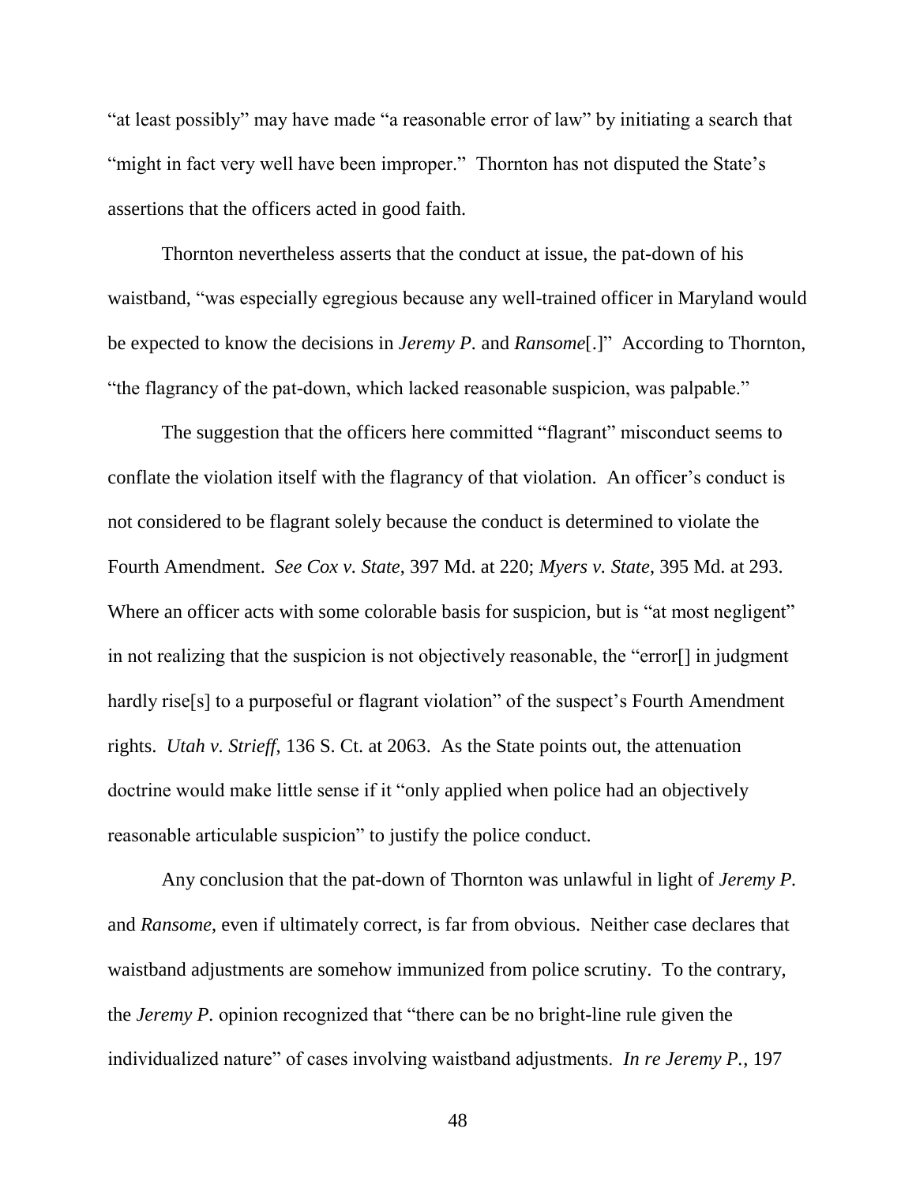"at least possibly" may have made "a reasonable error of law" by initiating a search that "might in fact very well have been improper." Thornton has not disputed the State's assertions that the officers acted in good faith.

Thornton nevertheless asserts that the conduct at issue, the pat-down of his waistband, "was especially egregious because any well-trained officer in Maryland would be expected to know the decisions in *Jeremy P.* and *Ransome*[.]" According to Thornton, "the flagrancy of the pat-down, which lacked reasonable suspicion, was palpable."

The suggestion that the officers here committed "flagrant" misconduct seems to conflate the violation itself with the flagrancy of that violation. An officer's conduct is not considered to be flagrant solely because the conduct is determined to violate the Fourth Amendment. *See Cox v. State*, 397 Md. at 220; *Myers v. State*, 395 Md. at 293. Where an officer acts with some colorable basis for suspicion, but is "at most negligent" in not realizing that the suspicion is not objectively reasonable, the "error[] in judgment hardly rise[s] to a purposeful or flagrant violation" of the suspect's Fourth Amendment rights. *Utah v. Strieff*, 136 S. Ct. at 2063. As the State points out, the attenuation doctrine would make little sense if it "only applied when police had an objectively reasonable articulable suspicion" to justify the police conduct.

Any conclusion that the pat-down of Thornton was unlawful in light of *Jeremy P.* and *Ransome*, even if ultimately correct, is far from obvious. Neither case declares that waistband adjustments are somehow immunized from police scrutiny. To the contrary, the *Jeremy P.* opinion recognized that "there can be no bright-line rule given the individualized nature" of cases involving waistband adjustments. *In re Jeremy P.*, 197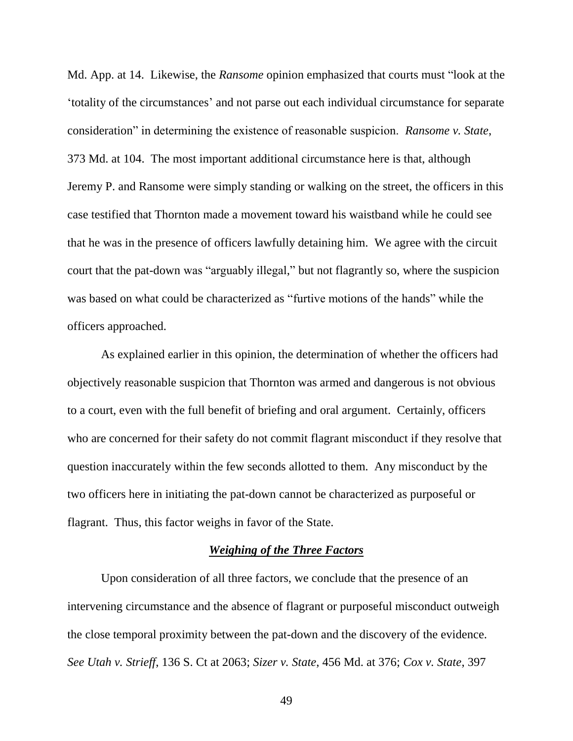Md. App. at 14. Likewise, the *Ransome* opinion emphasized that courts must "look at the 'totality of the circumstances' and not parse out each individual circumstance for separate consideration" in determining the existence of reasonable suspicion. *Ransome v. State*, 373 Md. at 104. The most important additional circumstance here is that, although Jeremy P. and Ransome were simply standing or walking on the street, the officers in this case testified that Thornton made a movement toward his waistband while he could see that he was in the presence of officers lawfully detaining him. We agree with the circuit court that the pat-down was "arguably illegal," but not flagrantly so, where the suspicion was based on what could be characterized as "furtive motions of the hands" while the officers approached.

As explained earlier in this opinion, the determination of whether the officers had objectively reasonable suspicion that Thornton was armed and dangerous is not obvious to a court, even with the full benefit of briefing and oral argument. Certainly, officers who are concerned for their safety do not commit flagrant misconduct if they resolve that question inaccurately within the few seconds allotted to them. Any misconduct by the two officers here in initiating the pat-down cannot be characterized as purposeful or flagrant. Thus, this factor weighs in favor of the State.

***Weighing of the Three Factors***

Upon consideration of all three factors, we conclude that the presence of an intervening circumstance and the absence of flagrant or purposeful misconduct outweigh the close temporal proximity between the pat-down and the discovery of the evidence. *See Utah v. Strieff*, 136 S. Ct at 2063; *Sizer v. State*, 456 Md. at 376; *Cox v. State*, 397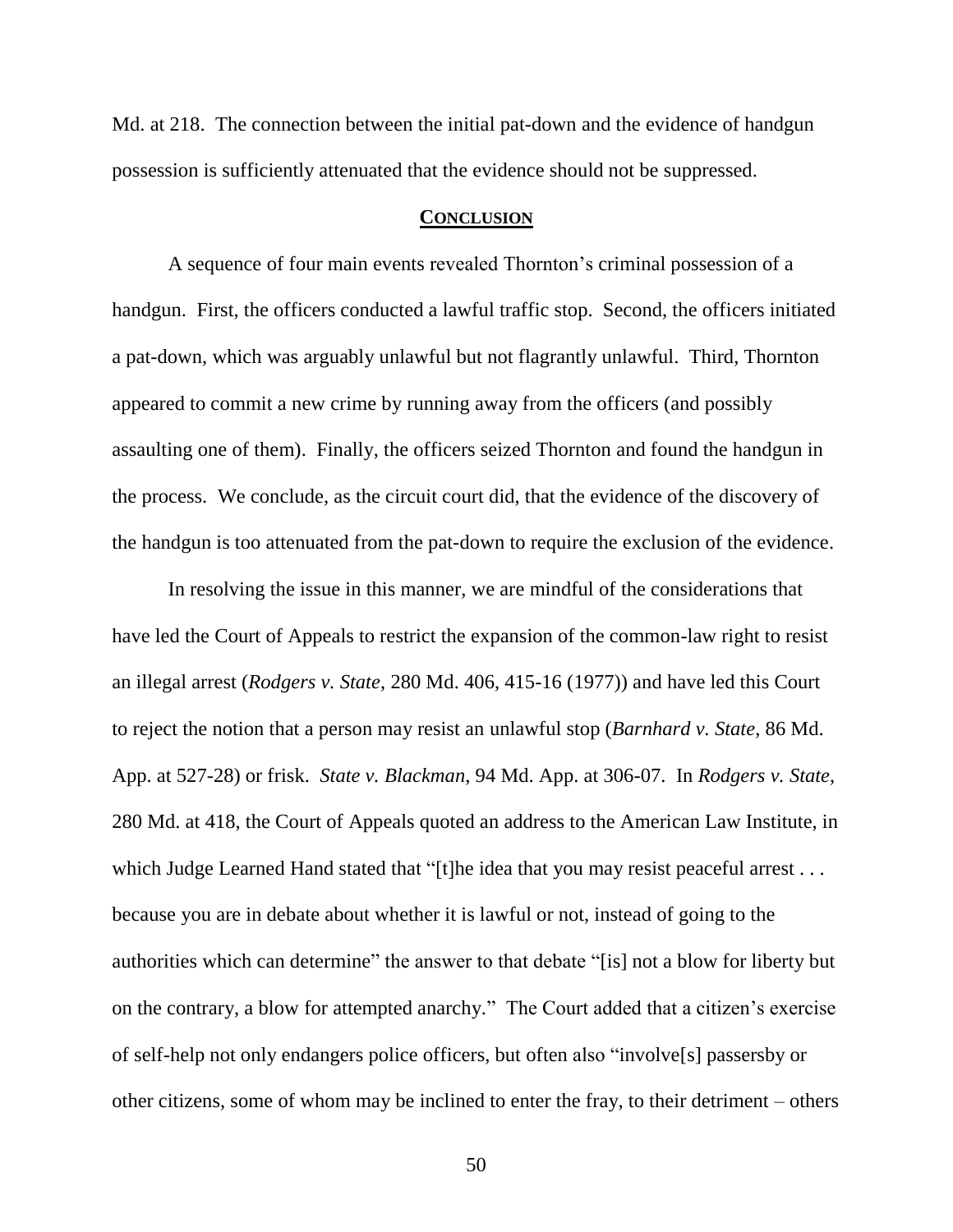Md. at 218. The connection between the initial pat-down and the evidence of handgun possession is sufficiently attenuated that the evidence should not be suppressed.

## **CONCLUSION**

A sequence of four main events revealed Thornton's criminal possession of a handgun. First, the officers conducted a lawful traffic stop. Second, the officers initiated a pat-down, which was arguably unlawful but not flagrantly unlawful. Third, Thornton appeared to commit a new crime by running away from the officers (and possibly assaulting one of them). Finally, the officers seized Thornton and found the handgun in the process. We conclude, as the circuit court did, that the evidence of the discovery of the handgun is too attenuated from the pat-down to require the exclusion of the evidence.

In resolving the issue in this manner, we are mindful of the considerations that have led the Court of Appeals to restrict the expansion of the common-law right to resist an illegal arrest (*Rodgers v. State*, 280 Md. 406, 415-16 (1977)) and have led this Court to reject the notion that a person may resist an unlawful stop (*Barnhard v. State*, 86 Md. App. at 527-28) or frisk. *State v. Blackman,* 94 Md. App. at 306-07. In *Rodgers v. State*, 280 Md. at 418, the Court of Appeals quoted an address to the American Law Institute, in which Judge Learned Hand stated that "[t]he idea that you may resist peaceful arrest . . . because you are in debate about whether it is lawful or not, instead of going to the authorities which can determine" the answer to that debate "[is] not a blow for liberty but on the contrary, a blow for attempted anarchy." The Court added that a citizen's exercise of self-help not only endangers police officers, but often also "involve[s] passersby or other citizens, some of whom may be inclined to enter the fray, to their detriment – others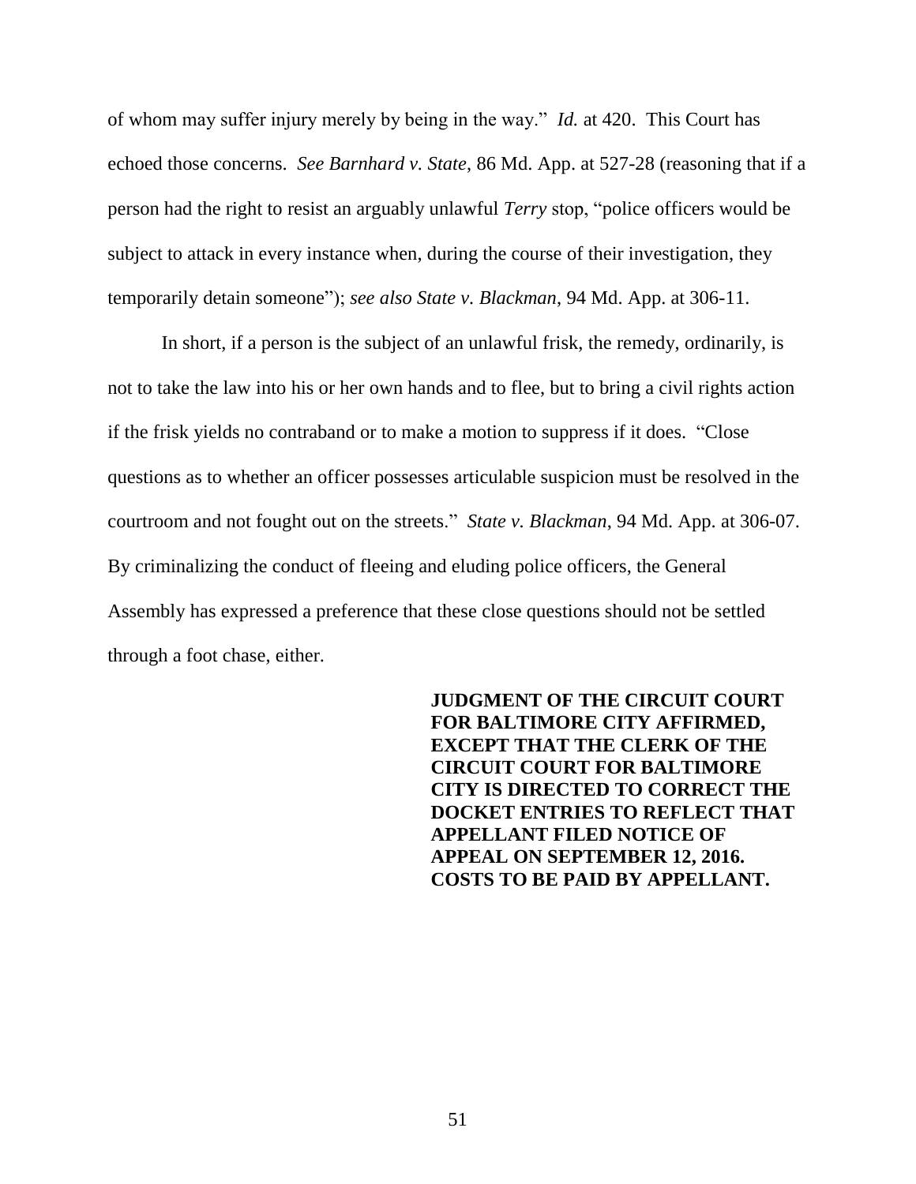of whom may suffer injury merely by being in the way." *Id.* at 420. This Court has echoed those concerns. *See Barnhard v. State*, 86 Md. App. at 527-28 (reasoning that if a person had the right to resist an arguably unlawful *Terry* stop, "police officers would be subject to attack in every instance when, during the course of their investigation, they temporarily detain someone"); *see also State v. Blackman*, 94 Md. App. at 306-11.

In short, if a person is the subject of an unlawful frisk, the remedy, ordinarily, is not to take the law into his or her own hands and to flee, but to bring a civil rights action if the frisk yields no contraband or to make a motion to suppress if it does. "Close questions as to whether an officer possesses articulable suspicion must be resolved in the courtroom and not fought out on the streets." *State v. Blackman*, 94 Md. App. at 306-07. By criminalizing the conduct of fleeing and eluding police officers, the General Assembly has expressed a preference that these close questions should not be settled through a foot chase, either.

**JUDGMENT OF THE CIRCUIT COURT FOR BALTIMORE CITY AFFIRMED, EXCEPT THAT THE CLERK OF THE CIRCUIT COURT FOR BALTIMORE CITY IS DIRECTED TO CORRECT THE DOCKET ENTRIES TO REFLECT THAT APPELLANT FILED NOTICE OF APPEAL ON SEPTEMBER 12, 2016. COSTS TO BE PAID BY APPELLANT.**